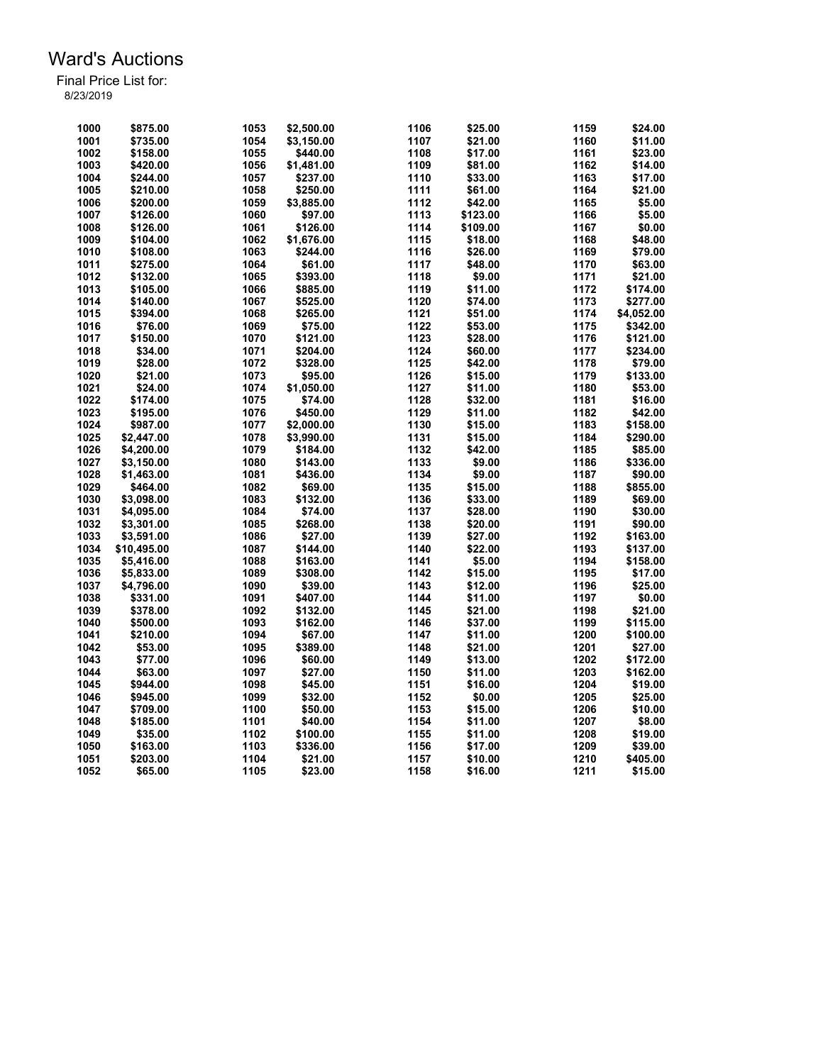# Ward's Auctions

Final Price List for:
8/23/2019

| Lot | Price | Lot | Price | Lot | Price | Lot | Price |
|---|---|---|---|---|---|---|---|
| 1000 | $875.00 | 1053 | $2,500.00 | 1106 | $25.00 | 1159 | $24.00 |
| 1001 | $735.00 | 1054 | $3,150.00 | 1107 | $21.00 | 1160 | $11.00 |
| 1002 | $158.00 | 1055 | $440.00 | 1108 | $17.00 | 1161 | $23.00 |
| 1003 | $420.00 | 1056 | $1,481.00 | 1109 | $81.00 | 1162 | $14.00 |
| 1004 | $244.00 | 1057 | $237.00 | 1110 | $33.00 | 1163 | $17.00 |
| 1005 | $210.00 | 1058 | $250.00 | 1111 | $61.00 | 1164 | $21.00 |
| 1006 | $200.00 | 1059 | $3,885.00 | 1112 | $42.00 | 1165 | $5.00 |
| 1007 | $126.00 | 1060 | $97.00 | 1113 | $123.00 | 1166 | $5.00 |
| 1008 | $126.00 | 1061 | $126.00 | 1114 | $109.00 | 1167 | $0.00 |
| 1009 | $104.00 | 1062 | $1,676.00 | 1115 | $18.00 | 1168 | $48.00 |
| 1010 | $108.00 | 1063 | $244.00 | 1116 | $26.00 | 1169 | $79.00 |
| 1011 | $275.00 | 1064 | $61.00 | 1117 | $48.00 | 1170 | $63.00 |
| 1012 | $132.00 | 1065 | $393.00 | 1118 | $9.00 | 1171 | $21.00 |
| 1013 | $105.00 | 1066 | $885.00 | 1119 | $11.00 | 1172 | $174.00 |
| 1014 | $140.00 | 1067 | $525.00 | 1120 | $74.00 | 1173 | $277.00 |
| 1015 | $394.00 | 1068 | $265.00 | 1121 | $51.00 | 1174 | $4,052.00 |
| 1016 | $76.00 | 1069 | $75.00 | 1122 | $53.00 | 1175 | $342.00 |
| 1017 | $150.00 | 1070 | $121.00 | 1123 | $28.00 | 1176 | $121.00 |
| 1018 | $34.00 | 1071 | $204.00 | 1124 | $60.00 | 1177 | $234.00 |
| 1019 | $28.00 | 1072 | $328.00 | 1125 | $42.00 | 1178 | $79.00 |
| 1020 | $21.00 | 1073 | $95.00 | 1126 | $15.00 | 1179 | $133.00 |
| 1021 | $24.00 | 1074 | $1,050.00 | 1127 | $11.00 | 1180 | $53.00 |
| 1022 | $174.00 | 1075 | $74.00 | 1128 | $32.00 | 1181 | $16.00 |
| 1023 | $195.00 | 1076 | $450.00 | 1129 | $11.00 | 1182 | $42.00 |
| 1024 | $987.00 | 1077 | $2,000.00 | 1130 | $15.00 | 1183 | $158.00 |
| 1025 | $2,447.00 | 1078 | $3,990.00 | 1131 | $15.00 | 1184 | $290.00 |
| 1026 | $4,200.00 | 1079 | $184.00 | 1132 | $42.00 | 1185 | $85.00 |
| 1027 | $3,150.00 | 1080 | $143.00 | 1133 | $9.00 | 1186 | $336.00 |
| 1028 | $1,463.00 | 1081 | $436.00 | 1134 | $9.00 | 1187 | $90.00 |
| 1029 | $464.00 | 1082 | $69.00 | 1135 | $15.00 | 1188 | $855.00 |
| 1030 | $3,098.00 | 1083 | $132.00 | 1136 | $33.00 | 1189 | $69.00 |
| 1031 | $4,095.00 | 1084 | $74.00 | 1137 | $28.00 | 1190 | $30.00 |
| 1032 | $3,301.00 | 1085 | $268.00 | 1138 | $20.00 | 1191 | $90.00 |
| 1033 | $3,591.00 | 1086 | $27.00 | 1139 | $27.00 | 1192 | $163.00 |
| 1034 | $10,495.00 | 1087 | $144.00 | 1140 | $22.00 | 1193 | $137.00 |
| 1035 | $5,416.00 | 1088 | $163.00 | 1141 | $5.00 | 1194 | $158.00 |
| 1036 | $5,833.00 | 1089 | $308.00 | 1142 | $15.00 | 1195 | $17.00 |
| 1037 | $4,796.00 | 1090 | $39.00 | 1143 | $12.00 | 1196 | $25.00 |
| 1038 | $331.00 | 1091 | $407.00 | 1144 | $11.00 | 1197 | $0.00 |
| 1039 | $378.00 | 1092 | $132.00 | 1145 | $21.00 | 1198 | $21.00 |
| 1040 | $500.00 | 1093 | $162.00 | 1146 | $37.00 | 1199 | $115.00 |
| 1041 | $210.00 | 1094 | $67.00 | 1147 | $11.00 | 1200 | $100.00 |
| 1042 | $53.00 | 1095 | $389.00 | 1148 | $21.00 | 1201 | $27.00 |
| 1043 | $77.00 | 1096 | $60.00 | 1149 | $13.00 | 1202 | $172.00 |
| 1044 | $63.00 | 1097 | $27.00 | 1150 | $11.00 | 1203 | $162.00 |
| 1045 | $944.00 | 1098 | $45.00 | 1151 | $16.00 | 1204 | $19.00 |
| 1046 | $945.00 | 1099 | $32.00 | 1152 | $0.00 | 1205 | $25.00 |
| 1047 | $709.00 | 1100 | $50.00 | 1153 | $15.00 | 1206 | $10.00 |
| 1048 | $185.00 | 1101 | $40.00 | 1154 | $11.00 | 1207 | $8.00 |
| 1049 | $35.00 | 1102 | $100.00 | 1155 | $11.00 | 1208 | $19.00 |
| 1050 | $163.00 | 1103 | $336.00 | 1156 | $17.00 | 1209 | $39.00 |
| 1051 | $203.00 | 1104 | $21.00 | 1157 | $10.00 | 1210 | $405.00 |
| 1052 | $65.00 | 1105 | $23.00 | 1158 | $16.00 | 1211 | $15.00 |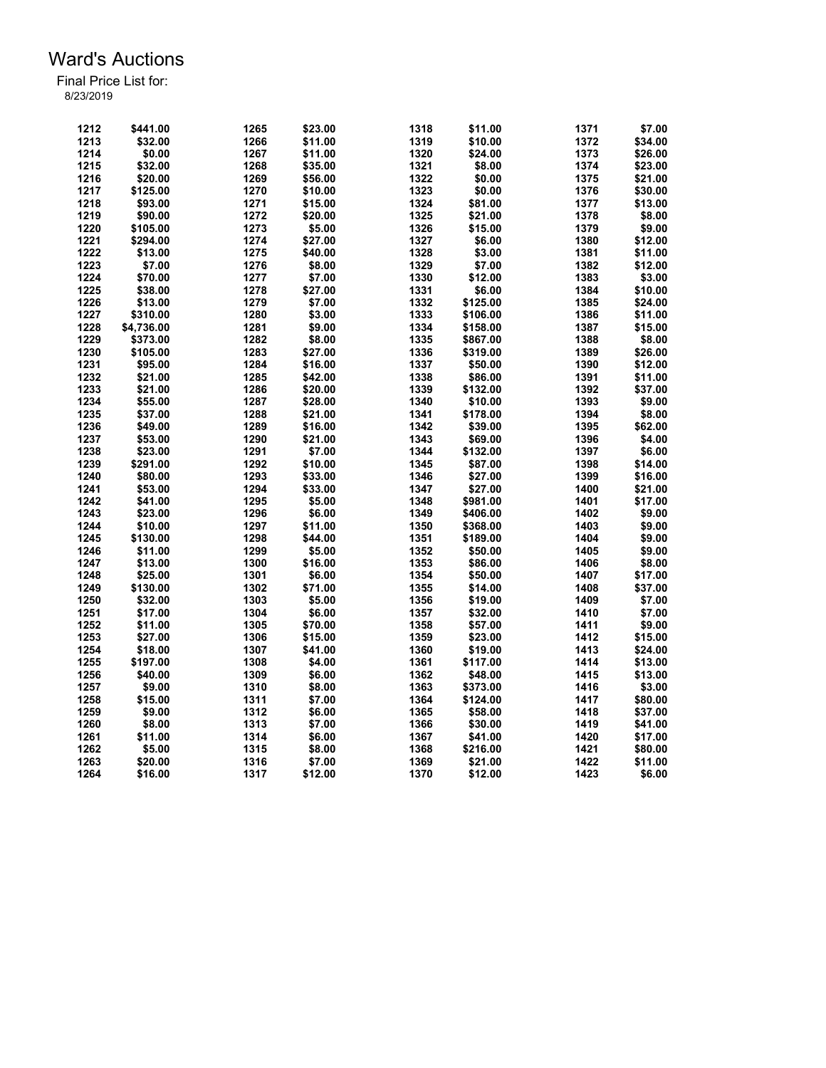# Ward's Auctions

Final Price List for:

8/23/2019

| Lot | Price | Lot | Price | Lot | Price | Lot | Price |
|---|---|---|---|---|---|---|---|
| 1212 | $441.00 | 1265 | $23.00 | 1318 | $11.00 | 1371 | $7.00 |
| 1213 | $32.00 | 1266 | $11.00 | 1319 | $10.00 | 1372 | $34.00 |
| 1214 | $0.00 | 1267 | $11.00 | 1320 | $24.00 | 1373 | $26.00 |
| 1215 | $32.00 | 1268 | $35.00 | 1321 | $8.00 | 1374 | $23.00 |
| 1216 | $20.00 | 1269 | $56.00 | 1322 | $0.00 | 1375 | $21.00 |
| 1217 | $125.00 | 1270 | $10.00 | 1323 | $0.00 | 1376 | $30.00 |
| 1218 | $93.00 | 1271 | $15.00 | 1324 | $81.00 | 1377 | $13.00 |
| 1219 | $90.00 | 1272 | $20.00 | 1325 | $21.00 | 1378 | $8.00 |
| 1220 | $105.00 | 1273 | $5.00 | 1326 | $15.00 | 1379 | $9.00 |
| 1221 | $294.00 | 1274 | $27.00 | 1327 | $6.00 | 1380 | $12.00 |
| 1222 | $13.00 | 1275 | $40.00 | 1328 | $3.00 | 1381 | $11.00 |
| 1223 | $7.00 | 1276 | $8.00 | 1329 | $7.00 | 1382 | $12.00 |
| 1224 | $70.00 | 1277 | $7.00 | 1330 | $12.00 | 1383 | $3.00 |
| 1225 | $38.00 | 1278 | $27.00 | 1331 | $6.00 | 1384 | $10.00 |
| 1226 | $13.00 | 1279 | $7.00 | 1332 | $125.00 | 1385 | $24.00 |
| 1227 | $310.00 | 1280 | $3.00 | 1333 | $106.00 | 1386 | $11.00 |
| 1228 | $4,736.00 | 1281 | $9.00 | 1334 | $158.00 | 1387 | $15.00 |
| 1229 | $373.00 | 1282 | $8.00 | 1335 | $867.00 | 1388 | $8.00 |
| 1230 | $105.00 | 1283 | $27.00 | 1336 | $319.00 | 1389 | $26.00 |
| 1231 | $95.00 | 1284 | $16.00 | 1337 | $50.00 | 1390 | $12.00 |
| 1232 | $21.00 | 1285 | $42.00 | 1338 | $86.00 | 1391 | $11.00 |
| 1233 | $21.00 | 1286 | $20.00 | 1339 | $132.00 | 1392 | $37.00 |
| 1234 | $55.00 | 1287 | $28.00 | 1340 | $10.00 | 1393 | $9.00 |
| 1235 | $37.00 | 1288 | $21.00 | 1341 | $178.00 | 1394 | $8.00 |
| 1236 | $49.00 | 1289 | $16.00 | 1342 | $39.00 | 1395 | $62.00 |
| 1237 | $53.00 | 1290 | $21.00 | 1343 | $69.00 | 1396 | $4.00 |
| 1238 | $23.00 | 1291 | $7.00 | 1344 | $132.00 | 1397 | $6.00 |
| 1239 | $291.00 | 1292 | $10.00 | 1345 | $87.00 | 1398 | $14.00 |
| 1240 | $80.00 | 1293 | $33.00 | 1346 | $27.00 | 1399 | $16.00 |
| 1241 | $53.00 | 1294 | $33.00 | 1347 | $27.00 | 1400 | $21.00 |
| 1242 | $41.00 | 1295 | $5.00 | 1348 | $981.00 | 1401 | $17.00 |
| 1243 | $23.00 | 1296 | $6.00 | 1349 | $406.00 | 1402 | $9.00 |
| 1244 | $10.00 | 1297 | $11.00 | 1350 | $368.00 | 1403 | $9.00 |
| 1245 | $130.00 | 1298 | $44.00 | 1351 | $189.00 | 1404 | $9.00 |
| 1246 | $11.00 | 1299 | $5.00 | 1352 | $50.00 | 1405 | $9.00 |
| 1247 | $13.00 | 1300 | $16.00 | 1353 | $86.00 | 1406 | $8.00 |
| 1248 | $25.00 | 1301 | $6.00 | 1354 | $50.00 | 1407 | $17.00 |
| 1249 | $130.00 | 1302 | $71.00 | 1355 | $14.00 | 1408 | $37.00 |
| 1250 | $32.00 | 1303 | $5.00 | 1356 | $19.00 | 1409 | $7.00 |
| 1251 | $17.00 | 1304 | $6.00 | 1357 | $32.00 | 1410 | $7.00 |
| 1252 | $11.00 | 1305 | $70.00 | 1358 | $57.00 | 1411 | $9.00 |
| 1253 | $27.00 | 1306 | $15.00 | 1359 | $23.00 | 1412 | $15.00 |
| 1254 | $18.00 | 1307 | $41.00 | 1360 | $19.00 | 1413 | $24.00 |
| 1255 | $197.00 | 1308 | $4.00 | 1361 | $117.00 | 1414 | $13.00 |
| 1256 | $40.00 | 1309 | $6.00 | 1362 | $48.00 | 1415 | $13.00 |
| 1257 | $9.00 | 1310 | $8.00 | 1363 | $373.00 | 1416 | $3.00 |
| 1258 | $15.00 | 1311 | $7.00 | 1364 | $124.00 | 1417 | $80.00 |
| 1259 | $9.00 | 1312 | $6.00 | 1365 | $58.00 | 1418 | $37.00 |
| 1260 | $8.00 | 1313 | $7.00 | 1366 | $30.00 | 1419 | $41.00 |
| 1261 | $11.00 | 1314 | $6.00 | 1367 | $41.00 | 1420 | $17.00 |
| 1262 | $5.00 | 1315 | $8.00 | 1368 | $216.00 | 1421 | $80.00 |
| 1263 | $20.00 | 1316 | $7.00 | 1369 | $21.00 | 1422 | $11.00 |
| 1264 | $16.00 | 1317 | $12.00 | 1370 | $12.00 | 1423 | $6.00 |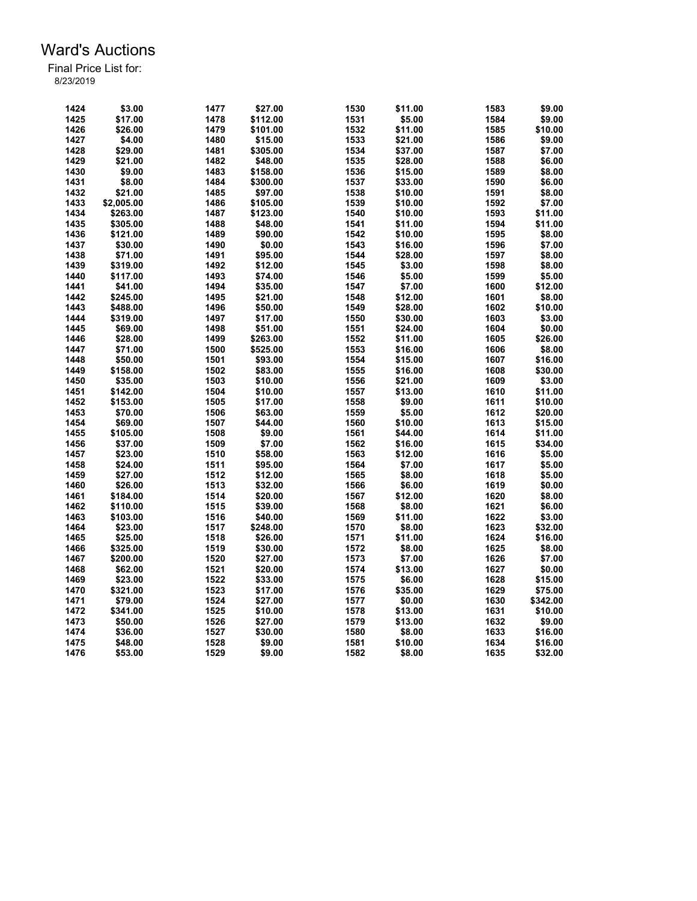# Ward's Auctions

Final Price List for:
8/23/2019

| Lot | Price | Lot | Price | Lot | Price | Lot | Price |
|---|---|---|---|---|---|---|---|
| 1424 | $3.00 | 1477 | $27.00 | 1530 | $11.00 | 1583 | $9.00 |
| 1425 | $17.00 | 1478 | $112.00 | 1531 | $5.00 | 1584 | $9.00 |
| 1426 | $26.00 | 1479 | $101.00 | 1532 | $11.00 | 1585 | $10.00 |
| 1427 | $4.00 | 1480 | $15.00 | 1533 | $21.00 | 1586 | $9.00 |
| 1428 | $29.00 | 1481 | $305.00 | 1534 | $37.00 | 1587 | $7.00 |
| 1429 | $21.00 | 1482 | $48.00 | 1535 | $28.00 | 1588 | $6.00 |
| 1430 | $9.00 | 1483 | $158.00 | 1536 | $15.00 | 1589 | $8.00 |
| 1431 | $8.00 | 1484 | $300.00 | 1537 | $33.00 | 1590 | $6.00 |
| 1432 | $21.00 | 1485 | $97.00 | 1538 | $10.00 | 1591 | $8.00 |
| 1433 | $2,005.00 | 1486 | $105.00 | 1539 | $10.00 | 1592 | $7.00 |
| 1434 | $263.00 | 1487 | $123.00 | 1540 | $10.00 | 1593 | $11.00 |
| 1435 | $305.00 | 1488 | $48.00 | 1541 | $11.00 | 1594 | $11.00 |
| 1436 | $121.00 | 1489 | $90.00 | 1542 | $10.00 | 1595 | $8.00 |
| 1437 | $30.00 | 1490 | $0.00 | 1543 | $16.00 | 1596 | $7.00 |
| 1438 | $71.00 | 1491 | $95.00 | 1544 | $28.00 | 1597 | $8.00 |
| 1439 | $319.00 | 1492 | $12.00 | 1545 | $3.00 | 1598 | $8.00 |
| 1440 | $117.00 | 1493 | $74.00 | 1546 | $5.00 | 1599 | $5.00 |
| 1441 | $41.00 | 1494 | $35.00 | 1547 | $7.00 | 1600 | $12.00 |
| 1442 | $245.00 | 1495 | $21.00 | 1548 | $12.00 | 1601 | $8.00 |
| 1443 | $488.00 | 1496 | $50.00 | 1549 | $28.00 | 1602 | $10.00 |
| 1444 | $319.00 | 1497 | $17.00 | 1550 | $30.00 | 1603 | $3.00 |
| 1445 | $69.00 | 1498 | $51.00 | 1551 | $24.00 | 1604 | $0.00 |
| 1446 | $28.00 | 1499 | $263.00 | 1552 | $11.00 | 1605 | $26.00 |
| 1447 | $71.00 | 1500 | $525.00 | 1553 | $16.00 | 1606 | $8.00 |
| 1448 | $50.00 | 1501 | $93.00 | 1554 | $15.00 | 1607 | $16.00 |
| 1449 | $158.00 | 1502 | $83.00 | 1555 | $16.00 | 1608 | $30.00 |
| 1450 | $35.00 | 1503 | $10.00 | 1556 | $21.00 | 1609 | $3.00 |
| 1451 | $142.00 | 1504 | $10.00 | 1557 | $13.00 | 1610 | $11.00 |
| 1452 | $153.00 | 1505 | $17.00 | 1558 | $9.00 | 1611 | $10.00 |
| 1453 | $70.00 | 1506 | $63.00 | 1559 | $5.00 | 1612 | $20.00 |
| 1454 | $69.00 | 1507 | $44.00 | 1560 | $10.00 | 1613 | $15.00 |
| 1455 | $105.00 | 1508 | $9.00 | 1561 | $44.00 | 1614 | $11.00 |
| 1456 | $37.00 | 1509 | $7.00 | 1562 | $16.00 | 1615 | $34.00 |
| 1457 | $23.00 | 1510 | $58.00 | 1563 | $12.00 | 1616 | $5.00 |
| 1458 | $24.00 | 1511 | $95.00 | 1564 | $7.00 | 1617 | $5.00 |
| 1459 | $27.00 | 1512 | $12.00 | 1565 | $8.00 | 1618 | $5.00 |
| 1460 | $26.00 | 1513 | $32.00 | 1566 | $6.00 | 1619 | $0.00 |
| 1461 | $184.00 | 1514 | $20.00 | 1567 | $12.00 | 1620 | $8.00 |
| 1462 | $110.00 | 1515 | $39.00 | 1568 | $8.00 | 1621 | $6.00 |
| 1463 | $103.00 | 1516 | $40.00 | 1569 | $11.00 | 1622 | $3.00 |
| 1464 | $23.00 | 1517 | $248.00 | 1570 | $8.00 | 1623 | $32.00 |
| 1465 | $25.00 | 1518 | $26.00 | 1571 | $11.00 | 1624 | $16.00 |
| 1466 | $325.00 | 1519 | $30.00 | 1572 | $8.00 | 1625 | $8.00 |
| 1467 | $200.00 | 1520 | $27.00 | 1573 | $7.00 | 1626 | $7.00 |
| 1468 | $62.00 | 1521 | $20.00 | 1574 | $13.00 | 1627 | $0.00 |
| 1469 | $23.00 | 1522 | $33.00 | 1575 | $6.00 | 1628 | $15.00 |
| 1470 | $321.00 | 1523 | $17.00 | 1576 | $35.00 | 1629 | $75.00 |
| 1471 | $79.00 | 1524 | $27.00 | 1577 | $0.00 | 1630 | $342.00 |
| 1472 | $341.00 | 1525 | $10.00 | 1578 | $13.00 | 1631 | $10.00 |
| 1473 | $50.00 | 1526 | $27.00 | 1579 | $13.00 | 1632 | $9.00 |
| 1474 | $36.00 | 1527 | $30.00 | 1580 | $8.00 | 1633 | $16.00 |
| 1475 | $48.00 | 1528 | $9.00 | 1581 | $10.00 | 1634 | $16.00 |
| 1476 | $53.00 | 1529 | $9.00 | 1582 | $8.00 | 1635 | $32.00 |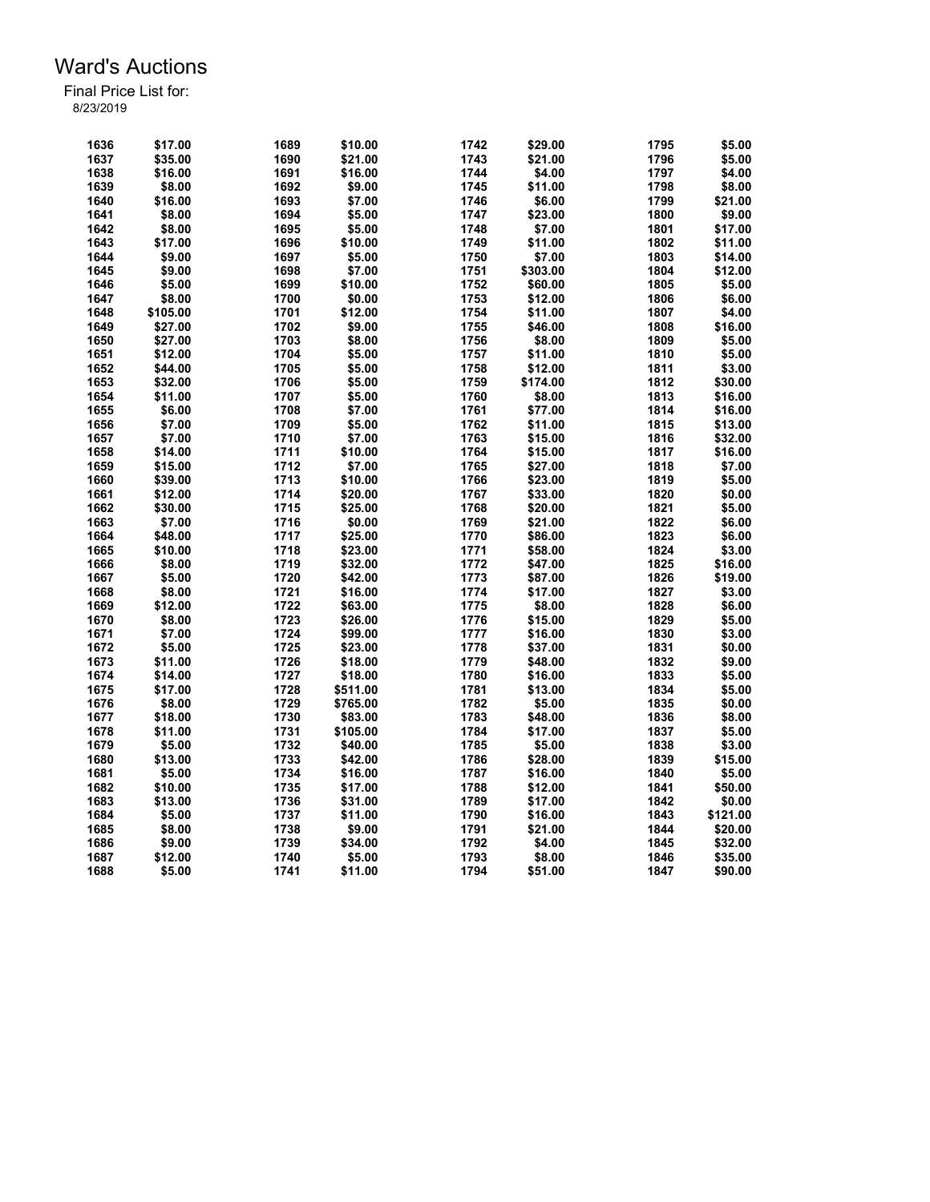# Ward's Auctions

Final Price List for:
8/23/2019

| | | | | | | | |
|---|---|---|---|---|---|---|---|
| 1636 | $17.00 | 1689 | $10.00 | 1742 | $29.00 | 1795 | $5.00 |
| 1637 | $35.00 | 1690 | $21.00 | 1743 | $21.00 | 1796 | $5.00 |
| 1638 | $16.00 | 1691 | $16.00 | 1744 | $4.00 | 1797 | $4.00 |
| 1639 | $8.00 | 1692 | $9.00 | 1745 | $11.00 | 1798 | $8.00 |
| 1640 | $16.00 | 1693 | $7.00 | 1746 | $6.00 | 1799 | $21.00 |
| 1641 | $8.00 | 1694 | $5.00 | 1747 | $23.00 | 1800 | $9.00 |
| 1642 | $8.00 | 1695 | $5.00 | 1748 | $7.00 | 1801 | $17.00 |
| 1643 | $17.00 | 1696 | $10.00 | 1749 | $11.00 | 1802 | $11.00 |
| 1644 | $9.00 | 1697 | $5.00 | 1750 | $7.00 | 1803 | $14.00 |
| 1645 | $9.00 | 1698 | $7.00 | 1751 | $303.00 | 1804 | $12.00 |
| 1646 | $5.00 | 1699 | $10.00 | 1752 | $60.00 | 1805 | $5.00 |
| 1647 | $8.00 | 1700 | $0.00 | 1753 | $12.00 | 1806 | $6.00 |
| 1648 | $105.00 | 1701 | $12.00 | 1754 | $11.00 | 1807 | $4.00 |
| 1649 | $27.00 | 1702 | $9.00 | 1755 | $46.00 | 1808 | $16.00 |
| 1650 | $27.00 | 1703 | $8.00 | 1756 | $8.00 | 1809 | $5.00 |
| 1651 | $12.00 | 1704 | $5.00 | 1757 | $11.00 | 1810 | $5.00 |
| 1652 | $44.00 | 1705 | $5.00 | 1758 | $12.00 | 1811 | $3.00 |
| 1653 | $32.00 | 1706 | $5.00 | 1759 | $174.00 | 1812 | $30.00 |
| 1654 | $11.00 | 1707 | $5.00 | 1760 | $8.00 | 1813 | $16.00 |
| 1655 | $6.00 | 1708 | $7.00 | 1761 | $77.00 | 1814 | $16.00 |
| 1656 | $7.00 | 1709 | $5.00 | 1762 | $11.00 | 1815 | $13.00 |
| 1657 | $7.00 | 1710 | $7.00 | 1763 | $15.00 | 1816 | $32.00 |
| 1658 | $14.00 | 1711 | $10.00 | 1764 | $15.00 | 1817 | $16.00 |
| 1659 | $15.00 | 1712 | $7.00 | 1765 | $27.00 | 1818 | $7.00 |
| 1660 | $39.00 | 1713 | $10.00 | 1766 | $23.00 | 1819 | $5.00 |
| 1661 | $12.00 | 1714 | $20.00 | 1767 | $33.00 | 1820 | $0.00 |
| 1662 | $30.00 | 1715 | $25.00 | 1768 | $20.00 | 1821 | $5.00 |
| 1663 | $7.00 | 1716 | $0.00 | 1769 | $21.00 | 1822 | $6.00 |
| 1664 | $48.00 | 1717 | $25.00 | 1770 | $86.00 | 1823 | $6.00 |
| 1665 | $10.00 | 1718 | $23.00 | 1771 | $58.00 | 1824 | $3.00 |
| 1666 | $8.00 | 1719 | $32.00 | 1772 | $47.00 | 1825 | $16.00 |
| 1667 | $5.00 | 1720 | $42.00 | 1773 | $87.00 | 1826 | $19.00 |
| 1668 | $8.00 | 1721 | $16.00 | 1774 | $17.00 | 1827 | $3.00 |
| 1669 | $12.00 | 1722 | $63.00 | 1775 | $8.00 | 1828 | $6.00 |
| 1670 | $8.00 | 1723 | $26.00 | 1776 | $15.00 | 1829 | $5.00 |
| 1671 | $7.00 | 1724 | $99.00 | 1777 | $16.00 | 1830 | $3.00 |
| 1672 | $5.00 | 1725 | $23.00 | 1778 | $37.00 | 1831 | $0.00 |
| 1673 | $11.00 | 1726 | $18.00 | 1779 | $48.00 | 1832 | $9.00 |
| 1674 | $14.00 | 1727 | $18.00 | 1780 | $16.00 | 1833 | $5.00 |
| 1675 | $17.00 | 1728 | $511.00 | 1781 | $13.00 | 1834 | $5.00 |
| 1676 | $8.00 | 1729 | $765.00 | 1782 | $5.00 | 1835 | $0.00 |
| 1677 | $18.00 | 1730 | $83.00 | 1783 | $48.00 | 1836 | $8.00 |
| 1678 | $11.00 | 1731 | $105.00 | 1784 | $17.00 | 1837 | $5.00 |
| 1679 | $5.00 | 1732 | $40.00 | 1785 | $5.00 | 1838 | $3.00 |
| 1680 | $13.00 | 1733 | $42.00 | 1786 | $28.00 | 1839 | $15.00 |
| 1681 | $5.00 | 1734 | $16.00 | 1787 | $16.00 | 1840 | $5.00 |
| 1682 | $10.00 | 1735 | $17.00 | 1788 | $12.00 | 1841 | $50.00 |
| 1683 | $13.00 | 1736 | $31.00 | 1789 | $17.00 | 1842 | $0.00 |
| 1684 | $5.00 | 1737 | $11.00 | 1790 | $16.00 | 1843 | $121.00 |
| 1685 | $8.00 | 1738 | $9.00 | 1791 | $21.00 | 1844 | $20.00 |
| 1686 | $9.00 | 1739 | $34.00 | 1792 | $4.00 | 1845 | $32.00 |
| 1687 | $12.00 | 1740 | $5.00 | 1793 | $8.00 | 1846 | $35.00 |
| 1688 | $5.00 | 1741 | $11.00 | 1794 | $51.00 | 1847 | $90.00 |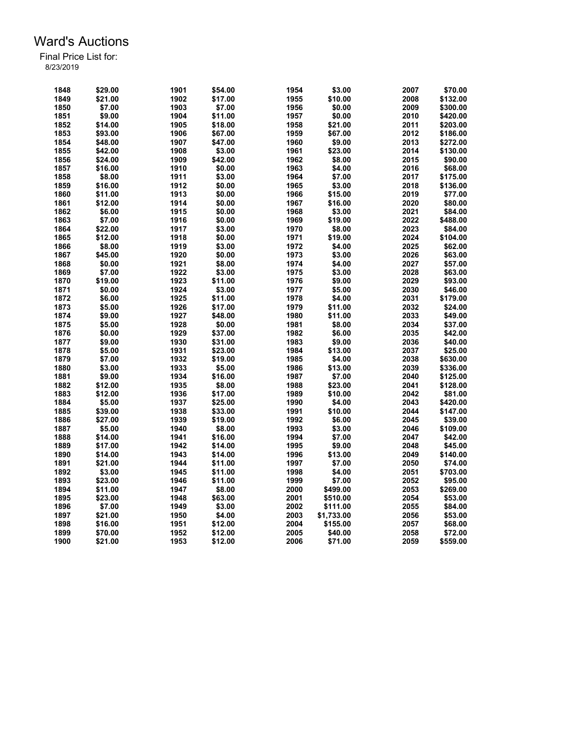# Ward's Auctions

Final Price List for:
8/23/2019

| Lot | Price | Lot | Price | Lot | Price | Lot | Price |
|---|---|---|---|---|---|---|---|
| 1848 | $29.00 | 1901 | $54.00 | 1954 | $3.00 | 2007 | $70.00 |
| 1849 | $21.00 | 1902 | $17.00 | 1955 | $10.00 | 2008 | $132.00 |
| 1850 | $7.00 | 1903 | $7.00 | 1956 | $0.00 | 2009 | $300.00 |
| 1851 | $9.00 | 1904 | $11.00 | 1957 | $0.00 | 2010 | $420.00 |
| 1852 | $14.00 | 1905 | $18.00 | 1958 | $21.00 | 2011 | $203.00 |
| 1853 | $93.00 | 1906 | $67.00 | 1959 | $67.00 | 2012 | $186.00 |
| 1854 | $48.00 | 1907 | $47.00 | 1960 | $9.00 | 2013 | $272.00 |
| 1855 | $42.00 | 1908 | $3.00 | 1961 | $23.00 | 2014 | $130.00 |
| 1856 | $24.00 | 1909 | $42.00 | 1962 | $8.00 | 2015 | $90.00 |
| 1857 | $16.00 | 1910 | $0.00 | 1963 | $4.00 | 2016 | $68.00 |
| 1858 | $8.00 | 1911 | $3.00 | 1964 | $7.00 | 2017 | $175.00 |
| 1859 | $16.00 | 1912 | $0.00 | 1965 | $3.00 | 2018 | $136.00 |
| 1860 | $11.00 | 1913 | $0.00 | 1966 | $15.00 | 2019 | $77.00 |
| 1861 | $12.00 | 1914 | $0.00 | 1967 | $16.00 | 2020 | $80.00 |
| 1862 | $6.00 | 1915 | $0.00 | 1968 | $3.00 | 2021 | $84.00 |
| 1863 | $7.00 | 1916 | $0.00 | 1969 | $19.00 | 2022 | $488.00 |
| 1864 | $22.00 | 1917 | $3.00 | 1970 | $8.00 | 2023 | $84.00 |
| 1865 | $12.00 | 1918 | $0.00 | 1971 | $19.00 | 2024 | $104.00 |
| 1866 | $8.00 | 1919 | $3.00 | 1972 | $4.00 | 2025 | $62.00 |
| 1867 | $45.00 | 1920 | $0.00 | 1973 | $3.00 | 2026 | $63.00 |
| 1868 | $0.00 | 1921 | $8.00 | 1974 | $4.00 | 2027 | $57.00 |
| 1869 | $7.00 | 1922 | $3.00 | 1975 | $3.00 | 2028 | $63.00 |
| 1870 | $19.00 | 1923 | $11.00 | 1976 | $9.00 | 2029 | $93.00 |
| 1871 | $0.00 | 1924 | $3.00 | 1977 | $5.00 | 2030 | $46.00 |
| 1872 | $6.00 | 1925 | $11.00 | 1978 | $4.00 | 2031 | $179.00 |
| 1873 | $5.00 | 1926 | $17.00 | 1979 | $11.00 | 2032 | $24.00 |
| 1874 | $9.00 | 1927 | $48.00 | 1980 | $11.00 | 2033 | $49.00 |
| 1875 | $5.00 | 1928 | $0.00 | 1981 | $8.00 | 2034 | $37.00 |
| 1876 | $0.00 | 1929 | $37.00 | 1982 | $6.00 | 2035 | $42.00 |
| 1877 | $9.00 | 1930 | $31.00 | 1983 | $9.00 | 2036 | $40.00 |
| 1878 | $5.00 | 1931 | $23.00 | 1984 | $13.00 | 2037 | $25.00 |
| 1879 | $7.00 | 1932 | $19.00 | 1985 | $4.00 | 2038 | $630.00 |
| 1880 | $3.00 | 1933 | $5.00 | 1986 | $13.00 | 2039 | $336.00 |
| 1881 | $9.00 | 1934 | $16.00 | 1987 | $7.00 | 2040 | $125.00 |
| 1882 | $12.00 | 1935 | $8.00 | 1988 | $23.00 | 2041 | $128.00 |
| 1883 | $12.00 | 1936 | $17.00 | 1989 | $10.00 | 2042 | $81.00 |
| 1884 | $5.00 | 1937 | $25.00 | 1990 | $4.00 | 2043 | $420.00 |
| 1885 | $39.00 | 1938 | $33.00 | 1991 | $10.00 | 2044 | $147.00 |
| 1886 | $27.00 | 1939 | $19.00 | 1992 | $6.00 | 2045 | $39.00 |
| 1887 | $5.00 | 1940 | $8.00 | 1993 | $3.00 | 2046 | $109.00 |
| 1888 | $14.00 | 1941 | $16.00 | 1994 | $7.00 | 2047 | $42.00 |
| 1889 | $17.00 | 1942 | $14.00 | 1995 | $9.00 | 2048 | $45.00 |
| 1890 | $14.00 | 1943 | $14.00 | 1996 | $13.00 | 2049 | $140.00 |
| 1891 | $21.00 | 1944 | $11.00 | 1997 | $7.00 | 2050 | $74.00 |
| 1892 | $3.00 | 1945 | $11.00 | 1998 | $4.00 | 2051 | $703.00 |
| 1893 | $23.00 | 1946 | $11.00 | 1999 | $7.00 | 2052 | $95.00 |
| 1894 | $11.00 | 1947 | $8.00 | 2000 | $499.00 | 2053 | $269.00 |
| 1895 | $23.00 | 1948 | $63.00 | 2001 | $510.00 | 2054 | $53.00 |
| 1896 | $7.00 | 1949 | $3.00 | 2002 | $111.00 | 2055 | $84.00 |
| 1897 | $21.00 | 1950 | $4.00 | 2003 | $1,733.00 | 2056 | $53.00 |
| 1898 | $16.00 | 1951 | $12.00 | 2004 | $155.00 | 2057 | $68.00 |
| 1899 | $70.00 | 1952 | $12.00 | 2005 | $40.00 | 2058 | $72.00 |
| 1900 | $21.00 | 1953 | $12.00 | 2006 | $71.00 | 2059 | $559.00 |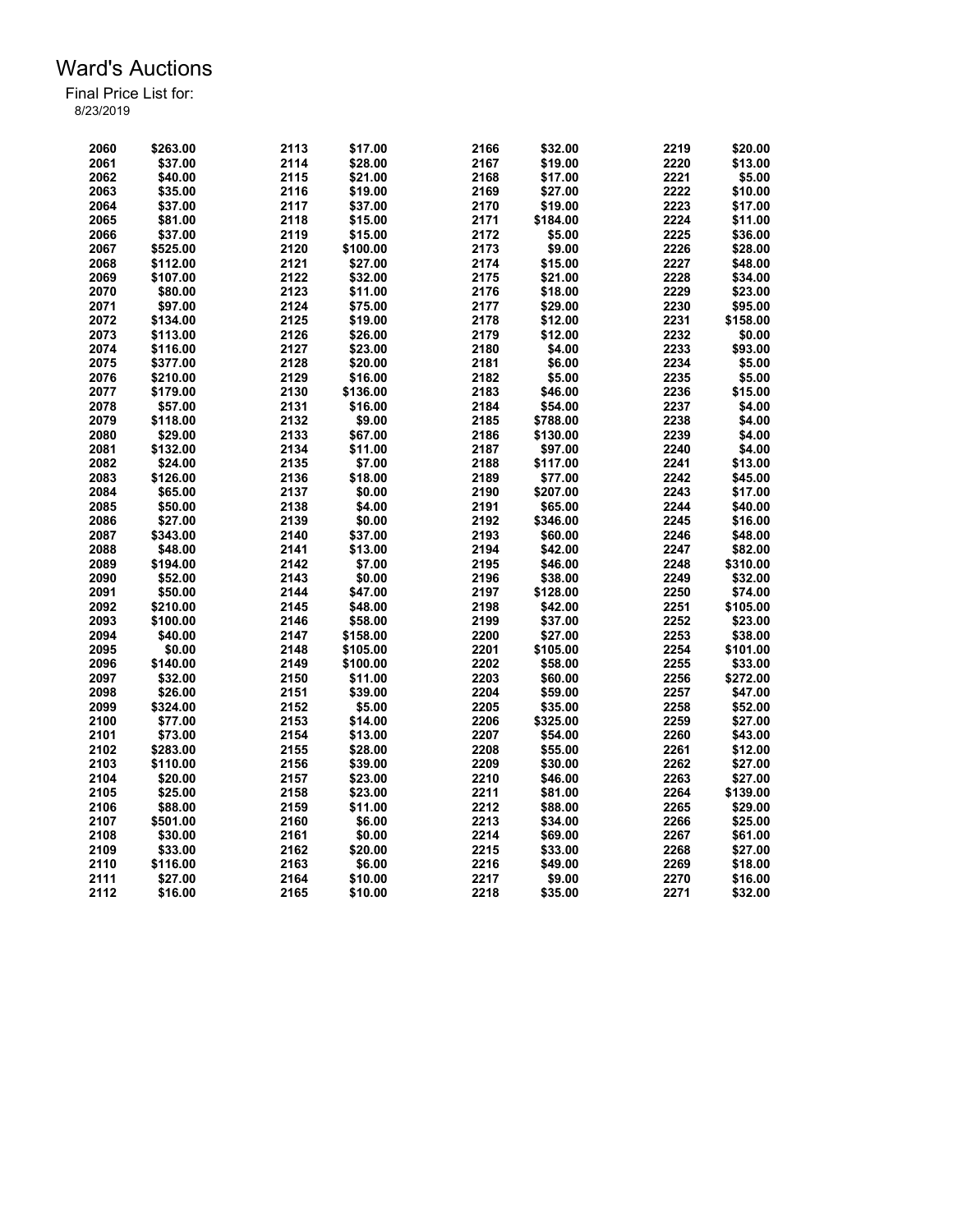# Ward's Auctions

Final Price List for:
8/23/2019

| Lot | Price | Lot | Price | Lot | Price | Lot | Price |
|---|---|---|---|---|---|---|---|
| 2060 | $263.00 | 2113 | $17.00 | 2166 | $32.00 | 2219 | $20.00 |
| 2061 | $37.00 | 2114 | $28.00 | 2167 | $19.00 | 2220 | $13.00 |
| 2062 | $40.00 | 2115 | $21.00 | 2168 | $17.00 | 2221 | $5.00 |
| 2063 | $35.00 | 2116 | $19.00 | 2169 | $27.00 | 2222 | $10.00 |
| 2064 | $37.00 | 2117 | $37.00 | 2170 | $19.00 | 2223 | $17.00 |
| 2065 | $81.00 | 2118 | $15.00 | 2171 | $184.00 | 2224 | $11.00 |
| 2066 | $37.00 | 2119 | $15.00 | 2172 | $5.00 | 2225 | $36.00 |
| 2067 | $525.00 | 2120 | $100.00 | 2173 | $9.00 | 2226 | $28.00 |
| 2068 | $112.00 | 2121 | $27.00 | 2174 | $15.00 | 2227 | $48.00 |
| 2069 | $107.00 | 2122 | $32.00 | 2175 | $21.00 | 2228 | $34.00 |
| 2070 | $80.00 | 2123 | $11.00 | 2176 | $18.00 | 2229 | $23.00 |
| 2071 | $97.00 | 2124 | $75.00 | 2177 | $29.00 | 2230 | $95.00 |
| 2072 | $134.00 | 2125 | $19.00 | 2178 | $12.00 | 2231 | $158.00 |
| 2073 | $113.00 | 2126 | $26.00 | 2179 | $12.00 | 2232 | $0.00 |
| 2074 | $116.00 | 2127 | $23.00 | 2180 | $4.00 | 2233 | $93.00 |
| 2075 | $377.00 | 2128 | $20.00 | 2181 | $6.00 | 2234 | $5.00 |
| 2076 | $210.00 | 2129 | $16.00 | 2182 | $5.00 | 2235 | $5.00 |
| 2077 | $179.00 | 2130 | $136.00 | 2183 | $46.00 | 2236 | $15.00 |
| 2078 | $57.00 | 2131 | $16.00 | 2184 | $54.00 | 2237 | $4.00 |
| 2079 | $118.00 | 2132 | $9.00 | 2185 | $788.00 | 2238 | $4.00 |
| 2080 | $29.00 | 2133 | $67.00 | 2186 | $130.00 | 2239 | $4.00 |
| 2081 | $132.00 | 2134 | $11.00 | 2187 | $97.00 | 2240 | $4.00 |
| 2082 | $24.00 | 2135 | $7.00 | 2188 | $117.00 | 2241 | $13.00 |
| 2083 | $126.00 | 2136 | $18.00 | 2189 | $77.00 | 2242 | $45.00 |
| 2084 | $65.00 | 2137 | $0.00 | 2190 | $207.00 | 2243 | $17.00 |
| 2085 | $50.00 | 2138 | $4.00 | 2191 | $65.00 | 2244 | $40.00 |
| 2086 | $27.00 | 2139 | $0.00 | 2192 | $346.00 | 2245 | $16.00 |
| 2087 | $343.00 | 2140 | $37.00 | 2193 | $60.00 | 2246 | $48.00 |
| 2088 | $48.00 | 2141 | $13.00 | 2194 | $42.00 | 2247 | $82.00 |
| 2089 | $194.00 | 2142 | $7.00 | 2195 | $46.00 | 2248 | $310.00 |
| 2090 | $52.00 | 2143 | $0.00 | 2196 | $38.00 | 2249 | $32.00 |
| 2091 | $50.00 | 2144 | $47.00 | 2197 | $128.00 | 2250 | $74.00 |
| 2092 | $210.00 | 2145 | $48.00 | 2198 | $42.00 | 2251 | $105.00 |
| 2093 | $100.00 | 2146 | $58.00 | 2199 | $37.00 | 2252 | $23.00 |
| 2094 | $40.00 | 2147 | $158.00 | 2200 | $27.00 | 2253 | $38.00 |
| 2095 | $0.00 | 2148 | $105.00 | 2201 | $105.00 | 2254 | $101.00 |
| 2096 | $140.00 | 2149 | $100.00 | 2202 | $58.00 | 2255 | $33.00 |
| 2097 | $32.00 | 2150 | $11.00 | 2203 | $60.00 | 2256 | $272.00 |
| 2098 | $26.00 | 2151 | $39.00 | 2204 | $59.00 | 2257 | $47.00 |
| 2099 | $324.00 | 2152 | $5.00 | 2205 | $35.00 | 2258 | $52.00 |
| 2100 | $77.00 | 2153 | $14.00 | 2206 | $325.00 | 2259 | $27.00 |
| 2101 | $73.00 | 2154 | $13.00 | 2207 | $54.00 | 2260 | $43.00 |
| 2102 | $283.00 | 2155 | $28.00 | 2208 | $55.00 | 2261 | $12.00 |
| 2103 | $110.00 | 2156 | $39.00 | 2209 | $30.00 | 2262 | $27.00 |
| 2104 | $20.00 | 2157 | $23.00 | 2210 | $46.00 | 2263 | $27.00 |
| 2105 | $25.00 | 2158 | $23.00 | 2211 | $81.00 | 2264 | $139.00 |
| 2106 | $88.00 | 2159 | $11.00 | 2212 | $88.00 | 2265 | $29.00 |
| 2107 | $501.00 | 2160 | $6.00 | 2213 | $34.00 | 2266 | $25.00 |
| 2108 | $30.00 | 2161 | $0.00 | 2214 | $69.00 | 2267 | $61.00 |
| 2109 | $33.00 | 2162 | $20.00 | 2215 | $33.00 | 2268 | $27.00 |
| 2110 | $116.00 | 2163 | $6.00 | 2216 | $49.00 | 2269 | $18.00 |
| 2111 | $27.00 | 2164 | $10.00 | 2217 | $9.00 | 2270 | $16.00 |
| 2112 | $16.00 | 2165 | $10.00 | 2218 | $35.00 | 2271 | $32.00 |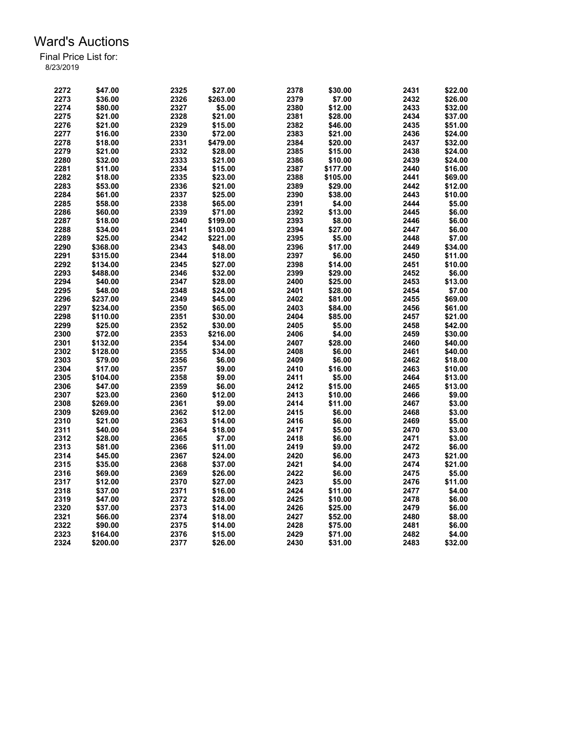# Ward's Auctions

Final Price List for:
8/23/2019

| Lot | Price | Lot | Price | Lot | Price | Lot | Price |
|---|---|---|---|---|---|---|---|
| 2272 | $47.00 | 2325 | $27.00 | 2378 | $30.00 | 2431 | $22.00 |
| 2273 | $36.00 | 2326 | $263.00 | 2379 | $7.00 | 2432 | $26.00 |
| 2274 | $80.00 | 2327 | $5.00 | 2380 | $12.00 | 2433 | $32.00 |
| 2275 | $21.00 | 2328 | $21.00 | 2381 | $28.00 | 2434 | $37.00 |
| 2276 | $21.00 | 2329 | $15.00 | 2382 | $46.00 | 2435 | $51.00 |
| 2277 | $16.00 | 2330 | $72.00 | 2383 | $21.00 | 2436 | $24.00 |
| 2278 | $18.00 | 2331 | $479.00 | 2384 | $20.00 | 2437 | $32.00 |
| 2279 | $21.00 | 2332 | $28.00 | 2385 | $15.00 | 2438 | $24.00 |
| 2280 | $32.00 | 2333 | $21.00 | 2386 | $10.00 | 2439 | $24.00 |
| 2281 | $11.00 | 2334 | $15.00 | 2387 | $177.00 | 2440 | $16.00 |
| 2282 | $18.00 | 2335 | $23.00 | 2388 | $105.00 | 2441 | $69.00 |
| 2283 | $53.00 | 2336 | $21.00 | 2389 | $29.00 | 2442 | $12.00 |
| 2284 | $61.00 | 2337 | $25.00 | 2390 | $38.00 | 2443 | $10.00 |
| 2285 | $58.00 | 2338 | $65.00 | 2391 | $4.00 | 2444 | $5.00 |
| 2286 | $60.00 | 2339 | $71.00 | 2392 | $13.00 | 2445 | $6.00 |
| 2287 | $18.00 | 2340 | $199.00 | 2393 | $8.00 | 2446 | $6.00 |
| 2288 | $34.00 | 2341 | $103.00 | 2394 | $27.00 | 2447 | $6.00 |
| 2289 | $25.00 | 2342 | $221.00 | 2395 | $5.00 | 2448 | $7.00 |
| 2290 | $368.00 | 2343 | $48.00 | 2396 | $17.00 | 2449 | $34.00 |
| 2291 | $315.00 | 2344 | $18.00 | 2397 | $6.00 | 2450 | $11.00 |
| 2292 | $134.00 | 2345 | $27.00 | 2398 | $14.00 | 2451 | $10.00 |
| 2293 | $488.00 | 2346 | $32.00 | 2399 | $29.00 | 2452 | $6.00 |
| 2294 | $40.00 | 2347 | $28.00 | 2400 | $25.00 | 2453 | $13.00 |
| 2295 | $48.00 | 2348 | $24.00 | 2401 | $28.00 | 2454 | $7.00 |
| 2296 | $237.00 | 2349 | $45.00 | 2402 | $81.00 | 2455 | $69.00 |
| 2297 | $234.00 | 2350 | $65.00 | 2403 | $84.00 | 2456 | $61.00 |
| 2298 | $110.00 | 2351 | $30.00 | 2404 | $85.00 | 2457 | $21.00 |
| 2299 | $25.00 | 2352 | $30.00 | 2405 | $5.00 | 2458 | $42.00 |
| 2300 | $72.00 | 2353 | $216.00 | 2406 | $4.00 | 2459 | $30.00 |
| 2301 | $132.00 | 2354 | $34.00 | 2407 | $28.00 | 2460 | $40.00 |
| 2302 | $128.00 | 2355 | $34.00 | 2408 | $6.00 | 2461 | $40.00 |
| 2303 | $79.00 | 2356 | $6.00 | 2409 | $6.00 | 2462 | $18.00 |
| 2304 | $17.00 | 2357 | $9.00 | 2410 | $16.00 | 2463 | $10.00 |
| 2305 | $104.00 | 2358 | $9.00 | 2411 | $5.00 | 2464 | $13.00 |
| 2306 | $47.00 | 2359 | $6.00 | 2412 | $15.00 | 2465 | $13.00 |
| 2307 | $23.00 | 2360 | $12.00 | 2413 | $10.00 | 2466 | $9.00 |
| 2308 | $269.00 | 2361 | $9.00 | 2414 | $11.00 | 2467 | $3.00 |
| 2309 | $269.00 | 2362 | $12.00 | 2415 | $6.00 | 2468 | $3.00 |
| 2310 | $21.00 | 2363 | $14.00 | 2416 | $6.00 | 2469 | $5.00 |
| 2311 | $40.00 | 2364 | $18.00 | 2417 | $5.00 | 2470 | $3.00 |
| 2312 | $28.00 | 2365 | $7.00 | 2418 | $6.00 | 2471 | $3.00 |
| 2313 | $81.00 | 2366 | $11.00 | 2419 | $9.00 | 2472 | $6.00 |
| 2314 | $45.00 | 2367 | $24.00 | 2420 | $6.00 | 2473 | $21.00 |
| 2315 | $35.00 | 2368 | $37.00 | 2421 | $4.00 | 2474 | $21.00 |
| 2316 | $69.00 | 2369 | $26.00 | 2422 | $6.00 | 2475 | $5.00 |
| 2317 | $12.00 | 2370 | $27.00 | 2423 | $5.00 | 2476 | $11.00 |
| 2318 | $37.00 | 2371 | $16.00 | 2424 | $11.00 | 2477 | $4.00 |
| 2319 | $47.00 | 2372 | $28.00 | 2425 | $10.00 | 2478 | $6.00 |
| 2320 | $37.00 | 2373 | $14.00 | 2426 | $25.00 | 2479 | $6.00 |
| 2321 | $66.00 | 2374 | $18.00 | 2427 | $52.00 | 2480 | $8.00 |
| 2322 | $90.00 | 2375 | $14.00 | 2428 | $75.00 | 2481 | $6.00 |
| 2323 | $164.00 | 2376 | $15.00 | 2429 | $71.00 | 2482 | $4.00 |
| 2324 | $200.00 | 2377 | $26.00 | 2430 | $31.00 | 2483 | $32.00 |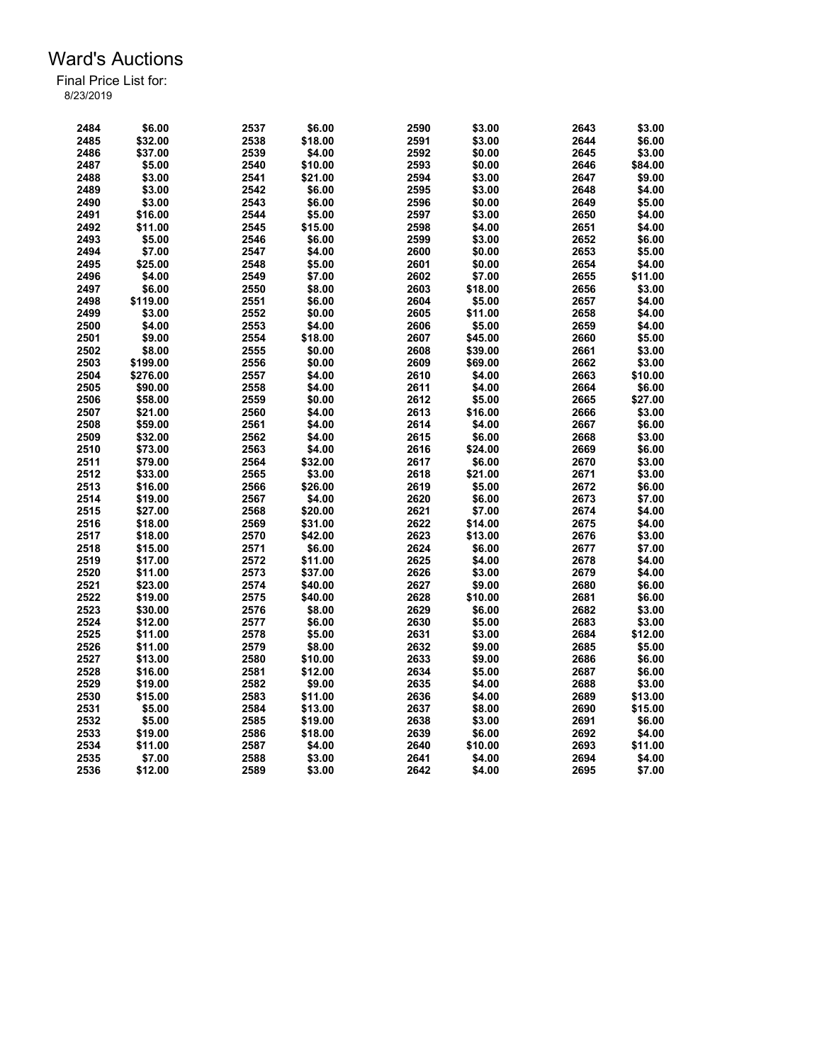# Ward's Auctions

Final Price List for:
8/23/2019

| Lot | Price | Lot | Price | Lot | Price | Lot | Price |
|---|---|---|---|---|---|---|---|
| 2484 | $6.00 | 2537 | $6.00 | 2590 | $3.00 | 2643 | $3.00 |
| 2485 | $32.00 | 2538 | $18.00 | 2591 | $3.00 | 2644 | $6.00 |
| 2486 | $37.00 | 2539 | $4.00 | 2592 | $0.00 | 2645 | $3.00 |
| 2487 | $5.00 | 2540 | $10.00 | 2593 | $0.00 | 2646 | $84.00 |
| 2488 | $3.00 | 2541 | $21.00 | 2594 | $3.00 | 2647 | $9.00 |
| 2489 | $3.00 | 2542 | $6.00 | 2595 | $3.00 | 2648 | $4.00 |
| 2490 | $3.00 | 2543 | $6.00 | 2596 | $0.00 | 2649 | $5.00 |
| 2491 | $16.00 | 2544 | $5.00 | 2597 | $3.00 | 2650 | $4.00 |
| 2492 | $11.00 | 2545 | $15.00 | 2598 | $4.00 | 2651 | $4.00 |
| 2493 | $5.00 | 2546 | $6.00 | 2599 | $3.00 | 2652 | $6.00 |
| 2494 | $7.00 | 2547 | $4.00 | 2600 | $0.00 | 2653 | $5.00 |
| 2495 | $25.00 | 2548 | $5.00 | 2601 | $0.00 | 2654 | $4.00 |
| 2496 | $4.00 | 2549 | $7.00 | 2602 | $7.00 | 2655 | $11.00 |
| 2497 | $6.00 | 2550 | $8.00 | 2603 | $18.00 | 2656 | $3.00 |
| 2498 | $119.00 | 2551 | $6.00 | 2604 | $5.00 | 2657 | $4.00 |
| 2499 | $3.00 | 2552 | $0.00 | 2605 | $11.00 | 2658 | $4.00 |
| 2500 | $4.00 | 2553 | $4.00 | 2606 | $5.00 | 2659 | $4.00 |
| 2501 | $9.00 | 2554 | $18.00 | 2607 | $45.00 | 2660 | $5.00 |
| 2502 | $8.00 | 2555 | $0.00 | 2608 | $39.00 | 2661 | $3.00 |
| 2503 | $199.00 | 2556 | $0.00 | 2609 | $69.00 | 2662 | $3.00 |
| 2504 | $276.00 | 2557 | $4.00 | 2610 | $4.00 | 2663 | $10.00 |
| 2505 | $90.00 | 2558 | $4.00 | 2611 | $4.00 | 2664 | $6.00 |
| 2506 | $58.00 | 2559 | $0.00 | 2612 | $5.00 | 2665 | $27.00 |
| 2507 | $21.00 | 2560 | $4.00 | 2613 | $16.00 | 2666 | $3.00 |
| 2508 | $59.00 | 2561 | $4.00 | 2614 | $4.00 | 2667 | $6.00 |
| 2509 | $32.00 | 2562 | $4.00 | 2615 | $6.00 | 2668 | $3.00 |
| 2510 | $73.00 | 2563 | $4.00 | 2616 | $24.00 | 2669 | $6.00 |
| 2511 | $79.00 | 2564 | $32.00 | 2617 | $6.00 | 2670 | $3.00 |
| 2512 | $33.00 | 2565 | $3.00 | 2618 | $21.00 | 2671 | $3.00 |
| 2513 | $16.00 | 2566 | $26.00 | 2619 | $5.00 | 2672 | $6.00 |
| 2514 | $19.00 | 2567 | $4.00 | 2620 | $6.00 | 2673 | $7.00 |
| 2515 | $27.00 | 2568 | $20.00 | 2621 | $7.00 | 2674 | $4.00 |
| 2516 | $18.00 | 2569 | $31.00 | 2622 | $14.00 | 2675 | $4.00 |
| 2517 | $18.00 | 2570 | $42.00 | 2623 | $13.00 | 2676 | $3.00 |
| 2518 | $15.00 | 2571 | $6.00 | 2624 | $6.00 | 2677 | $7.00 |
| 2519 | $17.00 | 2572 | $11.00 | 2625 | $4.00 | 2678 | $4.00 |
| 2520 | $11.00 | 2573 | $37.00 | 2626 | $3.00 | 2679 | $4.00 |
| 2521 | $23.00 | 2574 | $40.00 | 2627 | $9.00 | 2680 | $6.00 |
| 2522 | $19.00 | 2575 | $40.00 | 2628 | $10.00 | 2681 | $6.00 |
| 2523 | $30.00 | 2576 | $8.00 | 2629 | $6.00 | 2682 | $3.00 |
| 2524 | $12.00 | 2577 | $6.00 | 2630 | $5.00 | 2683 | $3.00 |
| 2525 | $11.00 | 2578 | $5.00 | 2631 | $3.00 | 2684 | $12.00 |
| 2526 | $11.00 | 2579 | $8.00 | 2632 | $9.00 | 2685 | $5.00 |
| 2527 | $13.00 | 2580 | $10.00 | 2633 | $9.00 | 2686 | $6.00 |
| 2528 | $16.00 | 2581 | $12.00 | 2634 | $5.00 | 2687 | $6.00 |
| 2529 | $19.00 | 2582 | $9.00 | 2635 | $4.00 | 2688 | $3.00 |
| 2530 | $15.00 | 2583 | $11.00 | 2636 | $4.00 | 2689 | $13.00 |
| 2531 | $5.00 | 2584 | $13.00 | 2637 | $8.00 | 2690 | $15.00 |
| 2532 | $5.00 | 2585 | $19.00 | 2638 | $3.00 | 2691 | $6.00 |
| 2533 | $19.00 | 2586 | $18.00 | 2639 | $6.00 | 2692 | $4.00 |
| 2534 | $11.00 | 2587 | $4.00 | 2640 | $10.00 | 2693 | $11.00 |
| 2535 | $7.00 | 2588 | $3.00 | 2641 | $4.00 | 2694 | $4.00 |
| 2536 | $12.00 | 2589 | $3.00 | 2642 | $4.00 | 2695 | $7.00 |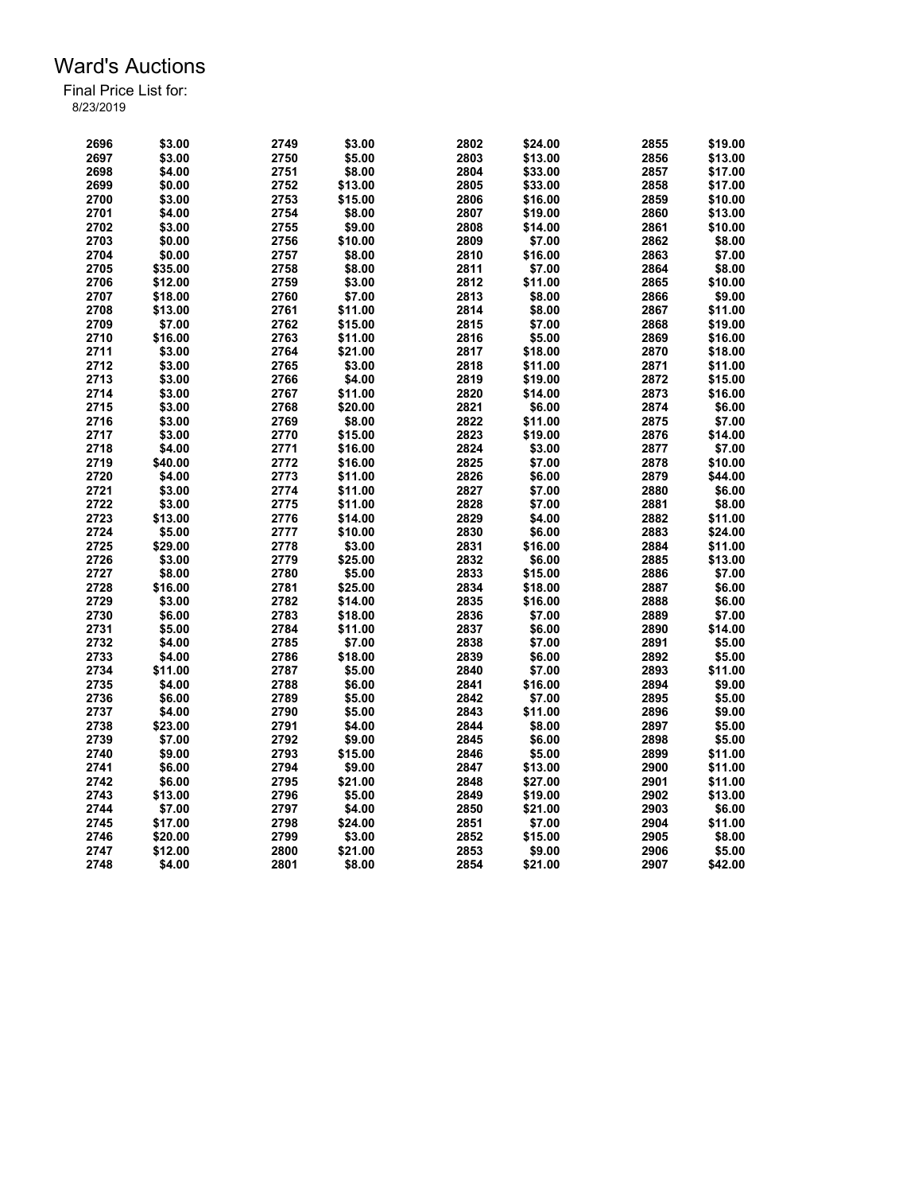# Ward's Auctions

Final Price List for:

8/23/2019

| Lot | Price | Lot | Price | Lot | Price | Lot | Price |
|---|---|---|---|---|---|---|---|
| 2696 | $3.00 | 2749 | $3.00 | 2802 | $24.00 | 2855 | $19.00 |
| 2697 | $3.00 | 2750 | $5.00 | 2803 | $13.00 | 2856 | $13.00 |
| 2698 | $4.00 | 2751 | $8.00 | 2804 | $33.00 | 2857 | $17.00 |
| 2699 | $0.00 | 2752 | $13.00 | 2805 | $33.00 | 2858 | $17.00 |
| 2700 | $3.00 | 2753 | $15.00 | 2806 | $16.00 | 2859 | $10.00 |
| 2701 | $4.00 | 2754 | $8.00 | 2807 | $19.00 | 2860 | $13.00 |
| 2702 | $3.00 | 2755 | $9.00 | 2808 | $14.00 | 2861 | $10.00 |
| 2703 | $0.00 | 2756 | $10.00 | 2809 | $7.00 | 2862 | $8.00 |
| 2704 | $0.00 | 2757 | $8.00 | 2810 | $16.00 | 2863 | $7.00 |
| 2705 | $35.00 | 2758 | $8.00 | 2811 | $7.00 | 2864 | $8.00 |
| 2706 | $12.00 | 2759 | $3.00 | 2812 | $11.00 | 2865 | $10.00 |
| 2707 | $18.00 | 2760 | $7.00 | 2813 | $8.00 | 2866 | $9.00 |
| 2708 | $13.00 | 2761 | $11.00 | 2814 | $8.00 | 2867 | $11.00 |
| 2709 | $7.00 | 2762 | $15.00 | 2815 | $7.00 | 2868 | $19.00 |
| 2710 | $16.00 | 2763 | $11.00 | 2816 | $5.00 | 2869 | $16.00 |
| 2711 | $3.00 | 2764 | $21.00 | 2817 | $18.00 | 2870 | $18.00 |
| 2712 | $3.00 | 2765 | $3.00 | 2818 | $11.00 | 2871 | $11.00 |
| 2713 | $3.00 | 2766 | $4.00 | 2819 | $19.00 | 2872 | $15.00 |
| 2714 | $3.00 | 2767 | $11.00 | 2820 | $14.00 | 2873 | $16.00 |
| 2715 | $3.00 | 2768 | $20.00 | 2821 | $6.00 | 2874 | $6.00 |
| 2716 | $3.00 | 2769 | $8.00 | 2822 | $11.00 | 2875 | $7.00 |
| 2717 | $3.00 | 2770 | $15.00 | 2823 | $19.00 | 2876 | $14.00 |
| 2718 | $4.00 | 2771 | $16.00 | 2824 | $3.00 | 2877 | $7.00 |
| 2719 | $40.00 | 2772 | $16.00 | 2825 | $7.00 | 2878 | $10.00 |
| 2720 | $4.00 | 2773 | $11.00 | 2826 | $6.00 | 2879 | $44.00 |
| 2721 | $3.00 | 2774 | $11.00 | 2827 | $7.00 | 2880 | $6.00 |
| 2722 | $3.00 | 2775 | $11.00 | 2828 | $7.00 | 2881 | $8.00 |
| 2723 | $13.00 | 2776 | $14.00 | 2829 | $4.00 | 2882 | $11.00 |
| 2724 | $5.00 | 2777 | $10.00 | 2830 | $6.00 | 2883 | $24.00 |
| 2725 | $29.00 | 2778 | $3.00 | 2831 | $16.00 | 2884 | $11.00 |
| 2726 | $3.00 | 2779 | $25.00 | 2832 | $6.00 | 2885 | $13.00 |
| 2727 | $8.00 | 2780 | $5.00 | 2833 | $15.00 | 2886 | $7.00 |
| 2728 | $16.00 | 2781 | $25.00 | 2834 | $18.00 | 2887 | $6.00 |
| 2729 | $3.00 | 2782 | $14.00 | 2835 | $16.00 | 2888 | $6.00 |
| 2730 | $6.00 | 2783 | $18.00 | 2836 | $7.00 | 2889 | $7.00 |
| 2731 | $5.00 | 2784 | $11.00 | 2837 | $6.00 | 2890 | $14.00 |
| 2732 | $4.00 | 2785 | $7.00 | 2838 | $7.00 | 2891 | $5.00 |
| 2733 | $4.00 | 2786 | $18.00 | 2839 | $6.00 | 2892 | $5.00 |
| 2734 | $11.00 | 2787 | $5.00 | 2840 | $7.00 | 2893 | $11.00 |
| 2735 | $4.00 | 2788 | $6.00 | 2841 | $16.00 | 2894 | $9.00 |
| 2736 | $6.00 | 2789 | $5.00 | 2842 | $7.00 | 2895 | $5.00 |
| 2737 | $4.00 | 2790 | $5.00 | 2843 | $11.00 | 2896 | $9.00 |
| 2738 | $23.00 | 2791 | $4.00 | 2844 | $8.00 | 2897 | $5.00 |
| 2739 | $7.00 | 2792 | $9.00 | 2845 | $6.00 | 2898 | $5.00 |
| 2740 | $9.00 | 2793 | $15.00 | 2846 | $5.00 | 2899 | $11.00 |
| 2741 | $6.00 | 2794 | $9.00 | 2847 | $13.00 | 2900 | $11.00 |
| 2742 | $6.00 | 2795 | $21.00 | 2848 | $27.00 | 2901 | $11.00 |
| 2743 | $13.00 | 2796 | $5.00 | 2849 | $19.00 | 2902 | $13.00 |
| 2744 | $7.00 | 2797 | $4.00 | 2850 | $21.00 | 2903 | $6.00 |
| 2745 | $17.00 | 2798 | $24.00 | 2851 | $7.00 | 2904 | $11.00 |
| 2746 | $20.00 | 2799 | $3.00 | 2852 | $15.00 | 2905 | $8.00 |
| 2747 | $12.00 | 2800 | $21.00 | 2853 | $9.00 | 2906 | $5.00 |
| 2748 | $4.00 | 2801 | $8.00 | 2854 | $21.00 | 2907 | $42.00 |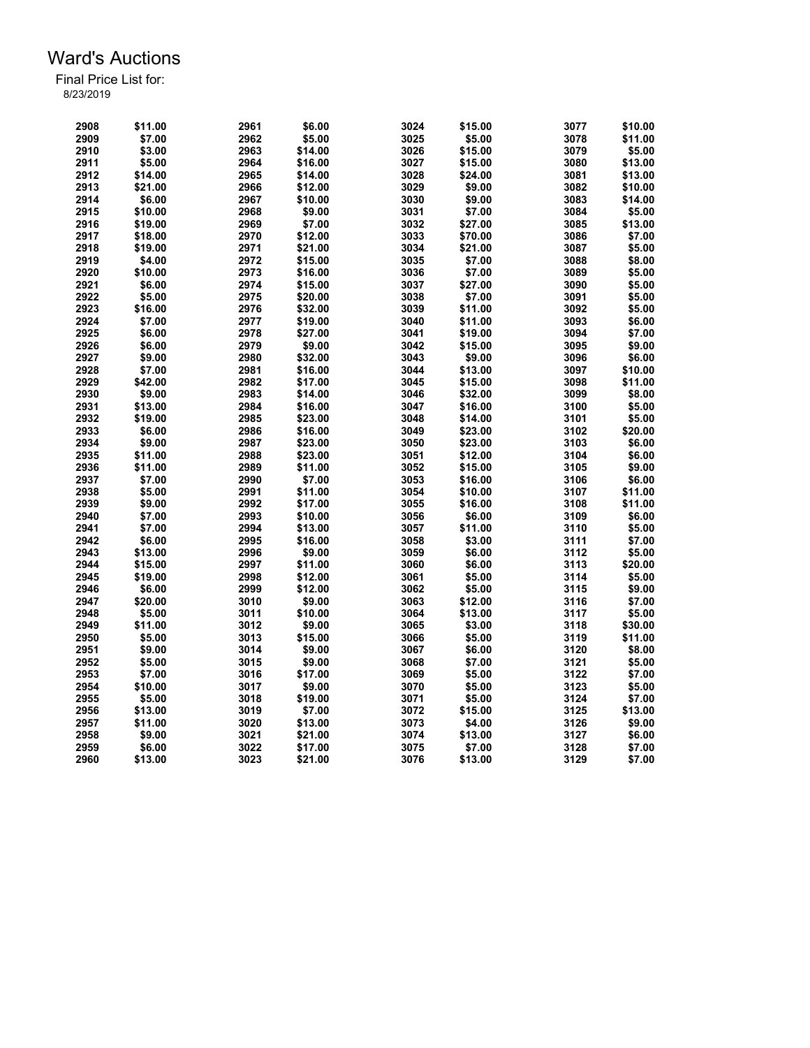# Ward's Auctions

Final Price List for:
8/23/2019

| Lot | Price | Lot | Price | Lot | Price | Lot | Price |
|---|---|---|---|---|---|---|---|
| 2908 | $11.00 | 2961 | $6.00 | 3024 | $15.00 | 3077 | $10.00 |
| 2909 | $7.00 | 2962 | $5.00 | 3025 | $5.00 | 3078 | $11.00 |
| 2910 | $3.00 | 2963 | $14.00 | 3026 | $15.00 | 3079 | $5.00 |
| 2911 | $5.00 | 2964 | $16.00 | 3027 | $15.00 | 3080 | $13.00 |
| 2912 | $14.00 | 2965 | $14.00 | 3028 | $24.00 | 3081 | $13.00 |
| 2913 | $21.00 | 2966 | $12.00 | 3029 | $9.00 | 3082 | $10.00 |
| 2914 | $6.00 | 2967 | $10.00 | 3030 | $9.00 | 3083 | $14.00 |
| 2915 | $10.00 | 2968 | $9.00 | 3031 | $7.00 | 3084 | $5.00 |
| 2916 | $19.00 | 2969 | $7.00 | 3032 | $27.00 | 3085 | $13.00 |
| 2917 | $18.00 | 2970 | $12.00 | 3033 | $70.00 | 3086 | $7.00 |
| 2918 | $19.00 | 2971 | $21.00 | 3034 | $21.00 | 3087 | $5.00 |
| 2919 | $4.00 | 2972 | $15.00 | 3035 | $7.00 | 3088 | $8.00 |
| 2920 | $10.00 | 2973 | $16.00 | 3036 | $7.00 | 3089 | $5.00 |
| 2921 | $6.00 | 2974 | $15.00 | 3037 | $27.00 | 3090 | $5.00 |
| 2922 | $5.00 | 2975 | $20.00 | 3038 | $7.00 | 3091 | $5.00 |
| 2923 | $16.00 | 2976 | $32.00 | 3039 | $11.00 | 3092 | $5.00 |
| 2924 | $7.00 | 2977 | $19.00 | 3040 | $11.00 | 3093 | $6.00 |
| 2925 | $6.00 | 2978 | $27.00 | 3041 | $19.00 | 3094 | $7.00 |
| 2926 | $6.00 | 2979 | $9.00 | 3042 | $15.00 | 3095 | $9.00 |
| 2927 | $9.00 | 2980 | $32.00 | 3043 | $9.00 | 3096 | $6.00 |
| 2928 | $7.00 | 2981 | $16.00 | 3044 | $13.00 | 3097 | $10.00 |
| 2929 | $42.00 | 2982 | $17.00 | 3045 | $15.00 | 3098 | $11.00 |
| 2930 | $9.00 | 2983 | $14.00 | 3046 | $32.00 | 3099 | $8.00 |
| 2931 | $13.00 | 2984 | $16.00 | 3047 | $16.00 | 3100 | $5.00 |
| 2932 | $19.00 | 2985 | $23.00 | 3048 | $14.00 | 3101 | $5.00 |
| 2933 | $6.00 | 2986 | $16.00 | 3049 | $23.00 | 3102 | $20.00 |
| 2934 | $9.00 | 2987 | $23.00 | 3050 | $23.00 | 3103 | $6.00 |
| 2935 | $11.00 | 2988 | $23.00 | 3051 | $12.00 | 3104 | $6.00 |
| 2936 | $11.00 | 2989 | $11.00 | 3052 | $15.00 | 3105 | $9.00 |
| 2937 | $7.00 | 2990 | $7.00 | 3053 | $16.00 | 3106 | $6.00 |
| 2938 | $5.00 | 2991 | $11.00 | 3054 | $10.00 | 3107 | $11.00 |
| 2939 | $9.00 | 2992 | $17.00 | 3055 | $16.00 | 3108 | $11.00 |
| 2940 | $7.00 | 2993 | $10.00 | 3056 | $6.00 | 3109 | $6.00 |
| 2941 | $7.00 | 2994 | $13.00 | 3057 | $11.00 | 3110 | $5.00 |
| 2942 | $6.00 | 2995 | $16.00 | 3058 | $3.00 | 3111 | $7.00 |
| 2943 | $13.00 | 2996 | $9.00 | 3059 | $6.00 | 3112 | $5.00 |
| 2944 | $15.00 | 2997 | $11.00 | 3060 | $6.00 | 3113 | $20.00 |
| 2945 | $19.00 | 2998 | $12.00 | 3061 | $5.00 | 3114 | $5.00 |
| 2946 | $6.00 | 2999 | $12.00 | 3062 | $5.00 | 3115 | $9.00 |
| 2947 | $20.00 | 3010 | $9.00 | 3063 | $12.00 | 3116 | $7.00 |
| 2948 | $5.00 | 3011 | $10.00 | 3064 | $13.00 | 3117 | $5.00 |
| 2949 | $11.00 | 3012 | $9.00 | 3065 | $3.00 | 3118 | $30.00 |
| 2950 | $5.00 | 3013 | $15.00 | 3066 | $5.00 | 3119 | $11.00 |
| 2951 | $9.00 | 3014 | $9.00 | 3067 | $6.00 | 3120 | $8.00 |
| 2952 | $5.00 | 3015 | $9.00 | 3068 | $7.00 | 3121 | $5.00 |
| 2953 | $7.00 | 3016 | $17.00 | 3069 | $5.00 | 3122 | $7.00 |
| 2954 | $10.00 | 3017 | $9.00 | 3070 | $5.00 | 3123 | $5.00 |
| 2955 | $5.00 | 3018 | $19.00 | 3071 | $5.00 | 3124 | $7.00 |
| 2956 | $13.00 | 3019 | $7.00 | 3072 | $15.00 | 3125 | $13.00 |
| 2957 | $11.00 | 3020 | $13.00 | 3073 | $4.00 | 3126 | $9.00 |
| 2958 | $9.00 | 3021 | $21.00 | 3074 | $13.00 | 3127 | $6.00 |
| 2959 | $6.00 | 3022 | $17.00 | 3075 | $7.00 | 3128 | $7.00 |
| 2960 | $13.00 | 3023 | $21.00 | 3076 | $13.00 | 3129 | $7.00 |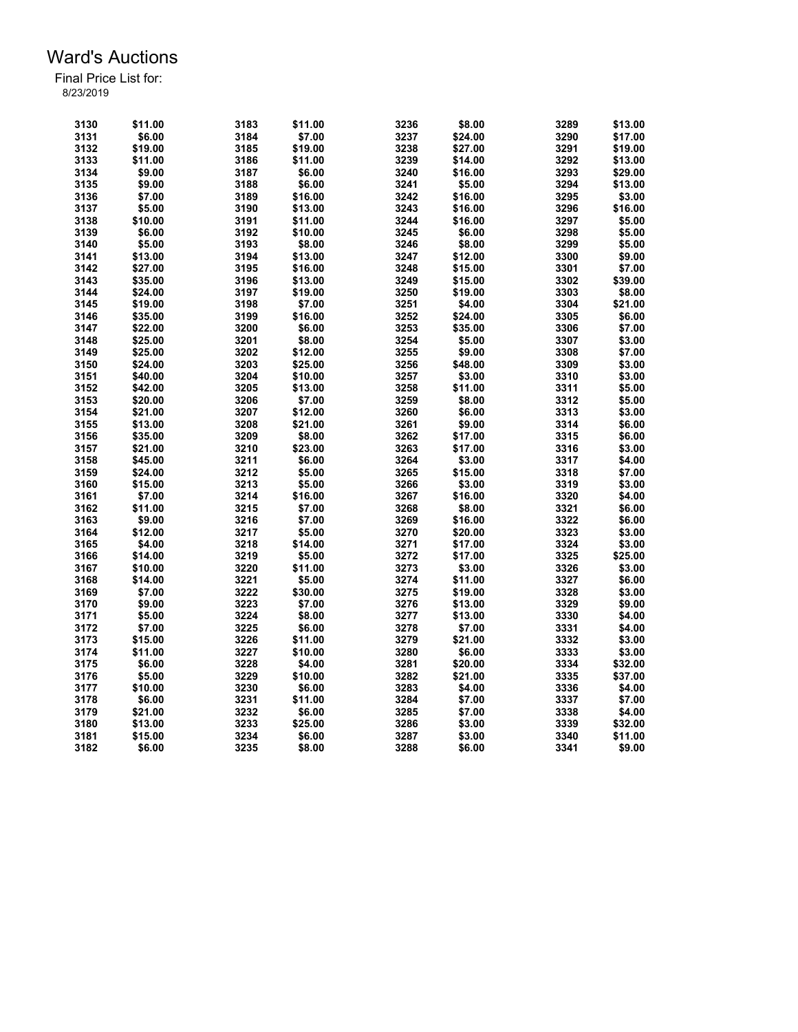# Ward's Auctions

Final Price List for:
8/23/2019

| Lot | Price | Lot | Price | Lot | Price | Lot | Price |
|---|---|---|---|---|---|---|---|
| 3130 | $11.00 | 3183 | $11.00 | 3236 | $8.00 | 3289 | $13.00 |
| 3131 | $6.00 | 3184 | $7.00 | 3237 | $24.00 | 3290 | $17.00 |
| 3132 | $19.00 | 3185 | $19.00 | 3238 | $27.00 | 3291 | $19.00 |
| 3133 | $11.00 | 3186 | $11.00 | 3239 | $14.00 | 3292 | $13.00 |
| 3134 | $9.00 | 3187 | $6.00 | 3240 | $16.00 | 3293 | $29.00 |
| 3135 | $9.00 | 3188 | $6.00 | 3241 | $5.00 | 3294 | $13.00 |
| 3136 | $7.00 | 3189 | $16.00 | 3242 | $16.00 | 3295 | $3.00 |
| 3137 | $5.00 | 3190 | $13.00 | 3243 | $16.00 | 3296 | $16.00 |
| 3138 | $10.00 | 3191 | $11.00 | 3244 | $16.00 | 3297 | $5.00 |
| 3139 | $6.00 | 3192 | $10.00 | 3245 | $6.00 | 3298 | $5.00 |
| 3140 | $5.00 | 3193 | $8.00 | 3246 | $8.00 | 3299 | $5.00 |
| 3141 | $13.00 | 3194 | $13.00 | 3247 | $12.00 | 3300 | $9.00 |
| 3142 | $27.00 | 3195 | $16.00 | 3248 | $15.00 | 3301 | $7.00 |
| 3143 | $35.00 | 3196 | $13.00 | 3249 | $15.00 | 3302 | $39.00 |
| 3144 | $24.00 | 3197 | $19.00 | 3250 | $19.00 | 3303 | $8.00 |
| 3145 | $19.00 | 3198 | $7.00 | 3251 | $4.00 | 3304 | $21.00 |
| 3146 | $35.00 | 3199 | $16.00 | 3252 | $24.00 | 3305 | $6.00 |
| 3147 | $22.00 | 3200 | $6.00 | 3253 | $35.00 | 3306 | $7.00 |
| 3148 | $25.00 | 3201 | $8.00 | 3254 | $5.00 | 3307 | $3.00 |
| 3149 | $25.00 | 3202 | $12.00 | 3255 | $9.00 | 3308 | $7.00 |
| 3150 | $24.00 | 3203 | $25.00 | 3256 | $48.00 | 3309 | $3.00 |
| 3151 | $40.00 | 3204 | $10.00 | 3257 | $3.00 | 3310 | $3.00 |
| 3152 | $42.00 | 3205 | $13.00 | 3258 | $11.00 | 3311 | $5.00 |
| 3153 | $20.00 | 3206 | $7.00 | 3259 | $8.00 | 3312 | $5.00 |
| 3154 | $21.00 | 3207 | $12.00 | 3260 | $6.00 | 3313 | $3.00 |
| 3155 | $13.00 | 3208 | $21.00 | 3261 | $9.00 | 3314 | $6.00 |
| 3156 | $35.00 | 3209 | $8.00 | 3262 | $17.00 | 3315 | $6.00 |
| 3157 | $21.00 | 3210 | $23.00 | 3263 | $17.00 | 3316 | $3.00 |
| 3158 | $45.00 | 3211 | $6.00 | 3264 | $3.00 | 3317 | $4.00 |
| 3159 | $24.00 | 3212 | $5.00 | 3265 | $15.00 | 3318 | $7.00 |
| 3160 | $15.00 | 3213 | $5.00 | 3266 | $3.00 | 3319 | $3.00 |
| 3161 | $7.00 | 3214 | $16.00 | 3267 | $16.00 | 3320 | $4.00 |
| 3162 | $11.00 | 3215 | $7.00 | 3268 | $8.00 | 3321 | $6.00 |
| 3163 | $9.00 | 3216 | $7.00 | 3269 | $16.00 | 3322 | $6.00 |
| 3164 | $12.00 | 3217 | $5.00 | 3270 | $20.00 | 3323 | $3.00 |
| 3165 | $4.00 | 3218 | $14.00 | 3271 | $17.00 | 3324 | $3.00 |
| 3166 | $14.00 | 3219 | $5.00 | 3272 | $17.00 | 3325 | $25.00 |
| 3167 | $10.00 | 3220 | $11.00 | 3273 | $3.00 | 3326 | $3.00 |
| 3168 | $14.00 | 3221 | $5.00 | 3274 | $11.00 | 3327 | $6.00 |
| 3169 | $7.00 | 3222 | $30.00 | 3275 | $19.00 | 3328 | $3.00 |
| 3170 | $9.00 | 3223 | $7.00 | 3276 | $13.00 | 3329 | $9.00 |
| 3171 | $5.00 | 3224 | $8.00 | 3277 | $13.00 | 3330 | $4.00 |
| 3172 | $7.00 | 3225 | $6.00 | 3278 | $7.00 | 3331 | $4.00 |
| 3173 | $15.00 | 3226 | $11.00 | 3279 | $21.00 | 3332 | $3.00 |
| 3174 | $11.00 | 3227 | $10.00 | 3280 | $6.00 | 3333 | $3.00 |
| 3175 | $6.00 | 3228 | $4.00 | 3281 | $20.00 | 3334 | $32.00 |
| 3176 | $5.00 | 3229 | $10.00 | 3282 | $21.00 | 3335 | $37.00 |
| 3177 | $10.00 | 3230 | $6.00 | 3283 | $4.00 | 3336 | $4.00 |
| 3178 | $6.00 | 3231 | $11.00 | 3284 | $7.00 | 3337 | $7.00 |
| 3179 | $21.00 | 3232 | $6.00 | 3285 | $7.00 | 3338 | $4.00 |
| 3180 | $13.00 | 3233 | $25.00 | 3286 | $3.00 | 3339 | $32.00 |
| 3181 | $15.00 | 3234 | $6.00 | 3287 | $3.00 | 3340 | $11.00 |
| 3182 | $6.00 | 3235 | $8.00 | 3288 | $6.00 | 3341 | $9.00 |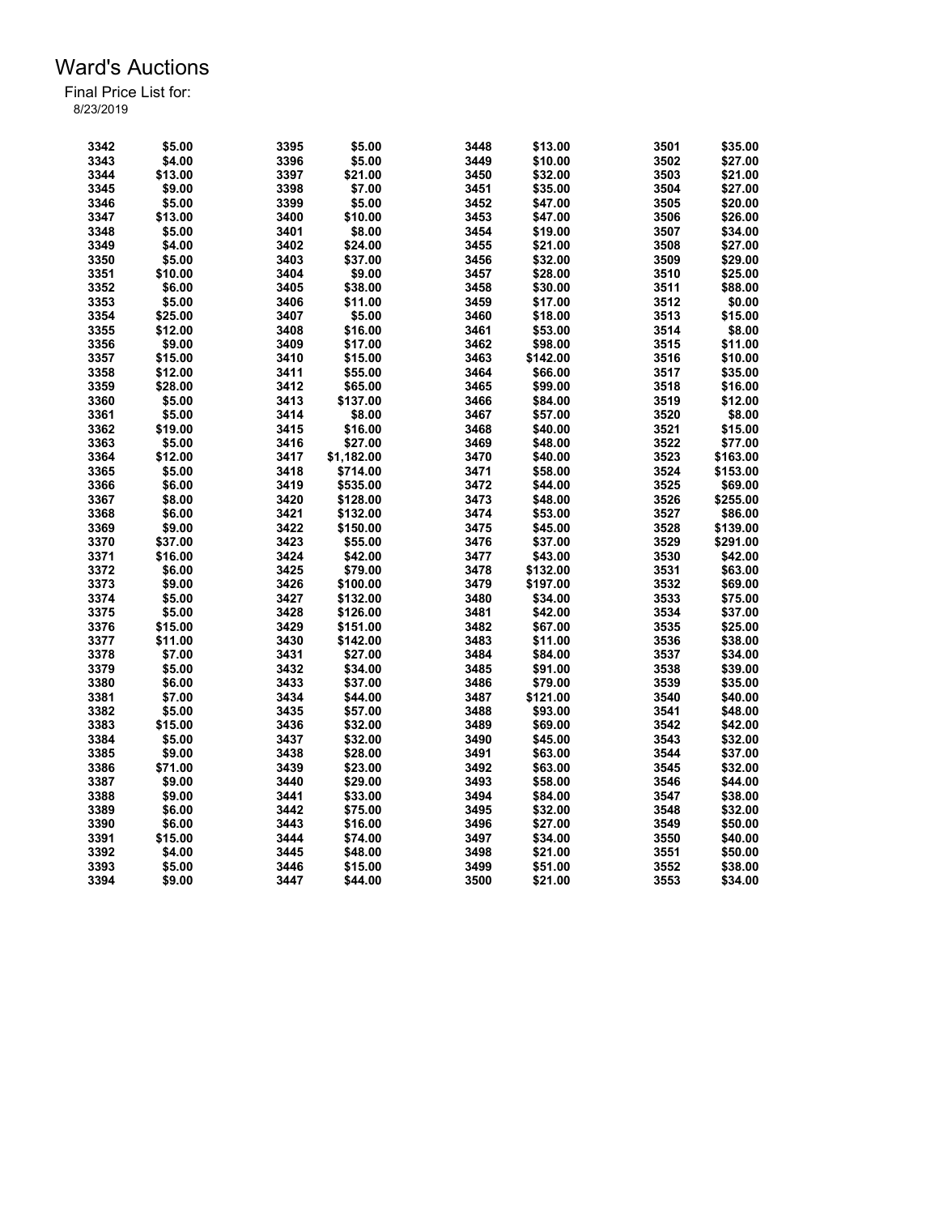# Ward's Auctions

Final Price List for:
8/23/2019

| Lot | Price | Lot | Price | Lot | Price | Lot | Price |
|---|---|---|---|---|---|---|---|
| 3342 | $5.00 | 3395 | $5.00 | 3448 | $13.00 | 3501 | $35.00 |
| 3343 | $4.00 | 3396 | $5.00 | 3449 | $10.00 | 3502 | $27.00 |
| 3344 | $13.00 | 3397 | $21.00 | 3450 | $32.00 | 3503 | $21.00 |
| 3345 | $9.00 | 3398 | $7.00 | 3451 | $35.00 | 3504 | $27.00 |
| 3346 | $5.00 | 3399 | $5.00 | 3452 | $47.00 | 3505 | $20.00 |
| 3347 | $13.00 | 3400 | $10.00 | 3453 | $47.00 | 3506 | $26.00 |
| 3348 | $5.00 | 3401 | $8.00 | 3454 | $19.00 | 3507 | $34.00 |
| 3349 | $4.00 | 3402 | $24.00 | 3455 | $21.00 | 3508 | $27.00 |
| 3350 | $5.00 | 3403 | $37.00 | 3456 | $32.00 | 3509 | $29.00 |
| 3351 | $10.00 | 3404 | $9.00 | 3457 | $28.00 | 3510 | $25.00 |
| 3352 | $6.00 | 3405 | $38.00 | 3458 | $30.00 | 3511 | $88.00 |
| 3353 | $5.00 | 3406 | $11.00 | 3459 | $17.00 | 3512 | $0.00 |
| 3354 | $25.00 | 3407 | $5.00 | 3460 | $18.00 | 3513 | $15.00 |
| 3355 | $12.00 | 3408 | $16.00 | 3461 | $53.00 | 3514 | $8.00 |
| 3356 | $9.00 | 3409 | $17.00 | 3462 | $98.00 | 3515 | $11.00 |
| 3357 | $15.00 | 3410 | $15.00 | 3463 | $142.00 | 3516 | $10.00 |
| 3358 | $12.00 | 3411 | $55.00 | 3464 | $66.00 | 3517 | $35.00 |
| 3359 | $28.00 | 3412 | $65.00 | 3465 | $99.00 | 3518 | $16.00 |
| 3360 | $5.00 | 3413 | $137.00 | 3466 | $84.00 | 3519 | $12.00 |
| 3361 | $5.00 | 3414 | $8.00 | 3467 | $57.00 | 3520 | $8.00 |
| 3362 | $19.00 | 3415 | $16.00 | 3468 | $40.00 | 3521 | $15.00 |
| 3363 | $5.00 | 3416 | $27.00 | 3469 | $48.00 | 3522 | $77.00 |
| 3364 | $12.00 | 3417 | $1,182.00 | 3470 | $40.00 | 3523 | $163.00 |
| 3365 | $5.00 | 3418 | $714.00 | 3471 | $58.00 | 3524 | $153.00 |
| 3366 | $6.00 | 3419 | $535.00 | 3472 | $44.00 | 3525 | $69.00 |
| 3367 | $8.00 | 3420 | $128.00 | 3473 | $48.00 | 3526 | $255.00 |
| 3368 | $6.00 | 3421 | $132.00 | 3474 | $53.00 | 3527 | $86.00 |
| 3369 | $9.00 | 3422 | $150.00 | 3475 | $45.00 | 3528 | $139.00 |
| 3370 | $37.00 | 3423 | $55.00 | 3476 | $37.00 | 3529 | $291.00 |
| 3371 | $16.00 | 3424 | $42.00 | 3477 | $43.00 | 3530 | $42.00 |
| 3372 | $6.00 | 3425 | $79.00 | 3478 | $132.00 | 3531 | $63.00 |
| 3373 | $9.00 | 3426 | $100.00 | 3479 | $197.00 | 3532 | $69.00 |
| 3374 | $5.00 | 3427 | $132.00 | 3480 | $34.00 | 3533 | $75.00 |
| 3375 | $5.00 | 3428 | $126.00 | 3481 | $42.00 | 3534 | $37.00 |
| 3376 | $15.00 | 3429 | $151.00 | 3482 | $67.00 | 3535 | $25.00 |
| 3377 | $11.00 | 3430 | $142.00 | 3483 | $11.00 | 3536 | $38.00 |
| 3378 | $7.00 | 3431 | $27.00 | 3484 | $84.00 | 3537 | $34.00 |
| 3379 | $5.00 | 3432 | $34.00 | 3485 | $91.00 | 3538 | $39.00 |
| 3380 | $6.00 | 3433 | $37.00 | 3486 | $79.00 | 3539 | $35.00 |
| 3381 | $7.00 | 3434 | $44.00 | 3487 | $121.00 | 3540 | $40.00 |
| 3382 | $5.00 | 3435 | $57.00 | 3488 | $93.00 | 3541 | $48.00 |
| 3383 | $15.00 | 3436 | $32.00 | 3489 | $69.00 | 3542 | $42.00 |
| 3384 | $5.00 | 3437 | $32.00 | 3490 | $45.00 | 3543 | $32.00 |
| 3385 | $9.00 | 3438 | $28.00 | 3491 | $63.00 | 3544 | $37.00 |
| 3386 | $71.00 | 3439 | $23.00 | 3492 | $63.00 | 3545 | $32.00 |
| 3387 | $9.00 | 3440 | $29.00 | 3493 | $58.00 | 3546 | $44.00 |
| 3388 | $9.00 | 3441 | $33.00 | 3494 | $84.00 | 3547 | $38.00 |
| 3389 | $6.00 | 3442 | $75.00 | 3495 | $32.00 | 3548 | $32.00 |
| 3390 | $6.00 | 3443 | $16.00 | 3496 | $27.00 | 3549 | $50.00 |
| 3391 | $15.00 | 3444 | $74.00 | 3497 | $34.00 | 3550 | $40.00 |
| 3392 | $4.00 | 3445 | $48.00 | 3498 | $21.00 | 3551 | $50.00 |
| 3393 | $5.00 | 3446 | $15.00 | 3499 | $51.00 | 3552 | $38.00 |
| 3394 | $9.00 | 3447 | $44.00 | 3500 | $21.00 | 3553 | $34.00 |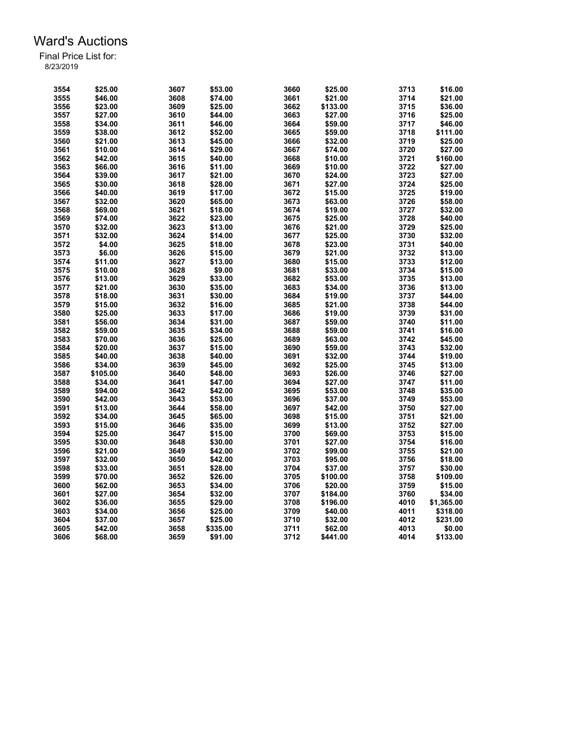# Ward's Auctions

Final Price List for:
8/23/2019

| Lot | Price | Lot | Price | Lot | Price | Lot | Price |
|---|---|---|---|---|---|---|---|
| 3554 | $25.00 | 3607 | $53.00 | 3660 | $25.00 | 3713 | $16.00 |
| 3555 | $46.00 | 3608 | $74.00 | 3661 | $21.00 | 3714 | $21.00 |
| 3556 | $23.00 | 3609 | $25.00 | 3662 | $133.00 | 3715 | $36.00 |
| 3557 | $27.00 | 3610 | $44.00 | 3663 | $27.00 | 3716 | $25.00 |
| 3558 | $34.00 | 3611 | $46.00 | 3664 | $59.00 | 3717 | $46.00 |
| 3559 | $38.00 | 3612 | $52.00 | 3665 | $59.00 | 3718 | $111.00 |
| 3560 | $21.00 | 3613 | $45.00 | 3666 | $32.00 | 3719 | $25.00 |
| 3561 | $10.00 | 3614 | $29.00 | 3667 | $74.00 | 3720 | $27.00 |
| 3562 | $42.00 | 3615 | $40.00 | 3668 | $10.00 | 3721 | $160.00 |
| 3563 | $66.00 | 3616 | $11.00 | 3669 | $10.00 | 3722 | $27.00 |
| 3564 | $39.00 | 3617 | $21.00 | 3670 | $24.00 | 3723 | $27.00 |
| 3565 | $30.00 | 3618 | $28.00 | 3671 | $27.00 | 3724 | $25.00 |
| 3566 | $40.00 | 3619 | $17.00 | 3672 | $15.00 | 3725 | $19.00 |
| 3567 | $32.00 | 3620 | $65.00 | 3673 | $63.00 | 3726 | $58.00 |
| 3568 | $69.00 | 3621 | $18.00 | 3674 | $19.00 | 3727 | $32.00 |
| 3569 | $74.00 | 3622 | $23.00 | 3675 | $25.00 | 3728 | $40.00 |
| 3570 | $32.00 | 3623 | $13.00 | 3676 | $21.00 | 3729 | $25.00 |
| 3571 | $32.00 | 3624 | $14.00 | 3677 | $25.00 | 3730 | $32.00 |
| 3572 | $4.00 | 3625 | $18.00 | 3678 | $23.00 | 3731 | $40.00 |
| 3573 | $6.00 | 3626 | $15.00 | 3679 | $21.00 | 3732 | $13.00 |
| 3574 | $11.00 | 3627 | $13.00 | 3680 | $15.00 | 3733 | $12.00 |
| 3575 | $10.00 | 3628 | $9.00 | 3681 | $33.00 | 3734 | $15.00 |
| 3576 | $13.00 | 3629 | $33.00 | 3682 | $53.00 | 3735 | $13.00 |
| 3577 | $21.00 | 3630 | $35.00 | 3683 | $34.00 | 3736 | $13.00 |
| 3578 | $18.00 | 3631 | $30.00 | 3684 | $19.00 | 3737 | $44.00 |
| 3579 | $15.00 | 3632 | $16.00 | 3685 | $21.00 | 3738 | $44.00 |
| 3580 | $25.00 | 3633 | $17.00 | 3686 | $19.00 | 3739 | $31.00 |
| 3581 | $56.00 | 3634 | $31.00 | 3687 | $59.00 | 3740 | $11.00 |
| 3582 | $59.00 | 3635 | $34.00 | 3688 | $59.00 | 3741 | $16.00 |
| 3583 | $70.00 | 3636 | $25.00 | 3689 | $63.00 | 3742 | $45.00 |
| 3584 | $20.00 | 3637 | $15.00 | 3690 | $59.00 | 3743 | $32.00 |
| 3585 | $40.00 | 3638 | $40.00 | 3691 | $32.00 | 3744 | $19.00 |
| 3586 | $34.00 | 3639 | $45.00 | 3692 | $25.00 | 3745 | $13.00 |
| 3587 | $105.00 | 3640 | $48.00 | 3693 | $26.00 | 3746 | $27.00 |
| 3588 | $34.00 | 3641 | $47.00 | 3694 | $27.00 | 3747 | $11.00 |
| 3589 | $94.00 | 3642 | $42.00 | 3695 | $53.00 | 3748 | $35.00 |
| 3590 | $42.00 | 3643 | $53.00 | 3696 | $37.00 | 3749 | $53.00 |
| 3591 | $13.00 | 3644 | $58.00 | 3697 | $42.00 | 3750 | $27.00 |
| 3592 | $34.00 | 3645 | $65.00 | 3698 | $15.00 | 3751 | $21.00 |
| 3593 | $15.00 | 3646 | $35.00 | 3699 | $13.00 | 3752 | $27.00 |
| 3594 | $25.00 | 3647 | $15.00 | 3700 | $69.00 | 3753 | $15.00 |
| 3595 | $30.00 | 3648 | $30.00 | 3701 | $27.00 | 3754 | $16.00 |
| 3596 | $21.00 | 3649 | $42.00 | 3702 | $99.00 | 3755 | $21.00 |
| 3597 | $32.00 | 3650 | $42.00 | 3703 | $95.00 | 3756 | $18.00 |
| 3598 | $33.00 | 3651 | $28.00 | 3704 | $37.00 | 3757 | $30.00 |
| 3599 | $70.00 | 3652 | $26.00 | 3705 | $100.00 | 3758 | $109.00 |
| 3600 | $62.00 | 3653 | $34.00 | 3706 | $20.00 | 3759 | $15.00 |
| 3601 | $27.00 | 3654 | $32.00 | 3707 | $184.00 | 3760 | $34.00 |
| 3602 | $36.00 | 3655 | $29.00 | 3708 | $196.00 | 4010 | $1,365.00 |
| 3603 | $34.00 | 3656 | $25.00 | 3709 | $40.00 | 4011 | $318.00 |
| 3604 | $37.00 | 3657 | $25.00 | 3710 | $32.00 | 4012 | $231.00 |
| 3605 | $42.00 | 3658 | $335.00 | 3711 | $62.00 | 4013 | $0.00 |
| 3606 | $68.00 | 3659 | $91.00 | 3712 | $441.00 | 4014 | $133.00 |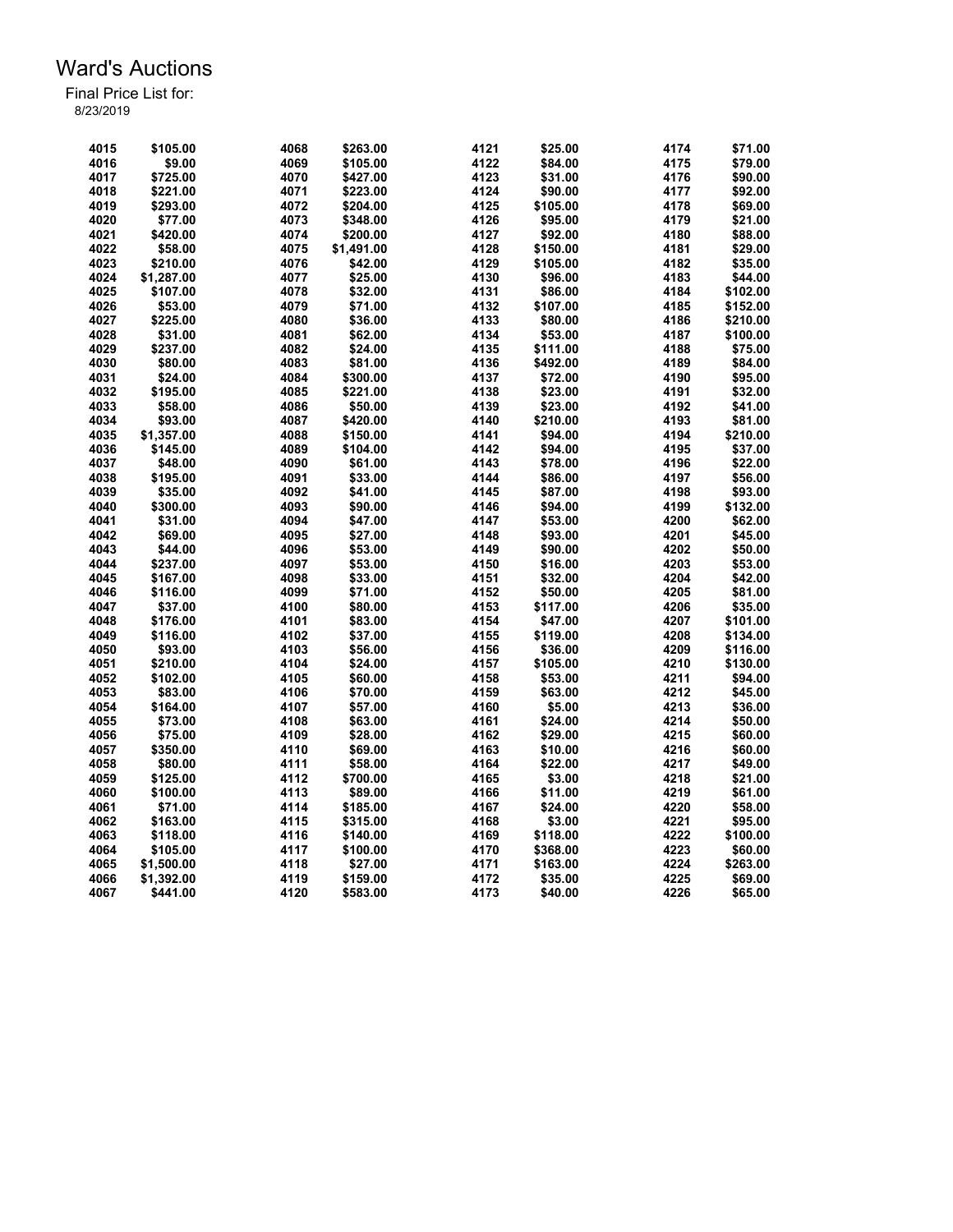# Ward's Auctions

Final Price List for:
8/23/2019

| Lot | Price | Lot | Price | Lot | Price | Lot | Price |
|---|---|---|---|---|---|---|---|
| 4015 | $105.00 | 4068 | $263.00 | 4121 | $25.00 | 4174 | $71.00 |
| 4016 | $9.00 | 4069 | $105.00 | 4122 | $84.00 | 4175 | $79.00 |
| 4017 | $725.00 | 4070 | $427.00 | 4123 | $31.00 | 4176 | $90.00 |
| 4018 | $221.00 | 4071 | $223.00 | 4124 | $90.00 | 4177 | $92.00 |
| 4019 | $293.00 | 4072 | $204.00 | 4125 | $105.00 | 4178 | $69.00 |
| 4020 | $77.00 | 4073 | $348.00 | 4126 | $95.00 | 4179 | $21.00 |
| 4021 | $420.00 | 4074 | $200.00 | 4127 | $92.00 | 4180 | $88.00 |
| 4022 | $58.00 | 4075 | $1,491.00 | 4128 | $150.00 | 4181 | $29.00 |
| 4023 | $210.00 | 4076 | $42.00 | 4129 | $105.00 | 4182 | $35.00 |
| 4024 | $1,287.00 | 4077 | $25.00 | 4130 | $96.00 | 4183 | $44.00 |
| 4025 | $107.00 | 4078 | $32.00 | 4131 | $86.00 | 4184 | $102.00 |
| 4026 | $53.00 | 4079 | $71.00 | 4132 | $107.00 | 4185 | $152.00 |
| 4027 | $225.00 | 4080 | $36.00 | 4133 | $80.00 | 4186 | $210.00 |
| 4028 | $31.00 | 4081 | $62.00 | 4134 | $53.00 | 4187 | $100.00 |
| 4029 | $237.00 | 4082 | $24.00 | 4135 | $111.00 | 4188 | $75.00 |
| 4030 | $80.00 | 4083 | $81.00 | 4136 | $492.00 | 4189 | $84.00 |
| 4031 | $24.00 | 4084 | $300.00 | 4137 | $72.00 | 4190 | $95.00 |
| 4032 | $195.00 | 4085 | $221.00 | 4138 | $23.00 | 4191 | $32.00 |
| 4033 | $58.00 | 4086 | $50.00 | 4139 | $23.00 | 4192 | $41.00 |
| 4034 | $93.00 | 4087 | $420.00 | 4140 | $210.00 | 4193 | $81.00 |
| 4035 | $1,357.00 | 4088 | $150.00 | 4141 | $94.00 | 4194 | $210.00 |
| 4036 | $145.00 | 4089 | $104.00 | 4142 | $94.00 | 4195 | $37.00 |
| 4037 | $48.00 | 4090 | $61.00 | 4143 | $78.00 | 4196 | $22.00 |
| 4038 | $195.00 | 4091 | $33.00 | 4144 | $86.00 | 4197 | $56.00 |
| 4039 | $35.00 | 4092 | $41.00 | 4145 | $87.00 | 4198 | $93.00 |
| 4040 | $300.00 | 4093 | $90.00 | 4146 | $94.00 | 4199 | $132.00 |
| 4041 | $31.00 | 4094 | $47.00 | 4147 | $53.00 | 4200 | $62.00 |
| 4042 | $69.00 | 4095 | $27.00 | 4148 | $93.00 | 4201 | $45.00 |
| 4043 | $44.00 | 4096 | $53.00 | 4149 | $90.00 | 4202 | $50.00 |
| 4044 | $237.00 | 4097 | $53.00 | 4150 | $16.00 | 4203 | $53.00 |
| 4045 | $167.00 | 4098 | $33.00 | 4151 | $32.00 | 4204 | $42.00 |
| 4046 | $116.00 | 4099 | $71.00 | 4152 | $50.00 | 4205 | $81.00 |
| 4047 | $37.00 | 4100 | $80.00 | 4153 | $117.00 | 4206 | $35.00 |
| 4048 | $176.00 | 4101 | $83.00 | 4154 | $47.00 | 4207 | $101.00 |
| 4049 | $116.00 | 4102 | $37.00 | 4155 | $119.00 | 4208 | $134.00 |
| 4050 | $93.00 | 4103 | $56.00 | 4156 | $36.00 | 4209 | $116.00 |
| 4051 | $210.00 | 4104 | $24.00 | 4157 | $105.00 | 4210 | $130.00 |
| 4052 | $102.00 | 4105 | $60.00 | 4158 | $53.00 | 4211 | $94.00 |
| 4053 | $83.00 | 4106 | $70.00 | 4159 | $63.00 | 4212 | $45.00 |
| 4054 | $164.00 | 4107 | $57.00 | 4160 | $5.00 | 4213 | $36.00 |
| 4055 | $73.00 | 4108 | $63.00 | 4161 | $24.00 | 4214 | $50.00 |
| 4056 | $75.00 | 4109 | $28.00 | 4162 | $29.00 | 4215 | $60.00 |
| 4057 | $350.00 | 4110 | $69.00 | 4163 | $10.00 | 4216 | $60.00 |
| 4058 | $80.00 | 4111 | $58.00 | 4164 | $22.00 | 4217 | $49.00 |
| 4059 | $125.00 | 4112 | $700.00 | 4165 | $3.00 | 4218 | $21.00 |
| 4060 | $100.00 | 4113 | $89.00 | 4166 | $11.00 | 4219 | $61.00 |
| 4061 | $71.00 | 4114 | $185.00 | 4167 | $24.00 | 4220 | $58.00 |
| 4062 | $163.00 | 4115 | $315.00 | 4168 | $3.00 | 4221 | $95.00 |
| 4063 | $118.00 | 4116 | $140.00 | 4169 | $118.00 | 4222 | $100.00 |
| 4064 | $105.00 | 4117 | $100.00 | 4170 | $368.00 | 4223 | $60.00 |
| 4065 | $1,500.00 | 4118 | $27.00 | 4171 | $163.00 | 4224 | $263.00 |
| 4066 | $1,392.00 | 4119 | $159.00 | 4172 | $35.00 | 4225 | $69.00 |
| 4067 | $441.00 | 4120 | $583.00 | 4173 | $40.00 | 4226 | $65.00 |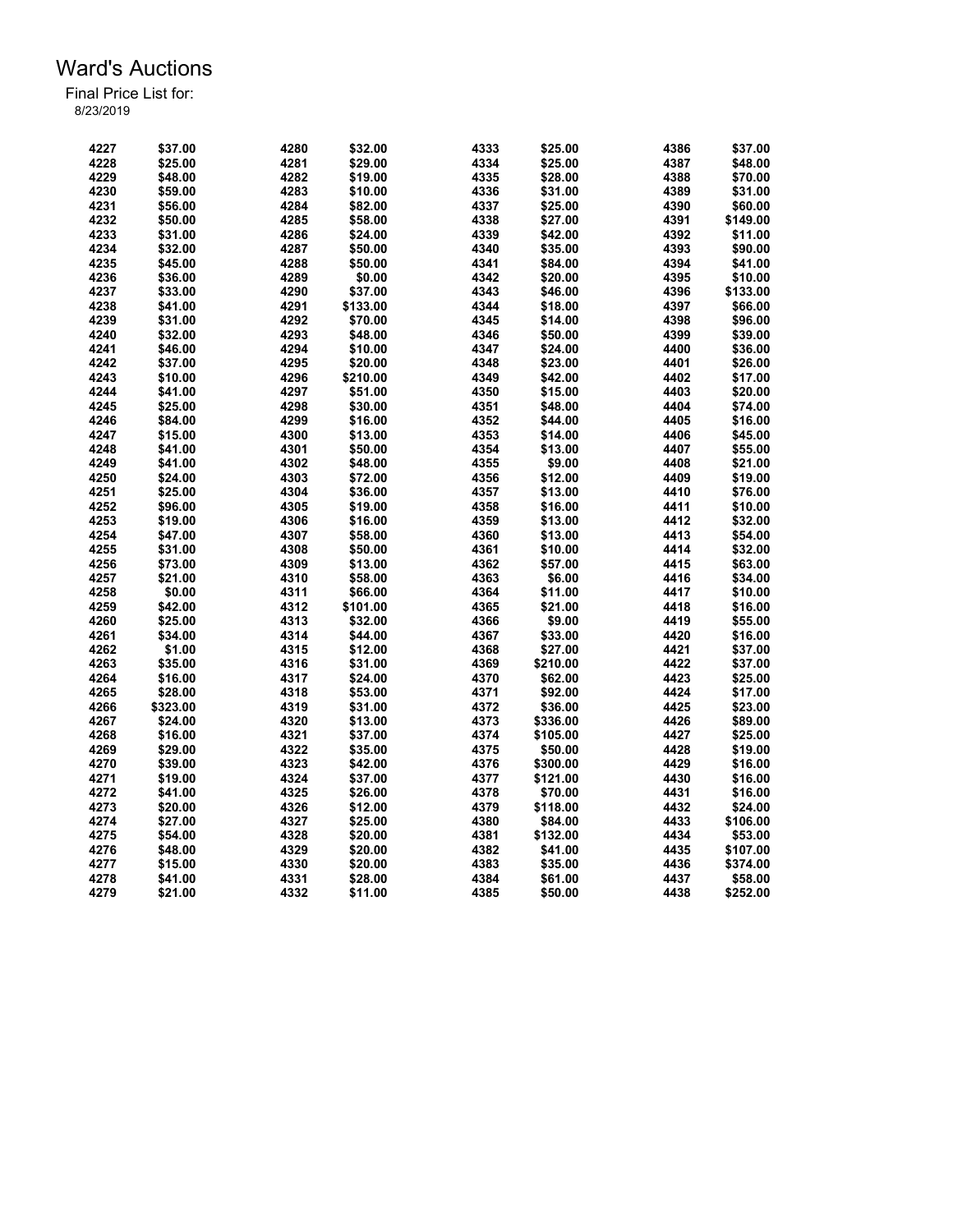# Ward's Auctions

Final Price List for:
8/23/2019

| Lot | Price | Lot | Price | Lot | Price | Lot | Price |
|---|---|---|---|---|---|---|---|
| 4227 | $37.00 | 4280 | $32.00 | 4333 | $25.00 | 4386 | $37.00 |
| 4228 | $25.00 | 4281 | $29.00 | 4334 | $25.00 | 4387 | $48.00 |
| 4229 | $48.00 | 4282 | $19.00 | 4335 | $28.00 | 4388 | $70.00 |
| 4230 | $59.00 | 4283 | $10.00 | 4336 | $31.00 | 4389 | $31.00 |
| 4231 | $56.00 | 4284 | $82.00 | 4337 | $25.00 | 4390 | $60.00 |
| 4232 | $50.00 | 4285 | $58.00 | 4338 | $27.00 | 4391 | $149.00 |
| 4233 | $31.00 | 4286 | $24.00 | 4339 | $42.00 | 4392 | $11.00 |
| 4234 | $32.00 | 4287 | $50.00 | 4340 | $35.00 | 4393 | $90.00 |
| 4235 | $45.00 | 4288 | $50.00 | 4341 | $84.00 | 4394 | $41.00 |
| 4236 | $36.00 | 4289 | $0.00 | 4342 | $20.00 | 4395 | $10.00 |
| 4237 | $33.00 | 4290 | $37.00 | 4343 | $46.00 | 4396 | $133.00 |
| 4238 | $41.00 | 4291 | $133.00 | 4344 | $18.00 | 4397 | $66.00 |
| 4239 | $31.00 | 4292 | $70.00 | 4345 | $14.00 | 4398 | $96.00 |
| 4240 | $32.00 | 4293 | $48.00 | 4346 | $50.00 | 4399 | $39.00 |
| 4241 | $46.00 | 4294 | $10.00 | 4347 | $24.00 | 4400 | $36.00 |
| 4242 | $37.00 | 4295 | $20.00 | 4348 | $23.00 | 4401 | $26.00 |
| 4243 | $10.00 | 4296 | $210.00 | 4349 | $42.00 | 4402 | $17.00 |
| 4244 | $41.00 | 4297 | $51.00 | 4350 | $15.00 | 4403 | $20.00 |
| 4245 | $25.00 | 4298 | $30.00 | 4351 | $48.00 | 4404 | $74.00 |
| 4246 | $84.00 | 4299 | $16.00 | 4352 | $44.00 | 4405 | $16.00 |
| 4247 | $15.00 | 4300 | $13.00 | 4353 | $14.00 | 4406 | $45.00 |
| 4248 | $41.00 | 4301 | $50.00 | 4354 | $13.00 | 4407 | $55.00 |
| 4249 | $41.00 | 4302 | $48.00 | 4355 | $9.00 | 4408 | $21.00 |
| 4250 | $24.00 | 4303 | $72.00 | 4356 | $12.00 | 4409 | $19.00 |
| 4251 | $25.00 | 4304 | $36.00 | 4357 | $13.00 | 4410 | $76.00 |
| 4252 | $96.00 | 4305 | $19.00 | 4358 | $16.00 | 4411 | $10.00 |
| 4253 | $19.00 | 4306 | $16.00 | 4359 | $13.00 | 4412 | $32.00 |
| 4254 | $47.00 | 4307 | $58.00 | 4360 | $13.00 | 4413 | $54.00 |
| 4255 | $31.00 | 4308 | $50.00 | 4361 | $10.00 | 4414 | $32.00 |
| 4256 | $73.00 | 4309 | $13.00 | 4362 | $57.00 | 4415 | $63.00 |
| 4257 | $21.00 | 4310 | $58.00 | 4363 | $6.00 | 4416 | $34.00 |
| 4258 | $0.00 | 4311 | $66.00 | 4364 | $11.00 | 4417 | $10.00 |
| 4259 | $42.00 | 4312 | $101.00 | 4365 | $21.00 | 4418 | $16.00 |
| 4260 | $25.00 | 4313 | $32.00 | 4366 | $9.00 | 4419 | $55.00 |
| 4261 | $34.00 | 4314 | $44.00 | 4367 | $33.00 | 4420 | $16.00 |
| 4262 | $1.00 | 4315 | $12.00 | 4368 | $27.00 | 4421 | $37.00 |
| 4263 | $35.00 | 4316 | $31.00 | 4369 | $210.00 | 4422 | $37.00 |
| 4264 | $16.00 | 4317 | $24.00 | 4370 | $62.00 | 4423 | $25.00 |
| 4265 | $28.00 | 4318 | $53.00 | 4371 | $92.00 | 4424 | $17.00 |
| 4266 | $323.00 | 4319 | $31.00 | 4372 | $36.00 | 4425 | $23.00 |
| 4267 | $24.00 | 4320 | $13.00 | 4373 | $336.00 | 4426 | $89.00 |
| 4268 | $16.00 | 4321 | $37.00 | 4374 | $105.00 | 4427 | $25.00 |
| 4269 | $29.00 | 4322 | $35.00 | 4375 | $50.00 | 4428 | $19.00 |
| 4270 | $39.00 | 4323 | $42.00 | 4376 | $300.00 | 4429 | $16.00 |
| 4271 | $19.00 | 4324 | $37.00 | 4377 | $121.00 | 4430 | $16.00 |
| 4272 | $41.00 | 4325 | $26.00 | 4378 | $70.00 | 4431 | $16.00 |
| 4273 | $20.00 | 4326 | $12.00 | 4379 | $118.00 | 4432 | $24.00 |
| 4274 | $27.00 | 4327 | $25.00 | 4380 | $84.00 | 4433 | $106.00 |
| 4275 | $54.00 | 4328 | $20.00 | 4381 | $132.00 | 4434 | $53.00 |
| 4276 | $48.00 | 4329 | $20.00 | 4382 | $41.00 | 4435 | $107.00 |
| 4277 | $15.00 | 4330 | $20.00 | 4383 | $35.00 | 4436 | $374.00 |
| 4278 | $41.00 | 4331 | $28.00 | 4384 | $61.00 | 4437 | $58.00 |
| 4279 | $21.00 | 4332 | $11.00 | 4385 | $50.00 | 4438 | $252.00 |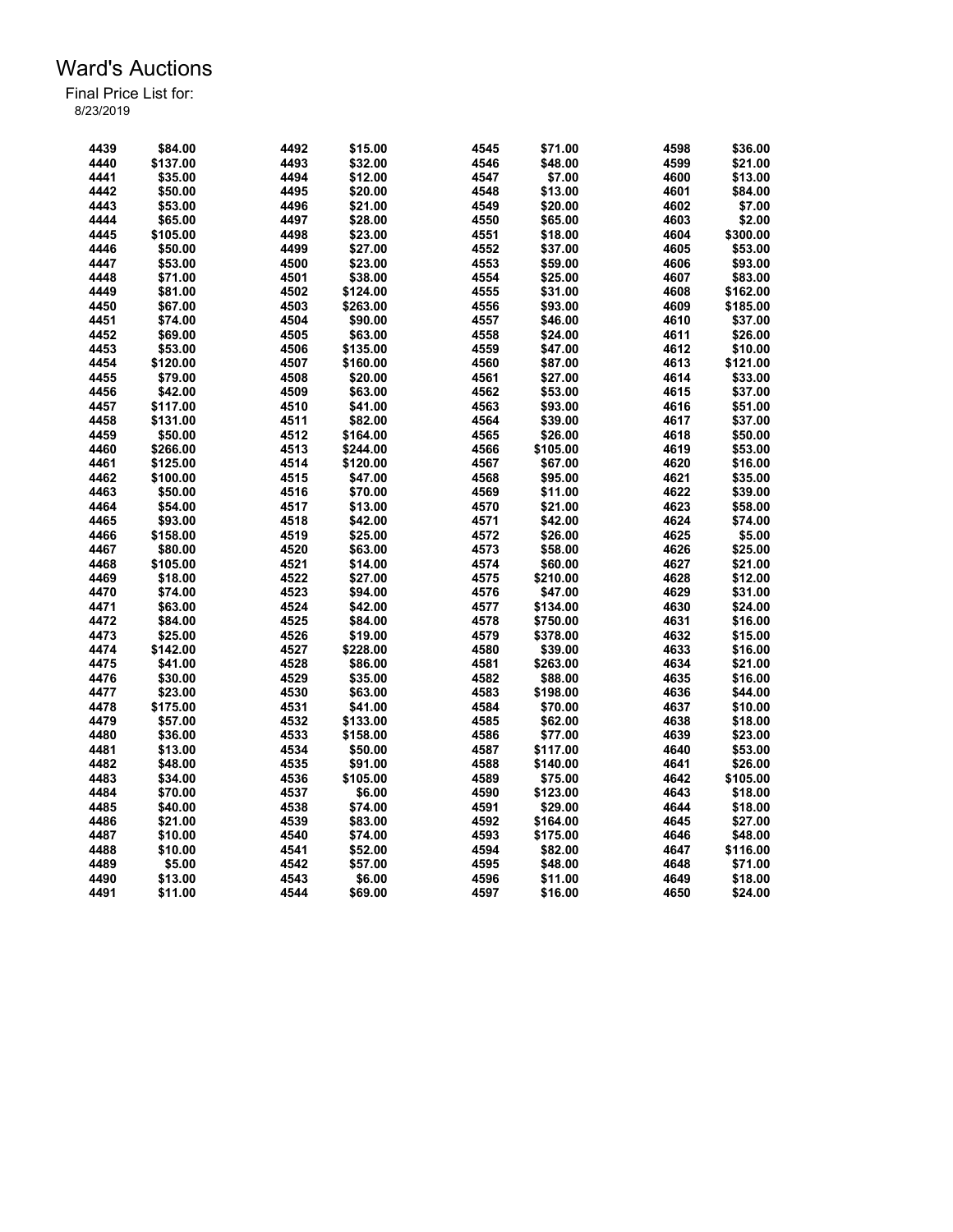# Ward's Auctions

Final Price List for:
8/23/2019

| Lot | Price | Lot | Price | Lot | Price | Lot | Price |
|---|---|---|---|---|---|---|---|
| 4439 | $84.00 | 4492 | $15.00 | 4545 | $71.00 | 4598 | $36.00 |
| 4440 | $137.00 | 4493 | $32.00 | 4546 | $48.00 | 4599 | $21.00 |
| 4441 | $35.00 | 4494 | $12.00 | 4547 | $7.00 | 4600 | $13.00 |
| 4442 | $50.00 | 4495 | $20.00 | 4548 | $13.00 | 4601 | $84.00 |
| 4443 | $53.00 | 4496 | $21.00 | 4549 | $20.00 | 4602 | $7.00 |
| 4444 | $65.00 | 4497 | $28.00 | 4550 | $65.00 | 4603 | $2.00 |
| 4445 | $105.00 | 4498 | $23.00 | 4551 | $18.00 | 4604 | $300.00 |
| 4446 | $50.00 | 4499 | $27.00 | 4552 | $37.00 | 4605 | $53.00 |
| 4447 | $53.00 | 4500 | $23.00 | 4553 | $59.00 | 4606 | $93.00 |
| 4448 | $71.00 | 4501 | $38.00 | 4554 | $25.00 | 4607 | $83.00 |
| 4449 | $81.00 | 4502 | $124.00 | 4555 | $31.00 | 4608 | $162.00 |
| 4450 | $67.00 | 4503 | $263.00 | 4556 | $93.00 | 4609 | $185.00 |
| 4451 | $74.00 | 4504 | $90.00 | 4557 | $46.00 | 4610 | $37.00 |
| 4452 | $69.00 | 4505 | $63.00 | 4558 | $24.00 | 4611 | $26.00 |
| 4453 | $53.00 | 4506 | $135.00 | 4559 | $47.00 | 4612 | $10.00 |
| 4454 | $120.00 | 4507 | $160.00 | 4560 | $87.00 | 4613 | $121.00 |
| 4455 | $79.00 | 4508 | $20.00 | 4561 | $27.00 | 4614 | $33.00 |
| 4456 | $42.00 | 4509 | $63.00 | 4562 | $53.00 | 4615 | $37.00 |
| 4457 | $117.00 | 4510 | $41.00 | 4563 | $93.00 | 4616 | $51.00 |
| 4458 | $131.00 | 4511 | $82.00 | 4564 | $39.00 | 4617 | $37.00 |
| 4459 | $50.00 | 4512 | $164.00 | 4565 | $26.00 | 4618 | $50.00 |
| 4460 | $266.00 | 4513 | $244.00 | 4566 | $105.00 | 4619 | $53.00 |
| 4461 | $125.00 | 4514 | $120.00 | 4567 | $67.00 | 4620 | $16.00 |
| 4462 | $100.00 | 4515 | $47.00 | 4568 | $95.00 | 4621 | $35.00 |
| 4463 | $50.00 | 4516 | $70.00 | 4569 | $11.00 | 4622 | $39.00 |
| 4464 | $54.00 | 4517 | $13.00 | 4570 | $21.00 | 4623 | $58.00 |
| 4465 | $93.00 | 4518 | $42.00 | 4571 | $42.00 | 4624 | $74.00 |
| 4466 | $158.00 | 4519 | $25.00 | 4572 | $26.00 | 4625 | $5.00 |
| 4467 | $80.00 | 4520 | $63.00 | 4573 | $58.00 | 4626 | $25.00 |
| 4468 | $105.00 | 4521 | $14.00 | 4574 | $60.00 | 4627 | $21.00 |
| 4469 | $18.00 | 4522 | $27.00 | 4575 | $210.00 | 4628 | $12.00 |
| 4470 | $74.00 | 4523 | $94.00 | 4576 | $47.00 | 4629 | $31.00 |
| 4471 | $63.00 | 4524 | $42.00 | 4577 | $134.00 | 4630 | $24.00 |
| 4472 | $84.00 | 4525 | $84.00 | 4578 | $750.00 | 4631 | $16.00 |
| 4473 | $25.00 | 4526 | $19.00 | 4579 | $378.00 | 4632 | $15.00 |
| 4474 | $142.00 | 4527 | $228.00 | 4580 | $39.00 | 4633 | $16.00 |
| 4475 | $41.00 | 4528 | $86.00 | 4581 | $263.00 | 4634 | $21.00 |
| 4476 | $30.00 | 4529 | $35.00 | 4582 | $88.00 | 4635 | $16.00 |
| 4477 | $23.00 | 4530 | $63.00 | 4583 | $198.00 | 4636 | $44.00 |
| 4478 | $175.00 | 4531 | $41.00 | 4584 | $70.00 | 4637 | $10.00 |
| 4479 | $57.00 | 4532 | $133.00 | 4585 | $62.00 | 4638 | $18.00 |
| 4480 | $36.00 | 4533 | $158.00 | 4586 | $77.00 | 4639 | $23.00 |
| 4481 | $13.00 | 4534 | $50.00 | 4587 | $117.00 | 4640 | $53.00 |
| 4482 | $48.00 | 4535 | $91.00 | 4588 | $140.00 | 4641 | $26.00 |
| 4483 | $34.00 | 4536 | $105.00 | 4589 | $75.00 | 4642 | $105.00 |
| 4484 | $70.00 | 4537 | $6.00 | 4590 | $123.00 | 4643 | $18.00 |
| 4485 | $40.00 | 4538 | $74.00 | 4591 | $29.00 | 4644 | $18.00 |
| 4486 | $21.00 | 4539 | $83.00 | 4592 | $164.00 | 4645 | $27.00 |
| 4487 | $10.00 | 4540 | $74.00 | 4593 | $175.00 | 4646 | $48.00 |
| 4488 | $10.00 | 4541 | $52.00 | 4594 | $82.00 | 4647 | $116.00 |
| 4489 | $5.00 | 4542 | $57.00 | 4595 | $48.00 | 4648 | $71.00 |
| 4490 | $13.00 | 4543 | $6.00 | 4596 | $11.00 | 4649 | $18.00 |
| 4491 | $11.00 | 4544 | $69.00 | 4597 | $16.00 | 4650 | $24.00 |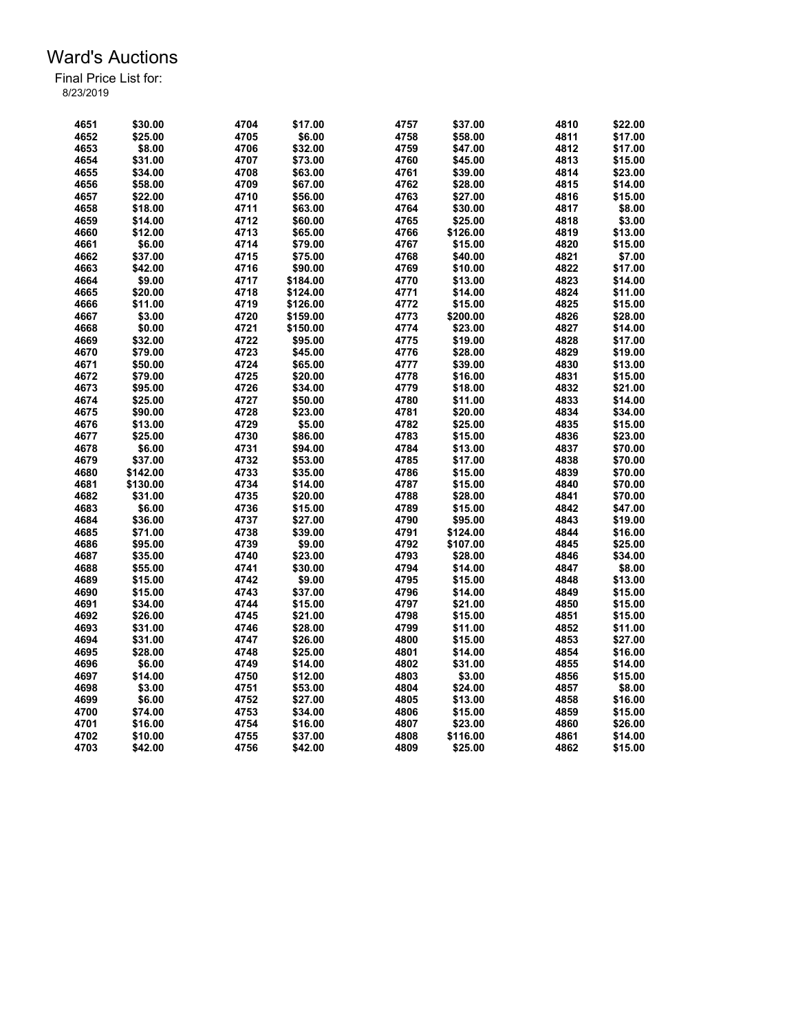# Ward's Auctions

Final Price List for:

8/23/2019

| Lot | Price | Lot | Price | Lot | Price | Lot | Price |
|---|---|---|---|---|---|---|---|
| 4651 | $30.00 | 4704 | $17.00 | 4757 | $37.00 | 4810 | $22.00 |
| 4652 | $25.00 | 4705 | $6.00 | 4758 | $58.00 | 4811 | $17.00 |
| 4653 | $8.00 | 4706 | $32.00 | 4759 | $47.00 | 4812 | $17.00 |
| 4654 | $31.00 | 4707 | $73.00 | 4760 | $45.00 | 4813 | $15.00 |
| 4655 | $34.00 | 4708 | $63.00 | 4761 | $39.00 | 4814 | $23.00 |
| 4656 | $58.00 | 4709 | $67.00 | 4762 | $28.00 | 4815 | $14.00 |
| 4657 | $22.00 | 4710 | $56.00 | 4763 | $27.00 | 4816 | $15.00 |
| 4658 | $18.00 | 4711 | $63.00 | 4764 | $30.00 | 4817 | $8.00 |
| 4659 | $14.00 | 4712 | $60.00 | 4765 | $25.00 | 4818 | $3.00 |
| 4660 | $12.00 | 4713 | $65.00 | 4766 | $126.00 | 4819 | $13.00 |
| 4661 | $6.00 | 4714 | $79.00 | 4767 | $15.00 | 4820 | $15.00 |
| 4662 | $37.00 | 4715 | $75.00 | 4768 | $40.00 | 4821 | $7.00 |
| 4663 | $42.00 | 4716 | $90.00 | 4769 | $10.00 | 4822 | $17.00 |
| 4664 | $9.00 | 4717 | $184.00 | 4770 | $13.00 | 4823 | $14.00 |
| 4665 | $20.00 | 4718 | $124.00 | 4771 | $14.00 | 4824 | $11.00 |
| 4666 | $11.00 | 4719 | $126.00 | 4772 | $15.00 | 4825 | $15.00 |
| 4667 | $3.00 | 4720 | $159.00 | 4773 | $200.00 | 4826 | $28.00 |
| 4668 | $0.00 | 4721 | $150.00 | 4774 | $23.00 | 4827 | $14.00 |
| 4669 | $32.00 | 4722 | $95.00 | 4775 | $19.00 | 4828 | $17.00 |
| 4670 | $79.00 | 4723 | $45.00 | 4776 | $28.00 | 4829 | $19.00 |
| 4671 | $50.00 | 4724 | $65.00 | 4777 | $39.00 | 4830 | $13.00 |
| 4672 | $79.00 | 4725 | $20.00 | 4778 | $16.00 | 4831 | $15.00 |
| 4673 | $95.00 | 4726 | $34.00 | 4779 | $18.00 | 4832 | $21.00 |
| 4674 | $25.00 | 4727 | $50.00 | 4780 | $11.00 | 4833 | $14.00 |
| 4675 | $90.00 | 4728 | $23.00 | 4781 | $20.00 | 4834 | $34.00 |
| 4676 | $13.00 | 4729 | $5.00 | 4782 | $25.00 | 4835 | $15.00 |
| 4677 | $25.00 | 4730 | $86.00 | 4783 | $15.00 | 4836 | $23.00 |
| 4678 | $6.00 | 4731 | $94.00 | 4784 | $13.00 | 4837 | $70.00 |
| 4679 | $37.00 | 4732 | $53.00 | 4785 | $17.00 | 4838 | $70.00 |
| 4680 | $142.00 | 4733 | $35.00 | 4786 | $15.00 | 4839 | $70.00 |
| 4681 | $130.00 | 4734 | $14.00 | 4787 | $15.00 | 4840 | $70.00 |
| 4682 | $31.00 | 4735 | $20.00 | 4788 | $28.00 | 4841 | $70.00 |
| 4683 | $6.00 | 4736 | $15.00 | 4789 | $15.00 | 4842 | $47.00 |
| 4684 | $36.00 | 4737 | $27.00 | 4790 | $95.00 | 4843 | $19.00 |
| 4685 | $71.00 | 4738 | $39.00 | 4791 | $124.00 | 4844 | $16.00 |
| 4686 | $95.00 | 4739 | $9.00 | 4792 | $107.00 | 4845 | $25.00 |
| 4687 | $35.00 | 4740 | $23.00 | 4793 | $28.00 | 4846 | $34.00 |
| 4688 | $55.00 | 4741 | $30.00 | 4794 | $14.00 | 4847 | $8.00 |
| 4689 | $15.00 | 4742 | $9.00 | 4795 | $15.00 | 4848 | $13.00 |
| 4690 | $15.00 | 4743 | $37.00 | 4796 | $14.00 | 4849 | $15.00 |
| 4691 | $34.00 | 4744 | $15.00 | 4797 | $21.00 | 4850 | $15.00 |
| 4692 | $26.00 | 4745 | $21.00 | 4798 | $15.00 | 4851 | $15.00 |
| 4693 | $31.00 | 4746 | $28.00 | 4799 | $11.00 | 4852 | $11.00 |
| 4694 | $31.00 | 4747 | $26.00 | 4800 | $15.00 | 4853 | $27.00 |
| 4695 | $28.00 | 4748 | $25.00 | 4801 | $14.00 | 4854 | $16.00 |
| 4696 | $6.00 | 4749 | $14.00 | 4802 | $31.00 | 4855 | $14.00 |
| 4697 | $14.00 | 4750 | $12.00 | 4803 | $3.00 | 4856 | $15.00 |
| 4698 | $3.00 | 4751 | $53.00 | 4804 | $24.00 | 4857 | $8.00 |
| 4699 | $6.00 | 4752 | $27.00 | 4805 | $13.00 | 4858 | $16.00 |
| 4700 | $74.00 | 4753 | $34.00 | 4806 | $15.00 | 4859 | $15.00 |
| 4701 | $16.00 | 4754 | $16.00 | 4807 | $23.00 | 4860 | $26.00 |
| 4702 | $10.00 | 4755 | $37.00 | 4808 | $116.00 | 4861 | $14.00 |
| 4703 | $42.00 | 4756 | $42.00 | 4809 | $25.00 | 4862 | $15.00 |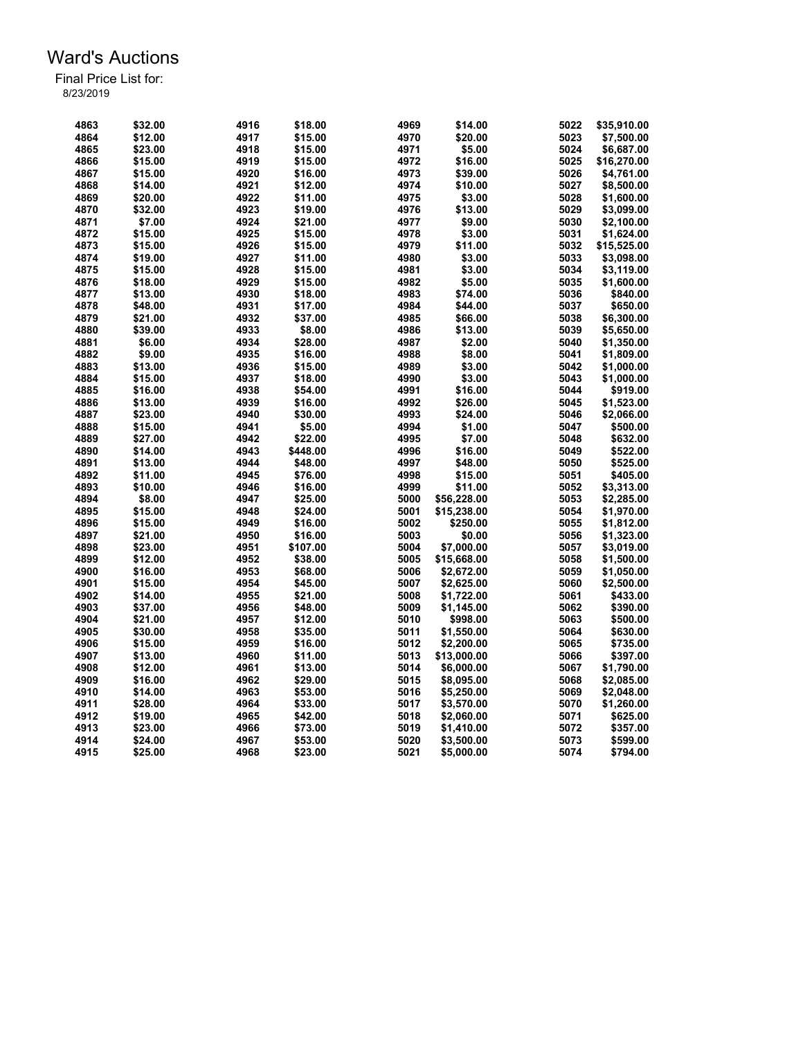# Ward's Auctions

Final Price List for:

8/23/2019

| Lot | Price | Lot | Price | Lot | Price | Lot | Price |
|---|---|---|---|---|---|---|---|
| 4863 | $32.00 | 4916 | $18.00 | 4969 | $14.00 | 5022 | $35,910.00 |
| 4864 | $12.00 | 4917 | $15.00 | 4970 | $20.00 | 5023 | $7,500.00 |
| 4865 | $23.00 | 4918 | $15.00 | 4971 | $5.00 | 5024 | $6,687.00 |
| 4866 | $15.00 | 4919 | $15.00 | 4972 | $16.00 | 5025 | $16,270.00 |
| 4867 | $15.00 | 4920 | $16.00 | 4973 | $39.00 | 5026 | $4,761.00 |
| 4868 | $14.00 | 4921 | $12.00 | 4974 | $10.00 | 5027 | $8,500.00 |
| 4869 | $20.00 | 4922 | $11.00 | 4975 | $3.00 | 5028 | $1,600.00 |
| 4870 | $32.00 | 4923 | $19.00 | 4976 | $13.00 | 5029 | $3,099.00 |
| 4871 | $7.00 | 4924 | $21.00 | 4977 | $9.00 | 5030 | $2,100.00 |
| 4872 | $15.00 | 4925 | $15.00 | 4978 | $3.00 | 5031 | $1,624.00 |
| 4873 | $15.00 | 4926 | $15.00 | 4979 | $11.00 | 5032 | $15,525.00 |
| 4874 | $19.00 | 4927 | $11.00 | 4980 | $3.00 | 5033 | $3,098.00 |
| 4875 | $15.00 | 4928 | $15.00 | 4981 | $3.00 | 5034 | $3,119.00 |
| 4876 | $18.00 | 4929 | $15.00 | 4982 | $5.00 | 5035 | $1,600.00 |
| 4877 | $13.00 | 4930 | $18.00 | 4983 | $74.00 | 5036 | $840.00 |
| 4878 | $48.00 | 4931 | $17.00 | 4984 | $44.00 | 5037 | $650.00 |
| 4879 | $21.00 | 4932 | $37.00 | 4985 | $66.00 | 5038 | $6,300.00 |
| 4880 | $39.00 | 4933 | $8.00 | 4986 | $13.00 | 5039 | $5,650.00 |
| 4881 | $6.00 | 4934 | $28.00 | 4987 | $2.00 | 5040 | $1,350.00 |
| 4882 | $9.00 | 4935 | $16.00 | 4988 | $8.00 | 5041 | $1,809.00 |
| 4883 | $13.00 | 4936 | $15.00 | 4989 | $3.00 | 5042 | $1,000.00 |
| 4884 | $15.00 | 4937 | $18.00 | 4990 | $3.00 | 5043 | $1,000.00 |
| 4885 | $16.00 | 4938 | $54.00 | 4991 | $16.00 | 5044 | $919.00 |
| 4886 | $13.00 | 4939 | $16.00 | 4992 | $26.00 | 5045 | $1,523.00 |
| 4887 | $23.00 | 4940 | $30.00 | 4993 | $24.00 | 5046 | $2,066.00 |
| 4888 | $15.00 | 4941 | $5.00 | 4994 | $1.00 | 5047 | $500.00 |
| 4889 | $27.00 | 4942 | $22.00 | 4995 | $7.00 | 5048 | $632.00 |
| 4890 | $14.00 | 4943 | $448.00 | 4996 | $16.00 | 5049 | $522.00 |
| 4891 | $13.00 | 4944 | $48.00 | 4997 | $48.00 | 5050 | $525.00 |
| 4892 | $11.00 | 4945 | $76.00 | 4998 | $15.00 | 5051 | $405.00 |
| 4893 | $10.00 | 4946 | $16.00 | 4999 | $11.00 | 5052 | $3,313.00 |
| 4894 | $8.00 | 4947 | $25.00 | 5000 | $56,228.00 | 5053 | $2,285.00 |
| 4895 | $15.00 | 4948 | $24.00 | 5001 | $15,238.00 | 5054 | $1,970.00 |
| 4896 | $15.00 | 4949 | $16.00 | 5002 | $250.00 | 5055 | $1,812.00 |
| 4897 | $21.00 | 4950 | $16.00 | 5003 | $0.00 | 5056 | $1,323.00 |
| 4898 | $23.00 | 4951 | $107.00 | 5004 | $7,000.00 | 5057 | $3,019.00 |
| 4899 | $12.00 | 4952 | $38.00 | 5005 | $15,668.00 | 5058 | $1,500.00 |
| 4900 | $16.00 | 4953 | $68.00 | 5006 | $2,672.00 | 5059 | $1,050.00 |
| 4901 | $15.00 | 4954 | $45.00 | 5007 | $2,625.00 | 5060 | $2,500.00 |
| 4902 | $14.00 | 4955 | $21.00 | 5008 | $1,722.00 | 5061 | $433.00 |
| 4903 | $37.00 | 4956 | $48.00 | 5009 | $1,145.00 | 5062 | $390.00 |
| 4904 | $21.00 | 4957 | $12.00 | 5010 | $998.00 | 5063 | $500.00 |
| 4905 | $30.00 | 4958 | $35.00 | 5011 | $1,550.00 | 5064 | $630.00 |
| 4906 | $15.00 | 4959 | $16.00 | 5012 | $2,200.00 | 5065 | $735.00 |
| 4907 | $13.00 | 4960 | $11.00 | 5013 | $13,000.00 | 5066 | $397.00 |
| 4908 | $12.00 | 4961 | $13.00 | 5014 | $6,000.00 | 5067 | $1,790.00 |
| 4909 | $16.00 | 4962 | $29.00 | 5015 | $8,095.00 | 5068 | $2,085.00 |
| 4910 | $14.00 | 4963 | $53.00 | 5016 | $5,250.00 | 5069 | $2,048.00 |
| 4911 | $28.00 | 4964 | $33.00 | 5017 | $3,570.00 | 5070 | $1,260.00 |
| 4912 | $19.00 | 4965 | $42.00 | 5018 | $2,060.00 | 5071 | $625.00 |
| 4913 | $23.00 | 4966 | $73.00 | 5019 | $1,410.00 | 5072 | $357.00 |
| 4914 | $24.00 | 4967 | $53.00 | 5020 | $3,500.00 | 5073 | $599.00 |
| 4915 | $25.00 | 4968 | $23.00 | 5021 | $5,000.00 | 5074 | $794.00 |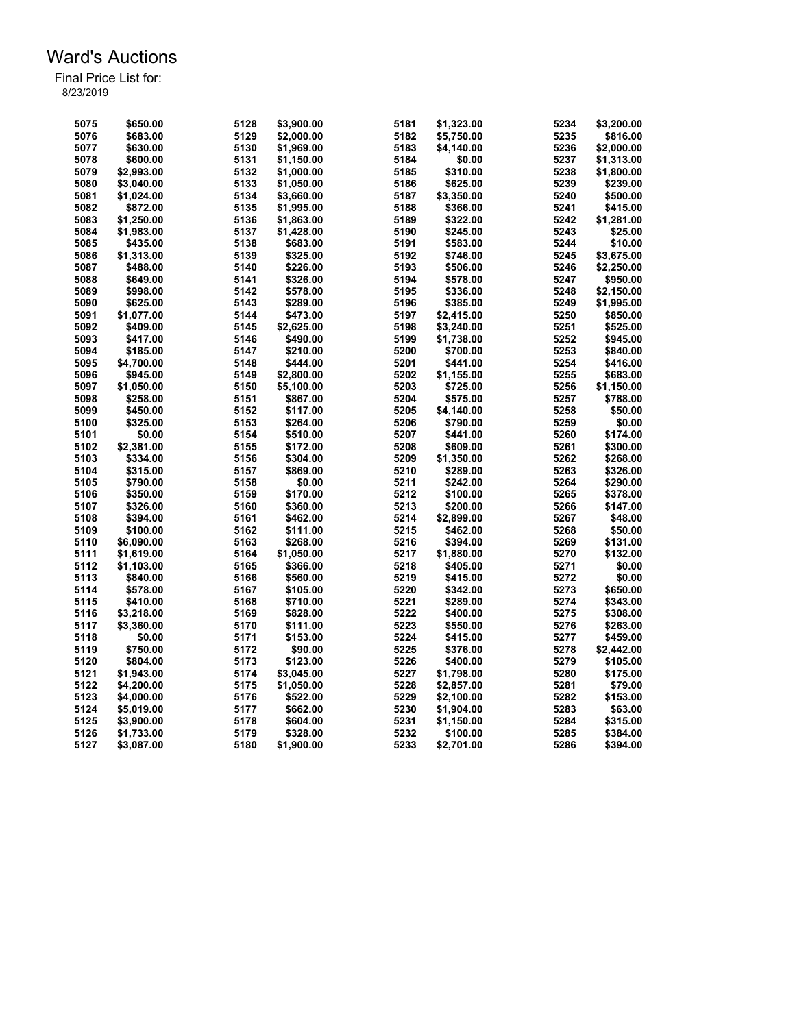# Ward's Auctions

Final Price List for:
8/23/2019

| Lot | Price | Lot | Price | Lot | Price | Lot | Price |
|---|---|---|---|---|---|---|---|
| 5075 | $650.00 | 5128 | $3,900.00 | 5181 | $1,323.00 | 5234 | $3,200.00 |
| 5076 | $683.00 | 5129 | $2,000.00 | 5182 | $5,750.00 | 5235 | $816.00 |
| 5077 | $630.00 | 5130 | $1,969.00 | 5183 | $4,140.00 | 5236 | $2,000.00 |
| 5078 | $600.00 | 5131 | $1,150.00 | 5184 | $0.00 | 5237 | $1,313.00 |
| 5079 | $2,993.00 | 5132 | $1,000.00 | 5185 | $310.00 | 5238 | $1,800.00 |
| 5080 | $3,040.00 | 5133 | $1,050.00 | 5186 | $625.00 | 5239 | $239.00 |
| 5081 | $1,024.00 | 5134 | $3,660.00 | 5187 | $3,350.00 | 5240 | $500.00 |
| 5082 | $872.00 | 5135 | $1,995.00 | 5188 | $366.00 | 5241 | $415.00 |
| 5083 | $1,250.00 | 5136 | $1,863.00 | 5189 | $322.00 | 5242 | $1,281.00 |
| 5084 | $1,983.00 | 5137 | $1,428.00 | 5190 | $245.00 | 5243 | $25.00 |
| 5085 | $435.00 | 5138 | $683.00 | 5191 | $583.00 | 5244 | $10.00 |
| 5086 | $1,313.00 | 5139 | $325.00 | 5192 | $746.00 | 5245 | $3,675.00 |
| 5087 | $488.00 | 5140 | $226.00 | 5193 | $506.00 | 5246 | $2,250.00 |
| 5088 | $649.00 | 5141 | $326.00 | 5194 | $578.00 | 5247 | $950.00 |
| 5089 | $998.00 | 5142 | $578.00 | 5195 | $336.00 | 5248 | $2,150.00 |
| 5090 | $625.00 | 5143 | $289.00 | 5196 | $385.00 | 5249 | $1,995.00 |
| 5091 | $1,077.00 | 5144 | $473.00 | 5197 | $2,415.00 | 5250 | $850.00 |
| 5092 | $409.00 | 5145 | $2,625.00 | 5198 | $3,240.00 | 5251 | $525.00 |
| 5093 | $417.00 | 5146 | $490.00 | 5199 | $1,738.00 | 5252 | $945.00 |
| 5094 | $185.00 | 5147 | $210.00 | 5200 | $700.00 | 5253 | $840.00 |
| 5095 | $4,700.00 | 5148 | $444.00 | 5201 | $441.00 | 5254 | $416.00 |
| 5096 | $945.00 | 5149 | $2,800.00 | 5202 | $1,155.00 | 5255 | $683.00 |
| 5097 | $1,050.00 | 5150 | $5,100.00 | 5203 | $725.00 | 5256 | $1,150.00 |
| 5098 | $258.00 | 5151 | $867.00 | 5204 | $575.00 | 5257 | $788.00 |
| 5099 | $450.00 | 5152 | $117.00 | 5205 | $4,140.00 | 5258 | $50.00 |
| 5100 | $325.00 | 5153 | $264.00 | 5206 | $790.00 | 5259 | $0.00 |
| 5101 | $0.00 | 5154 | $510.00 | 5207 | $441.00 | 5260 | $174.00 |
| 5102 | $2,381.00 | 5155 | $172.00 | 5208 | $609.00 | 5261 | $300.00 |
| 5103 | $334.00 | 5156 | $304.00 | 5209 | $1,350.00 | 5262 | $268.00 |
| 5104 | $315.00 | 5157 | $869.00 | 5210 | $289.00 | 5263 | $326.00 |
| 5105 | $790.00 | 5158 | $0.00 | 5211 | $242.00 | 5264 | $290.00 |
| 5106 | $350.00 | 5159 | $170.00 | 5212 | $100.00 | 5265 | $378.00 |
| 5107 | $326.00 | 5160 | $360.00 | 5213 | $200.00 | 5266 | $147.00 |
| 5108 | $394.00 | 5161 | $462.00 | 5214 | $2,899.00 | 5267 | $48.00 |
| 5109 | $100.00 | 5162 | $111.00 | 5215 | $462.00 | 5268 | $50.00 |
| 5110 | $6,090.00 | 5163 | $268.00 | 5216 | $394.00 | 5269 | $131.00 |
| 5111 | $1,619.00 | 5164 | $1,050.00 | 5217 | $1,880.00 | 5270 | $132.00 |
| 5112 | $1,103.00 | 5165 | $366.00 | 5218 | $405.00 | 5271 | $0.00 |
| 5113 | $840.00 | 5166 | $560.00 | 5219 | $415.00 | 5272 | $0.00 |
| 5114 | $578.00 | 5167 | $105.00 | 5220 | $342.00 | 5273 | $650.00 |
| 5115 | $410.00 | 5168 | $710.00 | 5221 | $289.00 | 5274 | $343.00 |
| 5116 | $3,218.00 | 5169 | $828.00 | 5222 | $400.00 | 5275 | $308.00 |
| 5117 | $3,360.00 | 5170 | $111.00 | 5223 | $550.00 | 5276 | $263.00 |
| 5118 | $0.00 | 5171 | $153.00 | 5224 | $415.00 | 5277 | $459.00 |
| 5119 | $750.00 | 5172 | $90.00 | 5225 | $376.00 | 5278 | $2,442.00 |
| 5120 | $804.00 | 5173 | $123.00 | 5226 | $400.00 | 5279 | $105.00 |
| 5121 | $1,943.00 | 5174 | $3,045.00 | 5227 | $1,798.00 | 5280 | $175.00 |
| 5122 | $4,200.00 | 5175 | $1,050.00 | 5228 | $2,857.00 | 5281 | $79.00 |
| 5123 | $4,000.00 | 5176 | $522.00 | 5229 | $2,100.00 | 5282 | $153.00 |
| 5124 | $5,019.00 | 5177 | $662.00 | 5230 | $1,904.00 | 5283 | $63.00 |
| 5125 | $3,900.00 | 5178 | $604.00 | 5231 | $1,150.00 | 5284 | $315.00 |
| 5126 | $1,733.00 | 5179 | $328.00 | 5232 | $100.00 | 5285 | $384.00 |
| 5127 | $3,087.00 | 5180 | $1,900.00 | 5233 | $2,701.00 | 5286 | $394.00 |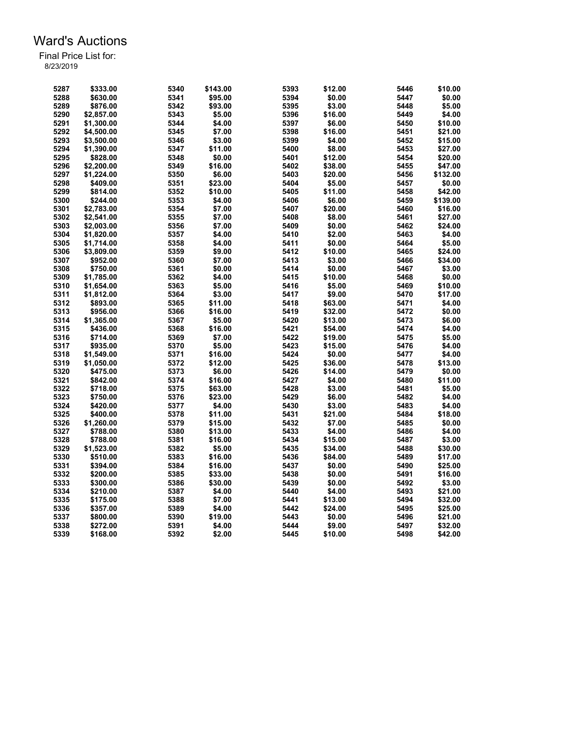# Ward's Auctions

Final Price List for:
8/23/2019

| Lot | Price | Lot | Price | Lot | Price | Lot | Price |
|---|---|---|---|---|---|---|---|
| 5287 | $333.00 | 5340 | $143.00 | 5393 | $12.00 | 5446 | $10.00 |
| 5288 | $630.00 | 5341 | $95.00 | 5394 | $0.00 | 5447 | $0.00 |
| 5289 | $876.00 | 5342 | $93.00 | 5395 | $3.00 | 5448 | $5.00 |
| 5290 | $2,857.00 | 5343 | $5.00 | 5396 | $16.00 | 5449 | $4.00 |
| 5291 | $1,300.00 | 5344 | $4.00 | 5397 | $6.00 | 5450 | $10.00 |
| 5292 | $4,500.00 | 5345 | $7.00 | 5398 | $16.00 | 5451 | $21.00 |
| 5293 | $3,500.00 | 5346 | $3.00 | 5399 | $4.00 | 5452 | $15.00 |
| 5294 | $1,390.00 | 5347 | $11.00 | 5400 | $8.00 | 5453 | $27.00 |
| 5295 | $828.00 | 5348 | $0.00 | 5401 | $12.00 | 5454 | $20.00 |
| 5296 | $2,200.00 | 5349 | $16.00 | 5402 | $38.00 | 5455 | $47.00 |
| 5297 | $1,224.00 | 5350 | $6.00 | 5403 | $20.00 | 5456 | $132.00 |
| 5298 | $409.00 | 5351 | $23.00 | 5404 | $5.00 | 5457 | $0.00 |
| 5299 | $814.00 | 5352 | $10.00 | 5405 | $11.00 | 5458 | $42.00 |
| 5300 | $244.00 | 5353 | $4.00 | 5406 | $6.00 | 5459 | $139.00 |
| 5301 | $2,783.00 | 5354 | $7.00 | 5407 | $20.00 | 5460 | $16.00 |
| 5302 | $2,541.00 | 5355 | $7.00 | 5408 | $8.00 | 5461 | $27.00 |
| 5303 | $2,003.00 | 5356 | $7.00 | 5409 | $0.00 | 5462 | $24.00 |
| 5304 | $1,820.00 | 5357 | $4.00 | 5410 | $2.00 | 5463 | $4.00 |
| 5305 | $1,714.00 | 5358 | $4.00 | 5411 | $0.00 | 5464 | $5.00 |
| 5306 | $3,809.00 | 5359 | $9.00 | 5412 | $10.00 | 5465 | $24.00 |
| 5307 | $952.00 | 5360 | $7.00 | 5413 | $3.00 | 5466 | $34.00 |
| 5308 | $750.00 | 5361 | $0.00 | 5414 | $0.00 | 5467 | $3.00 |
| 5309 | $1,785.00 | 5362 | $4.00 | 5415 | $10.00 | 5468 | $0.00 |
| 5310 | $1,654.00 | 5363 | $5.00 | 5416 | $5.00 | 5469 | $10.00 |
| 5311 | $1,812.00 | 5364 | $3.00 | 5417 | $9.00 | 5470 | $17.00 |
| 5312 | $893.00 | 5365 | $11.00 | 5418 | $63.00 | 5471 | $4.00 |
| 5313 | $956.00 | 5366 | $16.00 | 5419 | $32.00 | 5472 | $0.00 |
| 5314 | $1,365.00 | 5367 | $5.00 | 5420 | $13.00 | 5473 | $6.00 |
| 5315 | $436.00 | 5368 | $16.00 | 5421 | $54.00 | 5474 | $4.00 |
| 5316 | $714.00 | 5369 | $7.00 | 5422 | $19.00 | 5475 | $5.00 |
| 5317 | $935.00 | 5370 | $5.00 | 5423 | $15.00 | 5476 | $4.00 |
| 5318 | $1,549.00 | 5371 | $16.00 | 5424 | $0.00 | 5477 | $4.00 |
| 5319 | $1,050.00 | 5372 | $12.00 | 5425 | $36.00 | 5478 | $13.00 |
| 5320 | $475.00 | 5373 | $6.00 | 5426 | $14.00 | 5479 | $0.00 |
| 5321 | $842.00 | 5374 | $16.00 | 5427 | $4.00 | 5480 | $11.00 |
| 5322 | $718.00 | 5375 | $63.00 | 5428 | $3.00 | 5481 | $5.00 |
| 5323 | $750.00 | 5376 | $23.00 | 5429 | $6.00 | 5482 | $4.00 |
| 5324 | $420.00 | 5377 | $4.00 | 5430 | $3.00 | 5483 | $4.00 |
| 5325 | $400.00 | 5378 | $11.00 | 5431 | $21.00 | 5484 | $18.00 |
| 5326 | $1,260.00 | 5379 | $15.00 | 5432 | $7.00 | 5485 | $0.00 |
| 5327 | $788.00 | 5380 | $13.00 | 5433 | $4.00 | 5486 | $4.00 |
| 5328 | $788.00 | 5381 | $16.00 | 5434 | $15.00 | 5487 | $3.00 |
| 5329 | $1,523.00 | 5382 | $5.00 | 5435 | $34.00 | 5488 | $30.00 |
| 5330 | $510.00 | 5383 | $16.00 | 5436 | $84.00 | 5489 | $17.00 |
| 5331 | $394.00 | 5384 | $16.00 | 5437 | $0.00 | 5490 | $25.00 |
| 5332 | $200.00 | 5385 | $33.00 | 5438 | $0.00 | 5491 | $16.00 |
| 5333 | $300.00 | 5386 | $30.00 | 5439 | $0.00 | 5492 | $3.00 |
| 5334 | $210.00 | 5387 | $4.00 | 5440 | $4.00 | 5493 | $21.00 |
| 5335 | $175.00 | 5388 | $7.00 | 5441 | $13.00 | 5494 | $32.00 |
| 5336 | $357.00 | 5389 | $4.00 | 5442 | $24.00 | 5495 | $25.00 |
| 5337 | $800.00 | 5390 | $19.00 | 5443 | $0.00 | 5496 | $21.00 |
| 5338 | $272.00 | 5391 | $4.00 | 5444 | $9.00 | 5497 | $32.00 |
| 5339 | $168.00 | 5392 | $2.00 | 5445 | $10.00 | 5498 | $42.00 |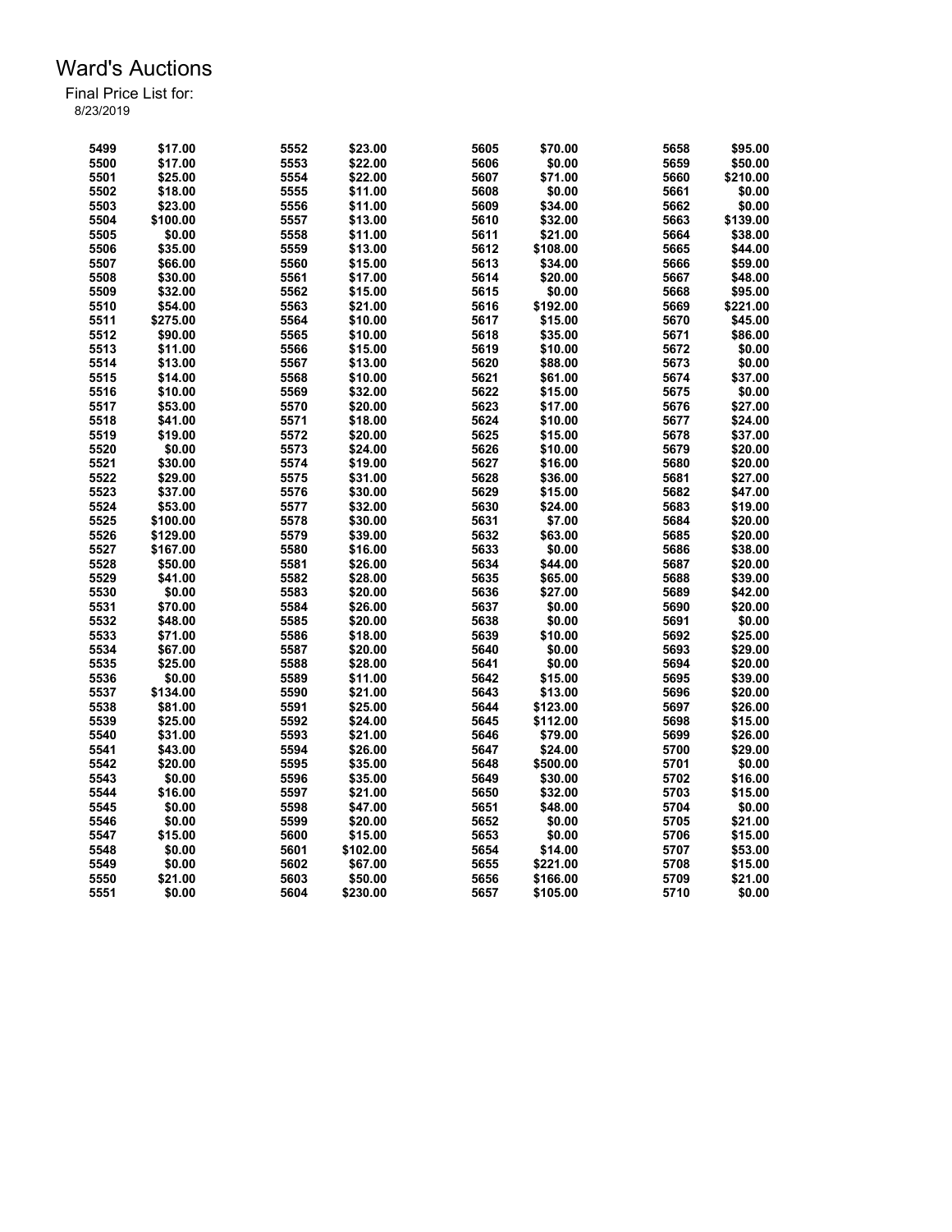# Ward's Auctions

Final Price List for:
8/23/2019

| Lot | Price | Lot | Price | Lot | Price | Lot | Price |
|---|---|---|---|---|---|---|---|
| 5499 | $17.00 | 5552 | $23.00 | 5605 | $70.00 | 5658 | $95.00 |
| 5500 | $17.00 | 5553 | $22.00 | 5606 | $0.00 | 5659 | $50.00 |
| 5501 | $25.00 | 5554 | $22.00 | 5607 | $71.00 | 5660 | $210.00 |
| 5502 | $18.00 | 5555 | $11.00 | 5608 | $0.00 | 5661 | $0.00 |
| 5503 | $23.00 | 5556 | $11.00 | 5609 | $34.00 | 5662 | $0.00 |
| 5504 | $100.00 | 5557 | $13.00 | 5610 | $32.00 | 5663 | $139.00 |
| 5505 | $0.00 | 5558 | $11.00 | 5611 | $21.00 | 5664 | $38.00 |
| 5506 | $35.00 | 5559 | $13.00 | 5612 | $108.00 | 5665 | $44.00 |
| 5507 | $66.00 | 5560 | $15.00 | 5613 | $34.00 | 5666 | $59.00 |
| 5508 | $30.00 | 5561 | $17.00 | 5614 | $20.00 | 5667 | $48.00 |
| 5509 | $32.00 | 5562 | $15.00 | 5615 | $0.00 | 5668 | $95.00 |
| 5510 | $54.00 | 5563 | $21.00 | 5616 | $192.00 | 5669 | $221.00 |
| 5511 | $275.00 | 5564 | $10.00 | 5617 | $15.00 | 5670 | $45.00 |
| 5512 | $90.00 | 5565 | $10.00 | 5618 | $35.00 | 5671 | $86.00 |
| 5513 | $11.00 | 5566 | $15.00 | 5619 | $10.00 | 5672 | $0.00 |
| 5514 | $13.00 | 5567 | $13.00 | 5620 | $88.00 | 5673 | $0.00 |
| 5515 | $14.00 | 5568 | $10.00 | 5621 | $61.00 | 5674 | $37.00 |
| 5516 | $10.00 | 5569 | $32.00 | 5622 | $15.00 | 5675 | $0.00 |
| 5517 | $53.00 | 5570 | $20.00 | 5623 | $17.00 | 5676 | $27.00 |
| 5518 | $41.00 | 5571 | $18.00 | 5624 | $10.00 | 5677 | $24.00 |
| 5519 | $19.00 | 5572 | $20.00 | 5625 | $15.00 | 5678 | $37.00 |
| 5520 | $0.00 | 5573 | $24.00 | 5626 | $10.00 | 5679 | $20.00 |
| 5521 | $30.00 | 5574 | $19.00 | 5627 | $16.00 | 5680 | $20.00 |
| 5522 | $29.00 | 5575 | $31.00 | 5628 | $36.00 | 5681 | $27.00 |
| 5523 | $37.00 | 5576 | $30.00 | 5629 | $15.00 | 5682 | $47.00 |
| 5524 | $53.00 | 5577 | $32.00 | 5630 | $24.00 | 5683 | $19.00 |
| 5525 | $100.00 | 5578 | $30.00 | 5631 | $7.00 | 5684 | $20.00 |
| 5526 | $129.00 | 5579 | $39.00 | 5632 | $63.00 | 5685 | $20.00 |
| 5527 | $167.00 | 5580 | $16.00 | 5633 | $0.00 | 5686 | $38.00 |
| 5528 | $50.00 | 5581 | $26.00 | 5634 | $44.00 | 5687 | $20.00 |
| 5529 | $41.00 | 5582 | $28.00 | 5635 | $65.00 | 5688 | $39.00 |
| 5530 | $0.00 | 5583 | $20.00 | 5636 | $27.00 | 5689 | $42.00 |
| 5531 | $70.00 | 5584 | $26.00 | 5637 | $0.00 | 5690 | $20.00 |
| 5532 | $48.00 | 5585 | $20.00 | 5638 | $0.00 | 5691 | $0.00 |
| 5533 | $71.00 | 5586 | $18.00 | 5639 | $10.00 | 5692 | $25.00 |
| 5534 | $67.00 | 5587 | $20.00 | 5640 | $0.00 | 5693 | $29.00 |
| 5535 | $25.00 | 5588 | $28.00 | 5641 | $0.00 | 5694 | $20.00 |
| 5536 | $0.00 | 5589 | $11.00 | 5642 | $15.00 | 5695 | $39.00 |
| 5537 | $134.00 | 5590 | $21.00 | 5643 | $13.00 | 5696 | $20.00 |
| 5538 | $81.00 | 5591 | $25.00 | 5644 | $123.00 | 5697 | $26.00 |
| 5539 | $25.00 | 5592 | $24.00 | 5645 | $112.00 | 5698 | $15.00 |
| 5540 | $31.00 | 5593 | $21.00 | 5646 | $79.00 | 5699 | $26.00 |
| 5541 | $43.00 | 5594 | $26.00 | 5647 | $24.00 | 5700 | $29.00 |
| 5542 | $20.00 | 5595 | $35.00 | 5648 | $500.00 | 5701 | $0.00 |
| 5543 | $0.00 | 5596 | $35.00 | 5649 | $30.00 | 5702 | $16.00 |
| 5544 | $16.00 | 5597 | $21.00 | 5650 | $32.00 | 5703 | $15.00 |
| 5545 | $0.00 | 5598 | $47.00 | 5651 | $48.00 | 5704 | $0.00 |
| 5546 | $0.00 | 5599 | $20.00 | 5652 | $0.00 | 5705 | $21.00 |
| 5547 | $15.00 | 5600 | $15.00 | 5653 | $0.00 | 5706 | $15.00 |
| 5548 | $0.00 | 5601 | $102.00 | 5654 | $14.00 | 5707 | $53.00 |
| 5549 | $0.00 | 5602 | $67.00 | 5655 | $221.00 | 5708 | $15.00 |
| 5550 | $21.00 | 5603 | $50.00 | 5656 | $166.00 | 5709 | $21.00 |
| 5551 | $0.00 | 5604 | $230.00 | 5657 | $105.00 | 5710 | $0.00 |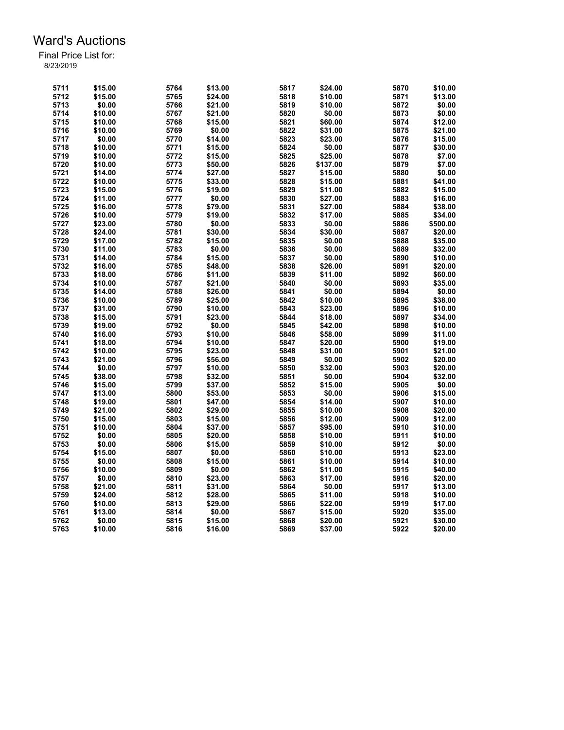# Ward's Auctions

Final Price List for:
8/23/2019

| Lot | Price | Lot | Price | Lot | Price | Lot | Price |
|---|---|---|---|---|---|---|---|
| 5711 | $15.00 | 5764 | $13.00 | 5817 | $24.00 | 5870 | $10.00 |
| 5712 | $15.00 | 5765 | $24.00 | 5818 | $10.00 | 5871 | $13.00 |
| 5713 | $0.00 | 5766 | $21.00 | 5819 | $10.00 | 5872 | $0.00 |
| 5714 | $10.00 | 5767 | $21.00 | 5820 | $0.00 | 5873 | $0.00 |
| 5715 | $10.00 | 5768 | $15.00 | 5821 | $60.00 | 5874 | $12.00 |
| 5716 | $10.00 | 5769 | $0.00 | 5822 | $31.00 | 5875 | $21.00 |
| 5717 | $0.00 | 5770 | $14.00 | 5823 | $23.00 | 5876 | $15.00 |
| 5718 | $10.00 | 5771 | $15.00 | 5824 | $0.00 | 5877 | $30.00 |
| 5719 | $10.00 | 5772 | $15.00 | 5825 | $25.00 | 5878 | $7.00 |
| 5720 | $10.00 | 5773 | $50.00 | 5826 | $137.00 | 5879 | $7.00 |
| 5721 | $14.00 | 5774 | $27.00 | 5827 | $15.00 | 5880 | $0.00 |
| 5722 | $10.00 | 5775 | $33.00 | 5828 | $15.00 | 5881 | $41.00 |
| 5723 | $15.00 | 5776 | $19.00 | 5829 | $11.00 | 5882 | $15.00 |
| 5724 | $11.00 | 5777 | $0.00 | 5830 | $27.00 | 5883 | $16.00 |
| 5725 | $16.00 | 5778 | $79.00 | 5831 | $27.00 | 5884 | $38.00 |
| 5726 | $10.00 | 5779 | $19.00 | 5832 | $17.00 | 5885 | $34.00 |
| 5727 | $23.00 | 5780 | $0.00 | 5833 | $0.00 | 5886 | $500.00 |
| 5728 | $24.00 | 5781 | $30.00 | 5834 | $30.00 | 5887 | $20.00 |
| 5729 | $17.00 | 5782 | $15.00 | 5835 | $0.00 | 5888 | $35.00 |
| 5730 | $11.00 | 5783 | $0.00 | 5836 | $0.00 | 5889 | $32.00 |
| 5731 | $14.00 | 5784 | $15.00 | 5837 | $0.00 | 5890 | $10.00 |
| 5732 | $16.00 | 5785 | $48.00 | 5838 | $26.00 | 5891 | $20.00 |
| 5733 | $18.00 | 5786 | $11.00 | 5839 | $11.00 | 5892 | $60.00 |
| 5734 | $10.00 | 5787 | $21.00 | 5840 | $0.00 | 5893 | $35.00 |
| 5735 | $14.00 | 5788 | $26.00 | 5841 | $0.00 | 5894 | $0.00 |
| 5736 | $10.00 | 5789 | $25.00 | 5842 | $10.00 | 5895 | $38.00 |
| 5737 | $31.00 | 5790 | $10.00 | 5843 | $23.00 | 5896 | $10.00 |
| 5738 | $15.00 | 5791 | $23.00 | 5844 | $18.00 | 5897 | $34.00 |
| 5739 | $19.00 | 5792 | $0.00 | 5845 | $42.00 | 5898 | $10.00 |
| 5740 | $16.00 | 5793 | $10.00 | 5846 | $58.00 | 5899 | $11.00 |
| 5741 | $18.00 | 5794 | $10.00 | 5847 | $20.00 | 5900 | $19.00 |
| 5742 | $10.00 | 5795 | $23.00 | 5848 | $31.00 | 5901 | $21.00 |
| 5743 | $21.00 | 5796 | $56.00 | 5849 | $0.00 | 5902 | $20.00 |
| 5744 | $0.00 | 5797 | $10.00 | 5850 | $32.00 | 5903 | $20.00 |
| 5745 | $38.00 | 5798 | $32.00 | 5851 | $0.00 | 5904 | $32.00 |
| 5746 | $15.00 | 5799 | $37.00 | 5852 | $15.00 | 5905 | $0.00 |
| 5747 | $13.00 | 5800 | $53.00 | 5853 | $0.00 | 5906 | $15.00 |
| 5748 | $19.00 | 5801 | $47.00 | 5854 | $14.00 | 5907 | $10.00 |
| 5749 | $21.00 | 5802 | $29.00 | 5855 | $10.00 | 5908 | $20.00 |
| 5750 | $15.00 | 5803 | $15.00 | 5856 | $12.00 | 5909 | $12.00 |
| 5751 | $10.00 | 5804 | $37.00 | 5857 | $95.00 | 5910 | $10.00 |
| 5752 | $0.00 | 5805 | $20.00 | 5858 | $10.00 | 5911 | $10.00 |
| 5753 | $0.00 | 5806 | $15.00 | 5859 | $10.00 | 5912 | $0.00 |
| 5754 | $15.00 | 5807 | $0.00 | 5860 | $10.00 | 5913 | $23.00 |
| 5755 | $0.00 | 5808 | $15.00 | 5861 | $10.00 | 5914 | $10.00 |
| 5756 | $10.00 | 5809 | $0.00 | 5862 | $11.00 | 5915 | $40.00 |
| 5757 | $0.00 | 5810 | $23.00 | 5863 | $17.00 | 5916 | $20.00 |
| 5758 | $21.00 | 5811 | $31.00 | 5864 | $0.00 | 5917 | $13.00 |
| 5759 | $24.00 | 5812 | $28.00 | 5865 | $11.00 | 5918 | $10.00 |
| 5760 | $10.00 | 5813 | $29.00 | 5866 | $22.00 | 5919 | $17.00 |
| 5761 | $13.00 | 5814 | $0.00 | 5867 | $15.00 | 5920 | $35.00 |
| 5762 | $0.00 | 5815 | $15.00 | 5868 | $20.00 | 5921 | $30.00 |
| 5763 | $10.00 | 5816 | $16.00 | 5869 | $37.00 | 5922 | $20.00 |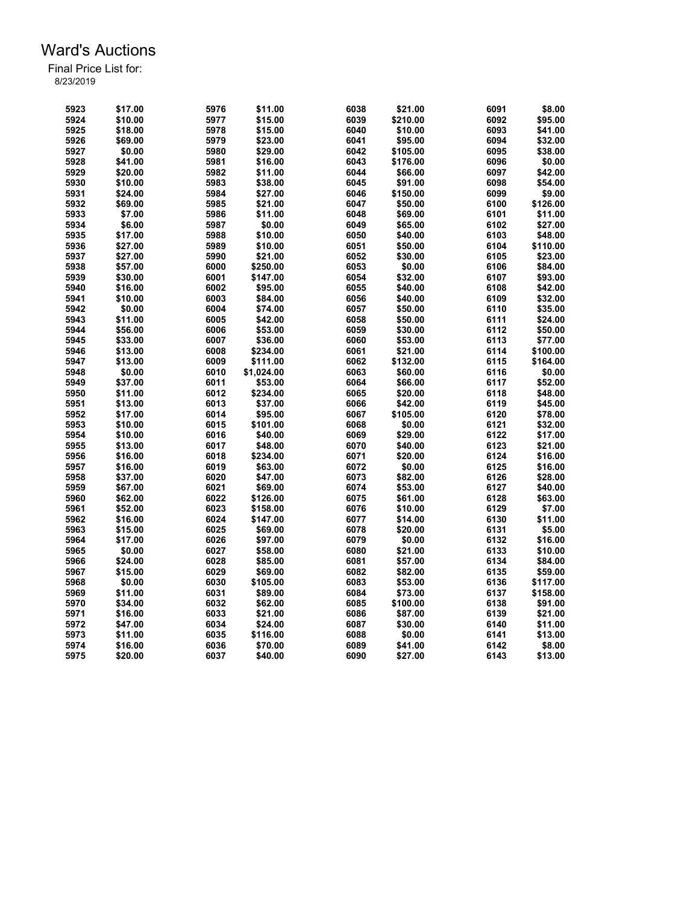# Ward's Auctions

Final Price List for:
8/23/2019

| Lot | Price | Lot | Price | Lot | Price | Lot | Price |
|---|---|---|---|---|---|---|---|
| 5923 | $17.00 | 5976 | $11.00 | 6038 | $21.00 | 6091 | $8.00 |
| 5924 | $10.00 | 5977 | $15.00 | 6039 | $210.00 | 6092 | $95.00 |
| 5925 | $18.00 | 5978 | $15.00 | 6040 | $10.00 | 6093 | $41.00 |
| 5926 | $69.00 | 5979 | $23.00 | 6041 | $95.00 | 6094 | $32.00 |
| 5927 | $0.00 | 5980 | $29.00 | 6042 | $105.00 | 6095 | $38.00 |
| 5928 | $41.00 | 5981 | $16.00 | 6043 | $176.00 | 6096 | $0.00 |
| 5929 | $20.00 | 5982 | $11.00 | 6044 | $66.00 | 6097 | $42.00 |
| 5930 | $10.00 | 5983 | $38.00 | 6045 | $91.00 | 6098 | $54.00 |
| 5931 | $24.00 | 5984 | $27.00 | 6046 | $150.00 | 6099 | $9.00 |
| 5932 | $69.00 | 5985 | $21.00 | 6047 | $50.00 | 6100 | $126.00 |
| 5933 | $7.00 | 5986 | $11.00 | 6048 | $69.00 | 6101 | $11.00 |
| 5934 | $6.00 | 5987 | $0.00 | 6049 | $65.00 | 6102 | $27.00 |
| 5935 | $17.00 | 5988 | $10.00 | 6050 | $40.00 | 6103 | $48.00 |
| 5936 | $27.00 | 5989 | $10.00 | 6051 | $50.00 | 6104 | $110.00 |
| 5937 | $27.00 | 5990 | $21.00 | 6052 | $30.00 | 6105 | $23.00 |
| 5938 | $57.00 | 6000 | $250.00 | 6053 | $0.00 | 6106 | $84.00 |
| 5939 | $30.00 | 6001 | $147.00 | 6054 | $32.00 | 6107 | $93.00 |
| 5940 | $16.00 | 6002 | $95.00 | 6055 | $40.00 | 6108 | $42.00 |
| 5941 | $10.00 | 6003 | $84.00 | 6056 | $40.00 | 6109 | $32.00 |
| 5942 | $0.00 | 6004 | $74.00 | 6057 | $50.00 | 6110 | $35.00 |
| 5943 | $11.00 | 6005 | $42.00 | 6058 | $50.00 | 6111 | $24.00 |
| 5944 | $56.00 | 6006 | $53.00 | 6059 | $30.00 | 6112 | $50.00 |
| 5945 | $33.00 | 6007 | $36.00 | 6060 | $53.00 | 6113 | $77.00 |
| 5946 | $13.00 | 6008 | $234.00 | 6061 | $21.00 | 6114 | $100.00 |
| 5947 | $13.00 | 6009 | $111.00 | 6062 | $132.00 | 6115 | $164.00 |
| 5948 | $0.00 | 6010 | $1,024.00 | 6063 | $60.00 | 6116 | $0.00 |
| 5949 | $37.00 | 6011 | $53.00 | 6064 | $66.00 | 6117 | $52.00 |
| 5950 | $11.00 | 6012 | $234.00 | 6065 | $20.00 | 6118 | $48.00 |
| 5951 | $13.00 | 6013 | $37.00 | 6066 | $42.00 | 6119 | $45.00 |
| 5952 | $17.00 | 6014 | $95.00 | 6067 | $105.00 | 6120 | $78.00 |
| 5953 | $10.00 | 6015 | $101.00 | 6068 | $0.00 | 6121 | $32.00 |
| 5954 | $10.00 | 6016 | $40.00 | 6069 | $29.00 | 6122 | $17.00 |
| 5955 | $13.00 | 6017 | $48.00 | 6070 | $40.00 | 6123 | $21.00 |
| 5956 | $16.00 | 6018 | $234.00 | 6071 | $20.00 | 6124 | $16.00 |
| 5957 | $16.00 | 6019 | $63.00 | 6072 | $0.00 | 6125 | $16.00 |
| 5958 | $37.00 | 6020 | $47.00 | 6073 | $82.00 | 6126 | $28.00 |
| 5959 | $67.00 | 6021 | $69.00 | 6074 | $53.00 | 6127 | $40.00 |
| 5960 | $62.00 | 6022 | $126.00 | 6075 | $61.00 | 6128 | $63.00 |
| 5961 | $52.00 | 6023 | $158.00 | 6076 | $10.00 | 6129 | $7.00 |
| 5962 | $16.00 | 6024 | $147.00 | 6077 | $14.00 | 6130 | $11.00 |
| 5963 | $15.00 | 6025 | $69.00 | 6078 | $20.00 | 6131 | $5.00 |
| 5964 | $17.00 | 6026 | $97.00 | 6079 | $0.00 | 6132 | $16.00 |
| 5965 | $0.00 | 6027 | $58.00 | 6080 | $21.00 | 6133 | $10.00 |
| 5966 | $24.00 | 6028 | $85.00 | 6081 | $57.00 | 6134 | $84.00 |
| 5967 | $15.00 | 6029 | $69.00 | 6082 | $82.00 | 6135 | $59.00 |
| 5968 | $0.00 | 6030 | $105.00 | 6083 | $53.00 | 6136 | $117.00 |
| 5969 | $11.00 | 6031 | $89.00 | 6084 | $73.00 | 6137 | $158.00 |
| 5970 | $34.00 | 6032 | $62.00 | 6085 | $100.00 | 6138 | $91.00 |
| 5971 | $16.00 | 6033 | $21.00 | 6086 | $87.00 | 6139 | $21.00 |
| 5972 | $47.00 | 6034 | $24.00 | 6087 | $30.00 | 6140 | $11.00 |
| 5973 | $11.00 | 6035 | $116.00 | 6088 | $0.00 | 6141 | $13.00 |
| 5974 | $16.00 | 6036 | $70.00 | 6089 | $41.00 | 6142 | $8.00 |
| 5975 | $20.00 | 6037 | $40.00 | 6090 | $27.00 | 6143 | $13.00 |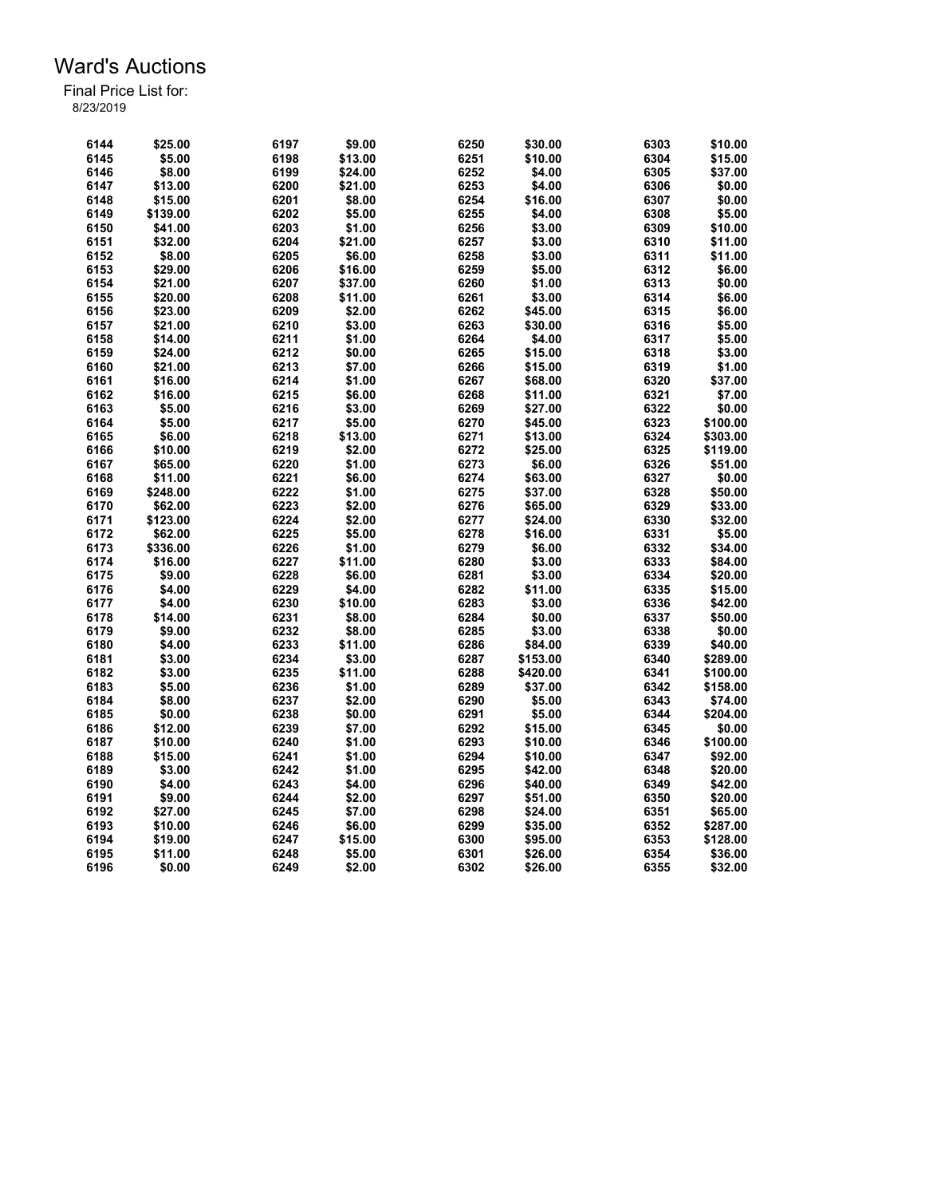# Ward's Auctions

Final Price List for:
8/23/2019

| Lot | Price | Lot | Price | Lot | Price | Lot | Price |
|---|---|---|---|---|---|---|---|
| 6144 | $25.00 | 6197 | $9.00 | 6250 | $30.00 | 6303 | $10.00 |
| 6145 | $5.00 | 6198 | $13.00 | 6251 | $10.00 | 6304 | $15.00 |
| 6146 | $8.00 | 6199 | $24.00 | 6252 | $4.00 | 6305 | $37.00 |
| 6147 | $13.00 | 6200 | $21.00 | 6253 | $4.00 | 6306 | $0.00 |
| 6148 | $15.00 | 6201 | $8.00 | 6254 | $16.00 | 6307 | $0.00 |
| 6149 | $139.00 | 6202 | $5.00 | 6255 | $4.00 | 6308 | $5.00 |
| 6150 | $41.00 | 6203 | $1.00 | 6256 | $3.00 | 6309 | $10.00 |
| 6151 | $32.00 | 6204 | $21.00 | 6257 | $3.00 | 6310 | $11.00 |
| 6152 | $8.00 | 6205 | $6.00 | 6258 | $3.00 | 6311 | $11.00 |
| 6153 | $29.00 | 6206 | $16.00 | 6259 | $5.00 | 6312 | $6.00 |
| 6154 | $21.00 | 6207 | $37.00 | 6260 | $1.00 | 6313 | $0.00 |
| 6155 | $20.00 | 6208 | $11.00 | 6261 | $3.00 | 6314 | $6.00 |
| 6156 | $23.00 | 6209 | $2.00 | 6262 | $45.00 | 6315 | $6.00 |
| 6157 | $21.00 | 6210 | $3.00 | 6263 | $30.00 | 6316 | $5.00 |
| 6158 | $14.00 | 6211 | $1.00 | 6264 | $4.00 | 6317 | $5.00 |
| 6159 | $24.00 | 6212 | $0.00 | 6265 | $15.00 | 6318 | $3.00 |
| 6160 | $21.00 | 6213 | $7.00 | 6266 | $15.00 | 6319 | $1.00 |
| 6161 | $16.00 | 6214 | $1.00 | 6267 | $68.00 | 6320 | $37.00 |
| 6162 | $16.00 | 6215 | $6.00 | 6268 | $11.00 | 6321 | $7.00 |
| 6163 | $5.00 | 6216 | $3.00 | 6269 | $27.00 | 6322 | $0.00 |
| 6164 | $5.00 | 6217 | $5.00 | 6270 | $45.00 | 6323 | $100.00 |
| 6165 | $6.00 | 6218 | $13.00 | 6271 | $13.00 | 6324 | $303.00 |
| 6166 | $10.00 | 6219 | $2.00 | 6272 | $25.00 | 6325 | $119.00 |
| 6167 | $65.00 | 6220 | $1.00 | 6273 | $6.00 | 6326 | $51.00 |
| 6168 | $11.00 | 6221 | $6.00 | 6274 | $63.00 | 6327 | $0.00 |
| 6169 | $248.00 | 6222 | $1.00 | 6275 | $37.00 | 6328 | $50.00 |
| 6170 | $62.00 | 6223 | $2.00 | 6276 | $65.00 | 6329 | $33.00 |
| 6171 | $123.00 | 6224 | $2.00 | 6277 | $24.00 | 6330 | $32.00 |
| 6172 | $62.00 | 6225 | $5.00 | 6278 | $16.00 | 6331 | $5.00 |
| 6173 | $336.00 | 6226 | $1.00 | 6279 | $6.00 | 6332 | $34.00 |
| 6174 | $16.00 | 6227 | $11.00 | 6280 | $3.00 | 6333 | $84.00 |
| 6175 | $9.00 | 6228 | $6.00 | 6281 | $3.00 | 6334 | $20.00 |
| 6176 | $4.00 | 6229 | $4.00 | 6282 | $11.00 | 6335 | $15.00 |
| 6177 | $4.00 | 6230 | $10.00 | 6283 | $3.00 | 6336 | $42.00 |
| 6178 | $14.00 | 6231 | $8.00 | 6284 | $0.00 | 6337 | $50.00 |
| 6179 | $9.00 | 6232 | $8.00 | 6285 | $3.00 | 6338 | $0.00 |
| 6180 | $4.00 | 6233 | $11.00 | 6286 | $84.00 | 6339 | $40.00 |
| 6181 | $3.00 | 6234 | $3.00 | 6287 | $153.00 | 6340 | $289.00 |
| 6182 | $3.00 | 6235 | $11.00 | 6288 | $420.00 | 6341 | $100.00 |
| 6183 | $5.00 | 6236 | $1.00 | 6289 | $37.00 | 6342 | $158.00 |
| 6184 | $8.00 | 6237 | $2.00 | 6290 | $5.00 | 6343 | $74.00 |
| 6185 | $0.00 | 6238 | $0.00 | 6291 | $5.00 | 6344 | $204.00 |
| 6186 | $12.00 | 6239 | $7.00 | 6292 | $15.00 | 6345 | $0.00 |
| 6187 | $10.00 | 6240 | $1.00 | 6293 | $10.00 | 6346 | $100.00 |
| 6188 | $15.00 | 6241 | $1.00 | 6294 | $10.00 | 6347 | $92.00 |
| 6189 | $3.00 | 6242 | $1.00 | 6295 | $42.00 | 6348 | $20.00 |
| 6190 | $4.00 | 6243 | $4.00 | 6296 | $40.00 | 6349 | $42.00 |
| 6191 | $9.00 | 6244 | $2.00 | 6297 | $51.00 | 6350 | $20.00 |
| 6192 | $27.00 | 6245 | $7.00 | 6298 | $24.00 | 6351 | $65.00 |
| 6193 | $10.00 | 6246 | $6.00 | 6299 | $35.00 | 6352 | $287.00 |
| 6194 | $19.00 | 6247 | $15.00 | 6300 | $95.00 | 6353 | $128.00 |
| 6195 | $11.00 | 6248 | $5.00 | 6301 | $26.00 | 6354 | $36.00 |
| 6196 | $0.00 | 6249 | $2.00 | 6302 | $26.00 | 6355 | $32.00 |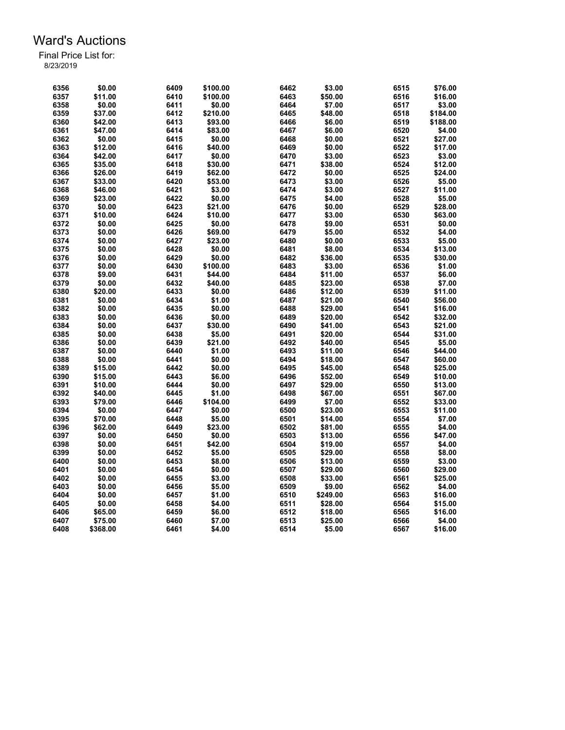# Ward's Auctions

Final Price List for:
8/23/2019

| Lot | Price | Lot | Price | Lot | Price | Lot | Price |
|---|---|---|---|---|---|---|---|
| 6356 | $0.00 | 6409 | $100.00 | 6462 | $3.00 | 6515 | $76.00 |
| 6357 | $11.00 | 6410 | $100.00 | 6463 | $50.00 | 6516 | $16.00 |
| 6358 | $0.00 | 6411 | $0.00 | 6464 | $7.00 | 6517 | $3.00 |
| 6359 | $37.00 | 6412 | $210.00 | 6465 | $48.00 | 6518 | $184.00 |
| 6360 | $42.00 | 6413 | $93.00 | 6466 | $6.00 | 6519 | $188.00 |
| 6361 | $47.00 | 6414 | $83.00 | 6467 | $6.00 | 6520 | $4.00 |
| 6362 | $0.00 | 6415 | $0.00 | 6468 | $0.00 | 6521 | $27.00 |
| 6363 | $12.00 | 6416 | $40.00 | 6469 | $0.00 | 6522 | $17.00 |
| 6364 | $42.00 | 6417 | $0.00 | 6470 | $3.00 | 6523 | $3.00 |
| 6365 | $35.00 | 6418 | $30.00 | 6471 | $38.00 | 6524 | $12.00 |
| 6366 | $26.00 | 6419 | $62.00 | 6472 | $0.00 | 6525 | $24.00 |
| 6367 | $33.00 | 6420 | $53.00 | 6473 | $3.00 | 6526 | $5.00 |
| 6368 | $46.00 | 6421 | $3.00 | 6474 | $3.00 | 6527 | $11.00 |
| 6369 | $23.00 | 6422 | $0.00 | 6475 | $4.00 | 6528 | $5.00 |
| 6370 | $0.00 | 6423 | $21.00 | 6476 | $0.00 | 6529 | $28.00 |
| 6371 | $10.00 | 6424 | $10.00 | 6477 | $3.00 | 6530 | $63.00 |
| 6372 | $0.00 | 6425 | $0.00 | 6478 | $9.00 | 6531 | $0.00 |
| 6373 | $0.00 | 6426 | $69.00 | 6479 | $5.00 | 6532 | $4.00 |
| 6374 | $0.00 | 6427 | $23.00 | 6480 | $0.00 | 6533 | $5.00 |
| 6375 | $0.00 | 6428 | $0.00 | 6481 | $8.00 | 6534 | $13.00 |
| 6376 | $0.00 | 6429 | $0.00 | 6482 | $36.00 | 6535 | $30.00 |
| 6377 | $0.00 | 6430 | $100.00 | 6483 | $3.00 | 6536 | $1.00 |
| 6378 | $9.00 | 6431 | $44.00 | 6484 | $11.00 | 6537 | $6.00 |
| 6379 | $0.00 | 6432 | $40.00 | 6485 | $23.00 | 6538 | $7.00 |
| 6380 | $20.00 | 6433 | $0.00 | 6486 | $12.00 | 6539 | $11.00 |
| 6381 | $0.00 | 6434 | $1.00 | 6487 | $21.00 | 6540 | $56.00 |
| 6382 | $0.00 | 6435 | $0.00 | 6488 | $29.00 | 6541 | $16.00 |
| 6383 | $0.00 | 6436 | $0.00 | 6489 | $20.00 | 6542 | $32.00 |
| 6384 | $0.00 | 6437 | $30.00 | 6490 | $41.00 | 6543 | $21.00 |
| 6385 | $0.00 | 6438 | $5.00 | 6491 | $20.00 | 6544 | $31.00 |
| 6386 | $0.00 | 6439 | $21.00 | 6492 | $40.00 | 6545 | $5.00 |
| 6387 | $0.00 | 6440 | $1.00 | 6493 | $11.00 | 6546 | $44.00 |
| 6388 | $0.00 | 6441 | $0.00 | 6494 | $18.00 | 6547 | $60.00 |
| 6389 | $15.00 | 6442 | $0.00 | 6495 | $45.00 | 6548 | $25.00 |
| 6390 | $15.00 | 6443 | $6.00 | 6496 | $52.00 | 6549 | $10.00 |
| 6391 | $10.00 | 6444 | $0.00 | 6497 | $29.00 | 6550 | $13.00 |
| 6392 | $40.00 | 6445 | $1.00 | 6498 | $67.00 | 6551 | $67.00 |
| 6393 | $79.00 | 6446 | $104.00 | 6499 | $7.00 | 6552 | $33.00 |
| 6394 | $0.00 | 6447 | $0.00 | 6500 | $23.00 | 6553 | $11.00 |
| 6395 | $70.00 | 6448 | $5.00 | 6501 | $14.00 | 6554 | $7.00 |
| 6396 | $62.00 | 6449 | $23.00 | 6502 | $81.00 | 6555 | $4.00 |
| 6397 | $0.00 | 6450 | $0.00 | 6503 | $13.00 | 6556 | $47.00 |
| 6398 | $0.00 | 6451 | $42.00 | 6504 | $19.00 | 6557 | $4.00 |
| 6399 | $0.00 | 6452 | $5.00 | 6505 | $29.00 | 6558 | $8.00 |
| 6400 | $0.00 | 6453 | $8.00 | 6506 | $13.00 | 6559 | $3.00 |
| 6401 | $0.00 | 6454 | $0.00 | 6507 | $29.00 | 6560 | $29.00 |
| 6402 | $0.00 | 6455 | $3.00 | 6508 | $33.00 | 6561 | $25.00 |
| 6403 | $0.00 | 6456 | $5.00 | 6509 | $9.00 | 6562 | $4.00 |
| 6404 | $0.00 | 6457 | $1.00 | 6510 | $249.00 | 6563 | $16.00 |
| 6405 | $0.00 | 6458 | $4.00 | 6511 | $28.00 | 6564 | $15.00 |
| 6406 | $65.00 | 6459 | $6.00 | 6512 | $18.00 | 6565 | $16.00 |
| 6407 | $75.00 | 6460 | $7.00 | 6513 | $25.00 | 6566 | $4.00 |
| 6408 | $368.00 | 6461 | $4.00 | 6514 | $5.00 | 6567 | $16.00 |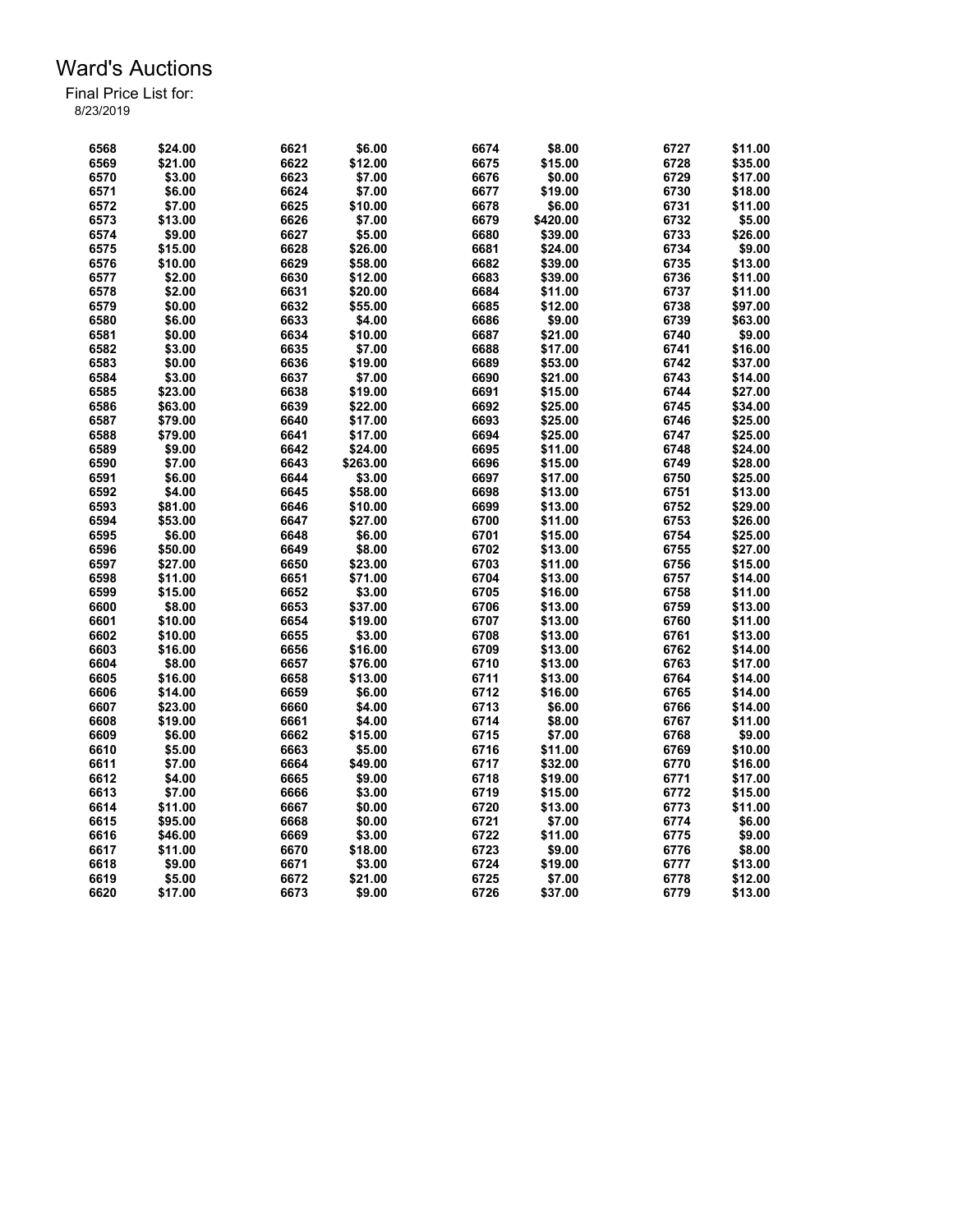# Ward's Auctions

Final Price List for:
8/23/2019

| Lot | Price | Lot | Price | Lot | Price | Lot | Price |
|---|---|---|---|---|---|---|---|
| 6568 | $24.00 | 6621 | $6.00 | 6674 | $8.00 | 6727 | $11.00 |
| 6569 | $21.00 | 6622 | $12.00 | 6675 | $15.00 | 6728 | $35.00 |
| 6570 | $3.00 | 6623 | $7.00 | 6676 | $0.00 | 6729 | $17.00 |
| 6571 | $6.00 | 6624 | $7.00 | 6677 | $19.00 | 6730 | $18.00 |
| 6572 | $7.00 | 6625 | $10.00 | 6678 | $6.00 | 6731 | $11.00 |
| 6573 | $13.00 | 6626 | $7.00 | 6679 | $420.00 | 6732 | $5.00 |
| 6574 | $9.00 | 6627 | $5.00 | 6680 | $39.00 | 6733 | $26.00 |
| 6575 | $15.00 | 6628 | $26.00 | 6681 | $24.00 | 6734 | $9.00 |
| 6576 | $10.00 | 6629 | $58.00 | 6682 | $39.00 | 6735 | $13.00 |
| 6577 | $2.00 | 6630 | $12.00 | 6683 | $39.00 | 6736 | $11.00 |
| 6578 | $2.00 | 6631 | $20.00 | 6684 | $11.00 | 6737 | $11.00 |
| 6579 | $0.00 | 6632 | $55.00 | 6685 | $12.00 | 6738 | $97.00 |
| 6580 | $6.00 | 6633 | $4.00 | 6686 | $9.00 | 6739 | $63.00 |
| 6581 | $0.00 | 6634 | $10.00 | 6687 | $21.00 | 6740 | $9.00 |
| 6582 | $3.00 | 6635 | $7.00 | 6688 | $17.00 | 6741 | $16.00 |
| 6583 | $0.00 | 6636 | $19.00 | 6689 | $53.00 | 6742 | $37.00 |
| 6584 | $3.00 | 6637 | $7.00 | 6690 | $21.00 | 6743 | $14.00 |
| 6585 | $23.00 | 6638 | $19.00 | 6691 | $15.00 | 6744 | $27.00 |
| 6586 | $63.00 | 6639 | $22.00 | 6692 | $25.00 | 6745 | $34.00 |
| 6587 | $79.00 | 6640 | $17.00 | 6693 | $25.00 | 6746 | $25.00 |
| 6588 | $79.00 | 6641 | $17.00 | 6694 | $25.00 | 6747 | $25.00 |
| 6589 | $9.00 | 6642 | $24.00 | 6695 | $11.00 | 6748 | $24.00 |
| 6590 | $7.00 | 6643 | $263.00 | 6696 | $15.00 | 6749 | $28.00 |
| 6591 | $6.00 | 6644 | $3.00 | 6697 | $17.00 | 6750 | $25.00 |
| 6592 | $4.00 | 6645 | $58.00 | 6698 | $13.00 | 6751 | $13.00 |
| 6593 | $81.00 | 6646 | $10.00 | 6699 | $13.00 | 6752 | $29.00 |
| 6594 | $53.00 | 6647 | $27.00 | 6700 | $11.00 | 6753 | $26.00 |
| 6595 | $6.00 | 6648 | $6.00 | 6701 | $15.00 | 6754 | $25.00 |
| 6596 | $50.00 | 6649 | $8.00 | 6702 | $13.00 | 6755 | $27.00 |
| 6597 | $27.00 | 6650 | $23.00 | 6703 | $11.00 | 6756 | $15.00 |
| 6598 | $11.00 | 6651 | $71.00 | 6704 | $13.00 | 6757 | $14.00 |
| 6599 | $15.00 | 6652 | $3.00 | 6705 | $16.00 | 6758 | $11.00 |
| 6600 | $8.00 | 6653 | $37.00 | 6706 | $13.00 | 6759 | $13.00 |
| 6601 | $10.00 | 6654 | $19.00 | 6707 | $13.00 | 6760 | $11.00 |
| 6602 | $10.00 | 6655 | $3.00 | 6708 | $13.00 | 6761 | $13.00 |
| 6603 | $16.00 | 6656 | $16.00 | 6709 | $13.00 | 6762 | $14.00 |
| 6604 | $8.00 | 6657 | $76.00 | 6710 | $13.00 | 6763 | $17.00 |
| 6605 | $16.00 | 6658 | $13.00 | 6711 | $13.00 | 6764 | $14.00 |
| 6606 | $14.00 | 6659 | $6.00 | 6712 | $16.00 | 6765 | $14.00 |
| 6607 | $23.00 | 6660 | $4.00 | 6713 | $6.00 | 6766 | $14.00 |
| 6608 | $19.00 | 6661 | $4.00 | 6714 | $8.00 | 6767 | $11.00 |
| 6609 | $6.00 | 6662 | $15.00 | 6715 | $7.00 | 6768 | $9.00 |
| 6610 | $5.00 | 6663 | $5.00 | 6716 | $11.00 | 6769 | $10.00 |
| 6611 | $7.00 | 6664 | $49.00 | 6717 | $32.00 | 6770 | $16.00 |
| 6612 | $4.00 | 6665 | $9.00 | 6718 | $19.00 | 6771 | $17.00 |
| 6613 | $7.00 | 6666 | $3.00 | 6719 | $15.00 | 6772 | $15.00 |
| 6614 | $11.00 | 6667 | $0.00 | 6720 | $13.00 | 6773 | $11.00 |
| 6615 | $95.00 | 6668 | $0.00 | 6721 | $7.00 | 6774 | $6.00 |
| 6616 | $46.00 | 6669 | $3.00 | 6722 | $11.00 | 6775 | $9.00 |
| 6617 | $11.00 | 6670 | $18.00 | 6723 | $9.00 | 6776 | $8.00 |
| 6618 | $9.00 | 6671 | $3.00 | 6724 | $19.00 | 6777 | $13.00 |
| 6619 | $5.00 | 6672 | $21.00 | 6725 | $7.00 | 6778 | $12.00 |
| 6620 | $17.00 | 6673 | $9.00 | 6726 | $37.00 | 6779 | $13.00 |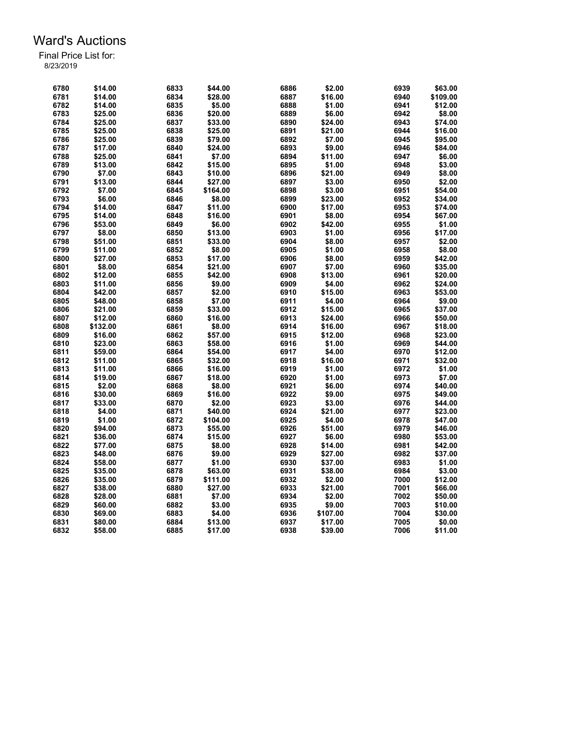# Ward's Auctions

Final Price List for:
8/23/2019

| Lot | Price | Lot | Price | Lot | Price | Lot | Price |
|---|---|---|---|---|---|---|---|
| 6780 | $14.00 | 6833 | $44.00 | 6886 | $2.00 | 6939 | $63.00 |
| 6781 | $14.00 | 6834 | $28.00 | 6887 | $16.00 | 6940 | $109.00 |
| 6782 | $14.00 | 6835 | $5.00 | 6888 | $1.00 | 6941 | $12.00 |
| 6783 | $25.00 | 6836 | $20.00 | 6889 | $6.00 | 6942 | $8.00 |
| 6784 | $25.00 | 6837 | $33.00 | 6890 | $24.00 | 6943 | $74.00 |
| 6785 | $25.00 | 6838 | $25.00 | 6891 | $21.00 | 6944 | $16.00 |
| 6786 | $25.00 | 6839 | $79.00 | 6892 | $7.00 | 6945 | $95.00 |
| 6787 | $17.00 | 6840 | $24.00 | 6893 | $9.00 | 6946 | $84.00 |
| 6788 | $25.00 | 6841 | $7.00 | 6894 | $11.00 | 6947 | $6.00 |
| 6789 | $13.00 | 6842 | $15.00 | 6895 | $1.00 | 6948 | $3.00 |
| 6790 | $7.00 | 6843 | $10.00 | 6896 | $21.00 | 6949 | $8.00 |
| 6791 | $13.00 | 6844 | $27.00 | 6897 | $3.00 | 6950 | $2.00 |
| 6792 | $7.00 | 6845 | $164.00 | 6898 | $3.00 | 6951 | $54.00 |
| 6793 | $6.00 | 6846 | $8.00 | 6899 | $23.00 | 6952 | $34.00 |
| 6794 | $14.00 | 6847 | $11.00 | 6900 | $17.00 | 6953 | $74.00 |
| 6795 | $14.00 | 6848 | $16.00 | 6901 | $8.00 | 6954 | $67.00 |
| 6796 | $53.00 | 6849 | $6.00 | 6902 | $42.00 | 6955 | $1.00 |
| 6797 | $8.00 | 6850 | $13.00 | 6903 | $1.00 | 6956 | $17.00 |
| 6798 | $51.00 | 6851 | $33.00 | 6904 | $8.00 | 6957 | $2.00 |
| 6799 | $11.00 | 6852 | $8.00 | 6905 | $1.00 | 6958 | $8.00 |
| 6800 | $27.00 | 6853 | $17.00 | 6906 | $8.00 | 6959 | $42.00 |
| 6801 | $8.00 | 6854 | $21.00 | 6907 | $7.00 | 6960 | $35.00 |
| 6802 | $12.00 | 6855 | $42.00 | 6908 | $13.00 | 6961 | $20.00 |
| 6803 | $11.00 | 6856 | $9.00 | 6909 | $4.00 | 6962 | $24.00 |
| 6804 | $42.00 | 6857 | $2.00 | 6910 | $15.00 | 6963 | $53.00 |
| 6805 | $48.00 | 6858 | $7.00 | 6911 | $4.00 | 6964 | $9.00 |
| 6806 | $21.00 | 6859 | $33.00 | 6912 | $15.00 | 6965 | $37.00 |
| 6807 | $12.00 | 6860 | $16.00 | 6913 | $24.00 | 6966 | $50.00 |
| 6808 | $132.00 | 6861 | $8.00 | 6914 | $16.00 | 6967 | $18.00 |
| 6809 | $16.00 | 6862 | $57.00 | 6915 | $12.00 | 6968 | $23.00 |
| 6810 | $23.00 | 6863 | $58.00 | 6916 | $1.00 | 6969 | $44.00 |
| 6811 | $59.00 | 6864 | $54.00 | 6917 | $4.00 | 6970 | $12.00 |
| 6812 | $11.00 | 6865 | $32.00 | 6918 | $16.00 | 6971 | $32.00 |
| 6813 | $11.00 | 6866 | $16.00 | 6919 | $1.00 | 6972 | $1.00 |
| 6814 | $19.00 | 6867 | $18.00 | 6920 | $1.00 | 6973 | $7.00 |
| 6815 | $2.00 | 6868 | $8.00 | 6921 | $6.00 | 6974 | $40.00 |
| 6816 | $30.00 | 6869 | $16.00 | 6922 | $9.00 | 6975 | $49.00 |
| 6817 | $33.00 | 6870 | $2.00 | 6923 | $3.00 | 6976 | $44.00 |
| 6818 | $4.00 | 6871 | $40.00 | 6924 | $21.00 | 6977 | $23.00 |
| 6819 | $1.00 | 6872 | $104.00 | 6925 | $4.00 | 6978 | $47.00 |
| 6820 | $94.00 | 6873 | $55.00 | 6926 | $51.00 | 6979 | $46.00 |
| 6821 | $36.00 | 6874 | $15.00 | 6927 | $6.00 | 6980 | $53.00 |
| 6822 | $77.00 | 6875 | $8.00 | 6928 | $14.00 | 6981 | $42.00 |
| 6823 | $48.00 | 6876 | $9.00 | 6929 | $27.00 | 6982 | $37.00 |
| 6824 | $58.00 | 6877 | $1.00 | 6930 | $37.00 | 6983 | $1.00 |
| 6825 | $35.00 | 6878 | $63.00 | 6931 | $38.00 | 6984 | $3.00 |
| 6826 | $35.00 | 6879 | $111.00 | 6932 | $2.00 | 7000 | $12.00 |
| 6827 | $38.00 | 6880 | $27.00 | 6933 | $21.00 | 7001 | $66.00 |
| 6828 | $28.00 | 6881 | $7.00 | 6934 | $2.00 | 7002 | $50.00 |
| 6829 | $60.00 | 6882 | $3.00 | 6935 | $9.00 | 7003 | $10.00 |
| 6830 | $69.00 | 6883 | $4.00 | 6936 | $107.00 | 7004 | $30.00 |
| 6831 | $80.00 | 6884 | $13.00 | 6937 | $17.00 | 7005 | $0.00 |
| 6832 | $58.00 | 6885 | $17.00 | 6938 | $39.00 | 7006 | $11.00 |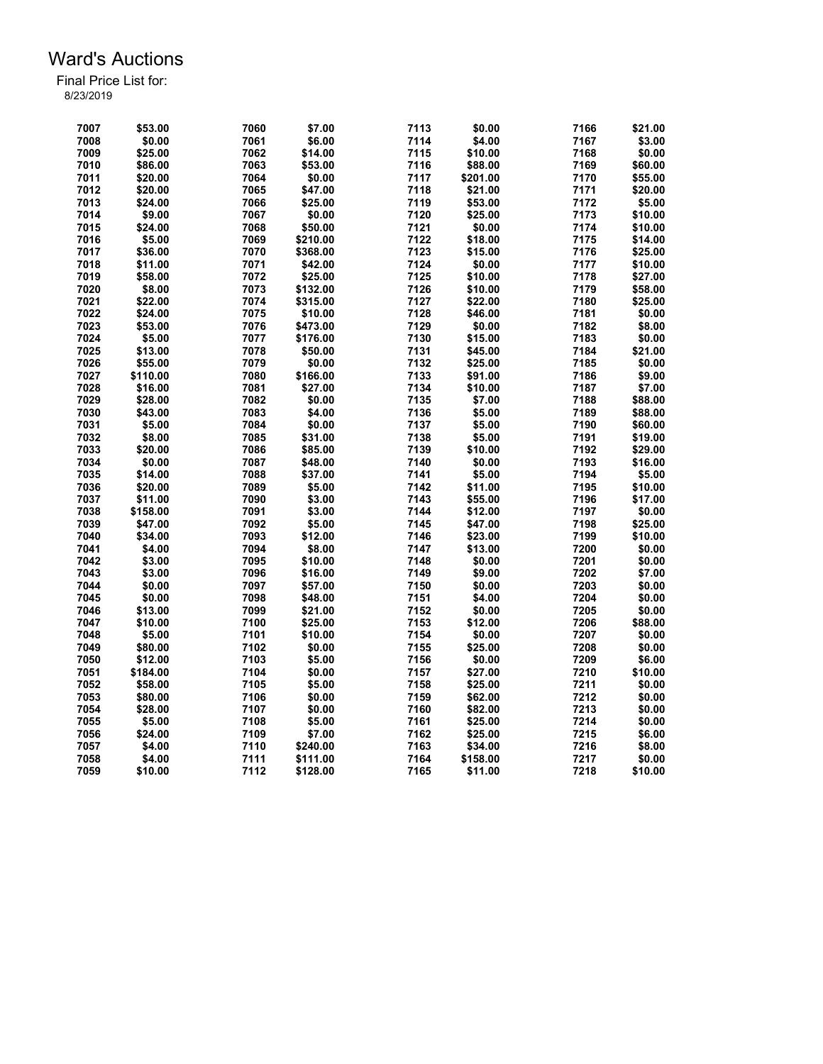# Ward's Auctions

Final Price List for:
8/23/2019

| Lot | Price | Lot | Price | Lot | Price | Lot | Price |
|---|---|---|---|---|---|---|---|
| 7007 | $53.00 | 7060 | $7.00 | 7113 | $0.00 | 7166 | $21.00 |
| 7008 | $0.00 | 7061 | $6.00 | 7114 | $4.00 | 7167 | $3.00 |
| 7009 | $25.00 | 7062 | $14.00 | 7115 | $10.00 | 7168 | $0.00 |
| 7010 | $86.00 | 7063 | $53.00 | 7116 | $88.00 | 7169 | $60.00 |
| 7011 | $20.00 | 7064 | $0.00 | 7117 | $201.00 | 7170 | $55.00 |
| 7012 | $20.00 | 7065 | $47.00 | 7118 | $21.00 | 7171 | $20.00 |
| 7013 | $24.00 | 7066 | $25.00 | 7119 | $53.00 | 7172 | $5.00 |
| 7014 | $9.00 | 7067 | $0.00 | 7120 | $25.00 | 7173 | $10.00 |
| 7015 | $24.00 | 7068 | $50.00 | 7121 | $0.00 | 7174 | $10.00 |
| 7016 | $5.00 | 7069 | $210.00 | 7122 | $18.00 | 7175 | $14.00 |
| 7017 | $36.00 | 7070 | $368.00 | 7123 | $15.00 | 7176 | $25.00 |
| 7018 | $11.00 | 7071 | $42.00 | 7124 | $0.00 | 7177 | $10.00 |
| 7019 | $58.00 | 7072 | $25.00 | 7125 | $10.00 | 7178 | $27.00 |
| 7020 | $8.00 | 7073 | $132.00 | 7126 | $10.00 | 7179 | $58.00 |
| 7021 | $22.00 | 7074 | $315.00 | 7127 | $22.00 | 7180 | $25.00 |
| 7022 | $24.00 | 7075 | $10.00 | 7128 | $46.00 | 7181 | $0.00 |
| 7023 | $53.00 | 7076 | $473.00 | 7129 | $0.00 | 7182 | $8.00 |
| 7024 | $5.00 | 7077 | $176.00 | 7130 | $15.00 | 7183 | $0.00 |
| 7025 | $13.00 | 7078 | $50.00 | 7131 | $45.00 | 7184 | $21.00 |
| 7026 | $55.00 | 7079 | $0.00 | 7132 | $25.00 | 7185 | $0.00 |
| 7027 | $110.00 | 7080 | $166.00 | 7133 | $91.00 | 7186 | $9.00 |
| 7028 | $16.00 | 7081 | $27.00 | 7134 | $10.00 | 7187 | $7.00 |
| 7029 | $28.00 | 7082 | $0.00 | 7135 | $7.00 | 7188 | $88.00 |
| 7030 | $43.00 | 7083 | $4.00 | 7136 | $5.00 | 7189 | $88.00 |
| 7031 | $5.00 | 7084 | $0.00 | 7137 | $5.00 | 7190 | $60.00 |
| 7032 | $8.00 | 7085 | $31.00 | 7138 | $5.00 | 7191 | $19.00 |
| 7033 | $20.00 | 7086 | $85.00 | 7139 | $10.00 | 7192 | $29.00 |
| 7034 | $0.00 | 7087 | $48.00 | 7140 | $0.00 | 7193 | $16.00 |
| 7035 | $14.00 | 7088 | $37.00 | 7141 | $5.00 | 7194 | $5.00 |
| 7036 | $20.00 | 7089 | $5.00 | 7142 | $11.00 | 7195 | $10.00 |
| 7037 | $11.00 | 7090 | $3.00 | 7143 | $55.00 | 7196 | $17.00 |
| 7038 | $158.00 | 7091 | $3.00 | 7144 | $12.00 | 7197 | $0.00 |
| 7039 | $47.00 | 7092 | $5.00 | 7145 | $47.00 | 7198 | $25.00 |
| 7040 | $34.00 | 7093 | $12.00 | 7146 | $23.00 | 7199 | $10.00 |
| 7041 | $4.00 | 7094 | $8.00 | 7147 | $13.00 | 7200 | $0.00 |
| 7042 | $3.00 | 7095 | $10.00 | 7148 | $0.00 | 7201 | $0.00 |
| 7043 | $3.00 | 7096 | $16.00 | 7149 | $9.00 | 7202 | $7.00 |
| 7044 | $0.00 | 7097 | $57.00 | 7150 | $0.00 | 7203 | $0.00 |
| 7045 | $0.00 | 7098 | $48.00 | 7151 | $4.00 | 7204 | $0.00 |
| 7046 | $13.00 | 7099 | $21.00 | 7152 | $0.00 | 7205 | $0.00 |
| 7047 | $10.00 | 7100 | $25.00 | 7153 | $12.00 | 7206 | $88.00 |
| 7048 | $5.00 | 7101 | $10.00 | 7154 | $0.00 | 7207 | $0.00 |
| 7049 | $80.00 | 7102 | $0.00 | 7155 | $25.00 | 7208 | $0.00 |
| 7050 | $12.00 | 7103 | $5.00 | 7156 | $0.00 | 7209 | $6.00 |
| 7051 | $184.00 | 7104 | $0.00 | 7157 | $27.00 | 7210 | $10.00 |
| 7052 | $58.00 | 7105 | $5.00 | 7158 | $25.00 | 7211 | $0.00 |
| 7053 | $80.00 | 7106 | $0.00 | 7159 | $62.00 | 7212 | $0.00 |
| 7054 | $28.00 | 7107 | $0.00 | 7160 | $82.00 | 7213 | $0.00 |
| 7055 | $5.00 | 7108 | $5.00 | 7161 | $25.00 | 7214 | $0.00 |
| 7056 | $24.00 | 7109 | $7.00 | 7162 | $25.00 | 7215 | $6.00 |
| 7057 | $4.00 | 7110 | $240.00 | 7163 | $34.00 | 7216 | $8.00 |
| 7058 | $4.00 | 7111 | $111.00 | 7164 | $158.00 | 7217 | $0.00 |
| 7059 | $10.00 | 7112 | $128.00 | 7165 | $11.00 | 7218 | $10.00 |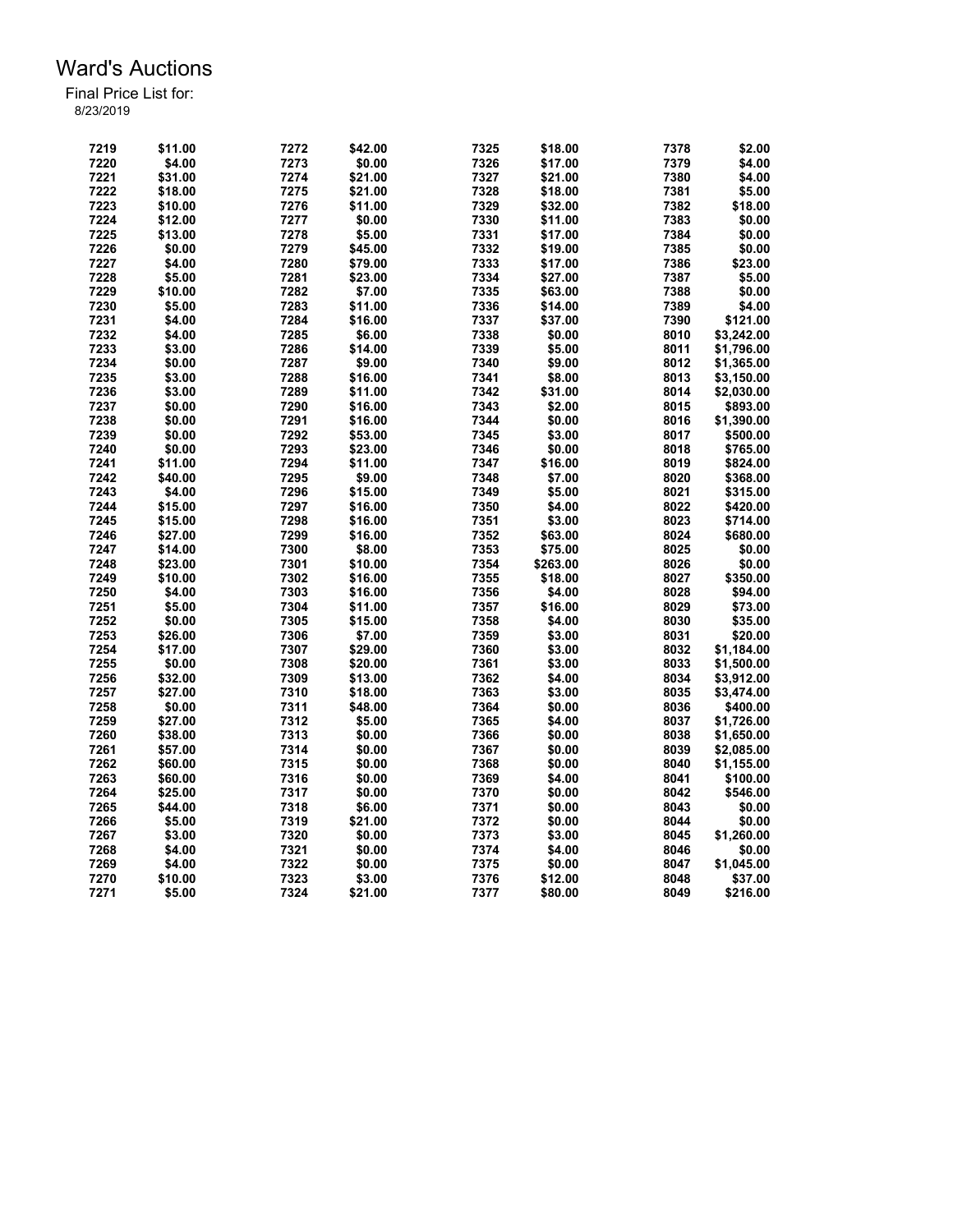# Ward's Auctions

Final Price List for:
8/23/2019

| Lot | Price | Lot | Price | Lot | Price | Lot | Price |
|---|---|---|---|---|---|---|---|
| 7219 | $11.00 | 7272 | $42.00 | 7325 | $18.00 | 7378 | $2.00 |
| 7220 | $4.00 | 7273 | $0.00 | 7326 | $17.00 | 7379 | $4.00 |
| 7221 | $31.00 | 7274 | $21.00 | 7327 | $21.00 | 7380 | $4.00 |
| 7222 | $18.00 | 7275 | $21.00 | 7328 | $18.00 | 7381 | $5.00 |
| 7223 | $10.00 | 7276 | $11.00 | 7329 | $32.00 | 7382 | $18.00 |
| 7224 | $12.00 | 7277 | $0.00 | 7330 | $11.00 | 7383 | $0.00 |
| 7225 | $13.00 | 7278 | $5.00 | 7331 | $17.00 | 7384 | $0.00 |
| 7226 | $0.00 | 7279 | $45.00 | 7332 | $19.00 | 7385 | $0.00 |
| 7227 | $4.00 | 7280 | $79.00 | 7333 | $17.00 | 7386 | $23.00 |
| 7228 | $5.00 | 7281 | $23.00 | 7334 | $27.00 | 7387 | $5.00 |
| 7229 | $10.00 | 7282 | $7.00 | 7335 | $63.00 | 7388 | $0.00 |
| 7230 | $5.00 | 7283 | $11.00 | 7336 | $14.00 | 7389 | $4.00 |
| 7231 | $4.00 | 7284 | $16.00 | 7337 | $37.00 | 7390 | $121.00 |
| 7232 | $4.00 | 7285 | $6.00 | 7338 | $0.00 | 8010 | $3,242.00 |
| 7233 | $3.00 | 7286 | $14.00 | 7339 | $5.00 | 8011 | $1,796.00 |
| 7234 | $0.00 | 7287 | $9.00 | 7340 | $9.00 | 8012 | $1,365.00 |
| 7235 | $3.00 | 7288 | $16.00 | 7341 | $8.00 | 8013 | $3,150.00 |
| 7236 | $3.00 | 7289 | $11.00 | 7342 | $31.00 | 8014 | $2,030.00 |
| 7237 | $0.00 | 7290 | $16.00 | 7343 | $2.00 | 8015 | $893.00 |
| 7238 | $0.00 | 7291 | $16.00 | 7344 | $0.00 | 8016 | $1,390.00 |
| 7239 | $0.00 | 7292 | $53.00 | 7345 | $3.00 | 8017 | $500.00 |
| 7240 | $0.00 | 7293 | $23.00 | 7346 | $0.00 | 8018 | $765.00 |
| 7241 | $11.00 | 7294 | $11.00 | 7347 | $16.00 | 8019 | $824.00 |
| 7242 | $40.00 | 7295 | $9.00 | 7348 | $7.00 | 8020 | $368.00 |
| 7243 | $4.00 | 7296 | $15.00 | 7349 | $5.00 | 8021 | $315.00 |
| 7244 | $15.00 | 7297 | $16.00 | 7350 | $4.00 | 8022 | $420.00 |
| 7245 | $15.00 | 7298 | $16.00 | 7351 | $3.00 | 8023 | $714.00 |
| 7246 | $27.00 | 7299 | $16.00 | 7352 | $63.00 | 8024 | $680.00 |
| 7247 | $14.00 | 7300 | $8.00 | 7353 | $75.00 | 8025 | $0.00 |
| 7248 | $23.00 | 7301 | $10.00 | 7354 | $263.00 | 8026 | $0.00 |
| 7249 | $10.00 | 7302 | $16.00 | 7355 | $18.00 | 8027 | $350.00 |
| 7250 | $4.00 | 7303 | $16.00 | 7356 | $4.00 | 8028 | $94.00 |
| 7251 | $5.00 | 7304 | $11.00 | 7357 | $16.00 | 8029 | $73.00 |
| 7252 | $0.00 | 7305 | $15.00 | 7358 | $4.00 | 8030 | $35.00 |
| 7253 | $26.00 | 7306 | $7.00 | 7359 | $3.00 | 8031 | $20.00 |
| 7254 | $17.00 | 7307 | $29.00 | 7360 | $3.00 | 8032 | $1,184.00 |
| 7255 | $0.00 | 7308 | $20.00 | 7361 | $3.00 | 8033 | $1,500.00 |
| 7256 | $32.00 | 7309 | $13.00 | 7362 | $4.00 | 8034 | $3,912.00 |
| 7257 | $27.00 | 7310 | $18.00 | 7363 | $3.00 | 8035 | $3,474.00 |
| 7258 | $0.00 | 7311 | $48.00 | 7364 | $0.00 | 8036 | $400.00 |
| 7259 | $27.00 | 7312 | $5.00 | 7365 | $4.00 | 8037 | $1,726.00 |
| 7260 | $38.00 | 7313 | $0.00 | 7366 | $0.00 | 8038 | $1,650.00 |
| 7261 | $57.00 | 7314 | $0.00 | 7367 | $0.00 | 8039 | $2,085.00 |
| 7262 | $60.00 | 7315 | $0.00 | 7368 | $0.00 | 8040 | $1,155.00 |
| 7263 | $60.00 | 7316 | $0.00 | 7369 | $4.00 | 8041 | $100.00 |
| 7264 | $25.00 | 7317 | $0.00 | 7370 | $0.00 | 8042 | $546.00 |
| 7265 | $44.00 | 7318 | $6.00 | 7371 | $0.00 | 8043 | $0.00 |
| 7266 | $5.00 | 7319 | $21.00 | 7372 | $0.00 | 8044 | $0.00 |
| 7267 | $3.00 | 7320 | $0.00 | 7373 | $3.00 | 8045 | $1,260.00 |
| 7268 | $4.00 | 7321 | $0.00 | 7374 | $4.00 | 8046 | $0.00 |
| 7269 | $4.00 | 7322 | $0.00 | 7375 | $0.00 | 8047 | $1,045.00 |
| 7270 | $10.00 | 7323 | $3.00 | 7376 | $12.00 | 8048 | $37.00 |
| 7271 | $5.00 | 7324 | $21.00 | 7377 | $80.00 | 8049 | $216.00 |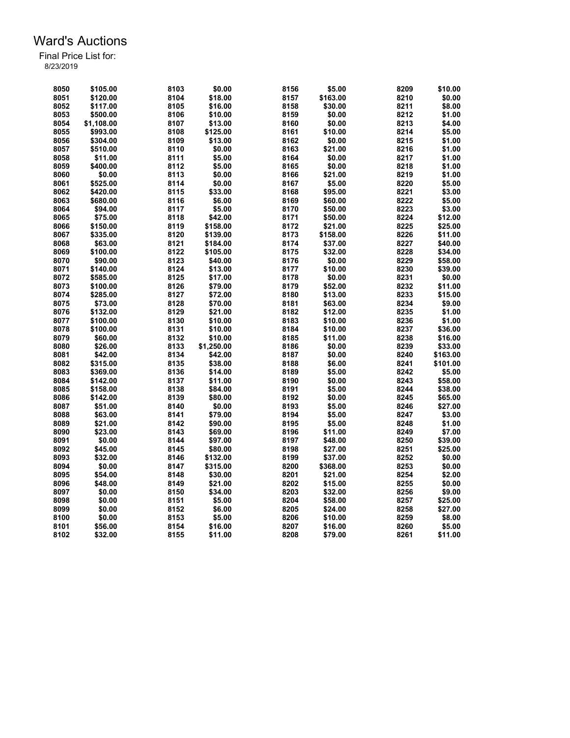# Ward's Auctions

Final Price List for:
8/23/2019

| Lot | Price | Lot | Price | Lot | Price | Lot | Price |
|---|---|---|---|---|---|---|---|
| 8050 | $105.00 | 8103 | $0.00 | 8156 | $5.00 | 8209 | $10.00 |
| 8051 | $120.00 | 8104 | $18.00 | 8157 | $163.00 | 8210 | $0.00 |
| 8052 | $117.00 | 8105 | $16.00 | 8158 | $30.00 | 8211 | $8.00 |
| 8053 | $500.00 | 8106 | $10.00 | 8159 | $0.00 | 8212 | $1.00 |
| 8054 | $1,108.00 | 8107 | $13.00 | 8160 | $0.00 | 8213 | $4.00 |
| 8055 | $993.00 | 8108 | $125.00 | 8161 | $10.00 | 8214 | $5.00 |
| 8056 | $304.00 | 8109 | $13.00 | 8162 | $0.00 | 8215 | $1.00 |
| 8057 | $510.00 | 8110 | $0.00 | 8163 | $21.00 | 8216 | $1.00 |
| 8058 | $11.00 | 8111 | $5.00 | 8164 | $0.00 | 8217 | $1.00 |
| 8059 | $400.00 | 8112 | $5.00 | 8165 | $0.00 | 8218 | $1.00 |
| 8060 | $0.00 | 8113 | $0.00 | 8166 | $21.00 | 8219 | $1.00 |
| 8061 | $525.00 | 8114 | $0.00 | 8167 | $5.00 | 8220 | $5.00 |
| 8062 | $420.00 | 8115 | $33.00 | 8168 | $95.00 | 8221 | $3.00 |
| 8063 | $680.00 | 8116 | $6.00 | 8169 | $60.00 | 8222 | $5.00 |
| 8064 | $94.00 | 8117 | $5.00 | 8170 | $50.00 | 8223 | $3.00 |
| 8065 | $75.00 | 8118 | $42.00 | 8171 | $50.00 | 8224 | $12.00 |
| 8066 | $150.00 | 8119 | $158.00 | 8172 | $21.00 | 8225 | $25.00 |
| 8067 | $335.00 | 8120 | $139.00 | 8173 | $158.00 | 8226 | $11.00 |
| 8068 | $63.00 | 8121 | $184.00 | 8174 | $37.00 | 8227 | $40.00 |
| 8069 | $100.00 | 8122 | $105.00 | 8175 | $32.00 | 8228 | $34.00 |
| 8070 | $90.00 | 8123 | $40.00 | 8176 | $0.00 | 8229 | $58.00 |
| 8071 | $140.00 | 8124 | $13.00 | 8177 | $10.00 | 8230 | $39.00 |
| 8072 | $585.00 | 8125 | $17.00 | 8178 | $0.00 | 8231 | $0.00 |
| 8073 | $100.00 | 8126 | $79.00 | 8179 | $52.00 | 8232 | $11.00 |
| 8074 | $285.00 | 8127 | $72.00 | 8180 | $13.00 | 8233 | $15.00 |
| 8075 | $73.00 | 8128 | $70.00 | 8181 | $63.00 | 8234 | $9.00 |
| 8076 | $132.00 | 8129 | $21.00 | 8182 | $12.00 | 8235 | $1.00 |
| 8077 | $100.00 | 8130 | $10.00 | 8183 | $10.00 | 8236 | $1.00 |
| 8078 | $100.00 | 8131 | $10.00 | 8184 | $10.00 | 8237 | $36.00 |
| 8079 | $60.00 | 8132 | $10.00 | 8185 | $11.00 | 8238 | $16.00 |
| 8080 | $26.00 | 8133 | $1,250.00 | 8186 | $0.00 | 8239 | $33.00 |
| 8081 | $42.00 | 8134 | $42.00 | 8187 | $0.00 | 8240 | $163.00 |
| 8082 | $315.00 | 8135 | $38.00 | 8188 | $6.00 | 8241 | $101.00 |
| 8083 | $369.00 | 8136 | $14.00 | 8189 | $5.00 | 8242 | $5.00 |
| 8084 | $142.00 | 8137 | $11.00 | 8190 | $0.00 | 8243 | $58.00 |
| 8085 | $158.00 | 8138 | $84.00 | 8191 | $5.00 | 8244 | $38.00 |
| 8086 | $142.00 | 8139 | $80.00 | 8192 | $0.00 | 8245 | $65.00 |
| 8087 | $51.00 | 8140 | $0.00 | 8193 | $5.00 | 8246 | $27.00 |
| 8088 | $63.00 | 8141 | $79.00 | 8194 | $5.00 | 8247 | $3.00 |
| 8089 | $21.00 | 8142 | $90.00 | 8195 | $5.00 | 8248 | $1.00 |
| 8090 | $23.00 | 8143 | $69.00 | 8196 | $11.00 | 8249 | $7.00 |
| 8091 | $0.00 | 8144 | $97.00 | 8197 | $48.00 | 8250 | $39.00 |
| 8092 | $45.00 | 8145 | $80.00 | 8198 | $27.00 | 8251 | $25.00 |
| 8093 | $32.00 | 8146 | $132.00 | 8199 | $37.00 | 8252 | $0.00 |
| 8094 | $0.00 | 8147 | $315.00 | 8200 | $368.00 | 8253 | $0.00 |
| 8095 | $54.00 | 8148 | $30.00 | 8201 | $21.00 | 8254 | $2.00 |
| 8096 | $48.00 | 8149 | $21.00 | 8202 | $15.00 | 8255 | $0.00 |
| 8097 | $0.00 | 8150 | $34.00 | 8203 | $32.00 | 8256 | $9.00 |
| 8098 | $0.00 | 8151 | $5.00 | 8204 | $58.00 | 8257 | $25.00 |
| 8099 | $0.00 | 8152 | $6.00 | 8205 | $24.00 | 8258 | $27.00 |
| 8100 | $0.00 | 8153 | $5.00 | 8206 | $10.00 | 8259 | $8.00 |
| 8101 | $56.00 | 8154 | $16.00 | 8207 | $16.00 | 8260 | $5.00 |
| 8102 | $32.00 | 8155 | $11.00 | 8208 | $79.00 | 8261 | $11.00 |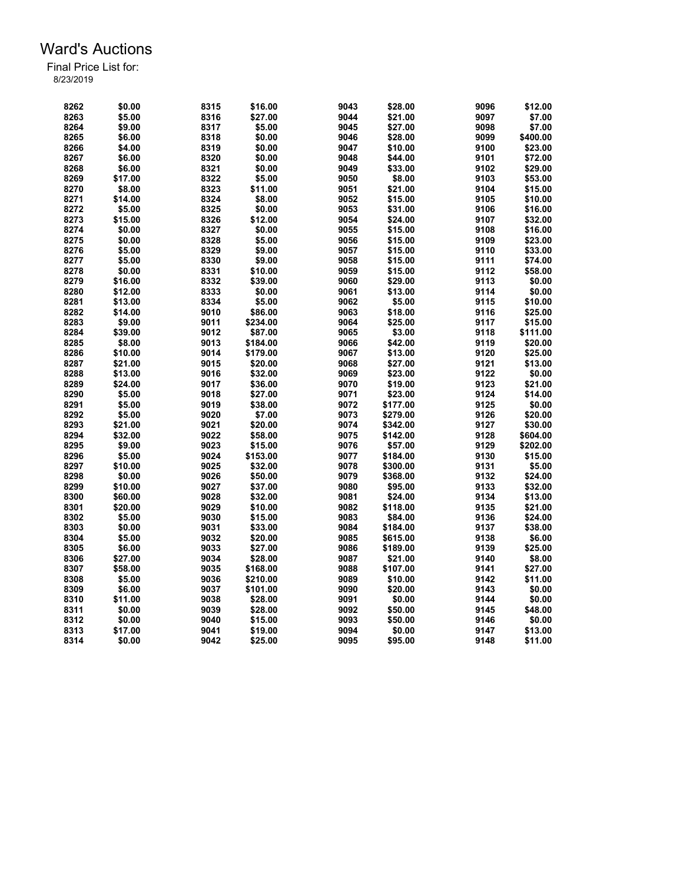# Ward's Auctions

Final Price List for:
8/23/2019

| Lot | Price | Lot | Price | Lot | Price | Lot | Price |
|---|---|---|---|---|---|---|---|
| 8262 | $0.00 | 8315 | $16.00 | 9043 | $28.00 | 9096 | $12.00 |
| 8263 | $5.00 | 8316 | $27.00 | 9044 | $21.00 | 9097 | $7.00 |
| 8264 | $9.00 | 8317 | $5.00 | 9045 | $27.00 | 9098 | $7.00 |
| 8265 | $6.00 | 8318 | $0.00 | 9046 | $28.00 | 9099 | $400.00 |
| 8266 | $4.00 | 8319 | $0.00 | 9047 | $10.00 | 9100 | $23.00 |
| 8267 | $6.00 | 8320 | $0.00 | 9048 | $44.00 | 9101 | $72.00 |
| 8268 | $6.00 | 8321 | $0.00 | 9049 | $33.00 | 9102 | $29.00 |
| 8269 | $17.00 | 8322 | $5.00 | 9050 | $8.00 | 9103 | $53.00 |
| 8270 | $8.00 | 8323 | $11.00 | 9051 | $21.00 | 9104 | $15.00 |
| 8271 | $14.00 | 8324 | $8.00 | 9052 | $15.00 | 9105 | $10.00 |
| 8272 | $5.00 | 8325 | $0.00 | 9053 | $31.00 | 9106 | $16.00 |
| 8273 | $15.00 | 8326 | $12.00 | 9054 | $24.00 | 9107 | $32.00 |
| 8274 | $0.00 | 8327 | $0.00 | 9055 | $15.00 | 9108 | $16.00 |
| 8275 | $0.00 | 8328 | $5.00 | 9056 | $15.00 | 9109 | $23.00 |
| 8276 | $5.00 | 8329 | $9.00 | 9057 | $15.00 | 9110 | $33.00 |
| 8277 | $5.00 | 8330 | $9.00 | 9058 | $15.00 | 9111 | $74.00 |
| 8278 | $0.00 | 8331 | $10.00 | 9059 | $15.00 | 9112 | $58.00 |
| 8279 | $16.00 | 8332 | $39.00 | 9060 | $29.00 | 9113 | $0.00 |
| 8280 | $12.00 | 8333 | $0.00 | 9061 | $13.00 | 9114 | $0.00 |
| 8281 | $13.00 | 8334 | $5.00 | 9062 | $5.00 | 9115 | $10.00 |
| 8282 | $14.00 | 9010 | $86.00 | 9063 | $18.00 | 9116 | $25.00 |
| 8283 | $9.00 | 9011 | $234.00 | 9064 | $25.00 | 9117 | $15.00 |
| 8284 | $39.00 | 9012 | $87.00 | 9065 | $3.00 | 9118 | $111.00 |
| 8285 | $8.00 | 9013 | $184.00 | 9066 | $42.00 | 9119 | $20.00 |
| 8286 | $10.00 | 9014 | $179.00 | 9067 | $13.00 | 9120 | $25.00 |
| 8287 | $21.00 | 9015 | $20.00 | 9068 | $27.00 | 9121 | $13.00 |
| 8288 | $13.00 | 9016 | $32.00 | 9069 | $23.00 | 9122 | $0.00 |
| 8289 | $24.00 | 9017 | $36.00 | 9070 | $19.00 | 9123 | $21.00 |
| 8290 | $5.00 | 9018 | $27.00 | 9071 | $23.00 | 9124 | $14.00 |
| 8291 | $5.00 | 9019 | $38.00 | 9072 | $177.00 | 9125 | $0.00 |
| 8292 | $5.00 | 9020 | $7.00 | 9073 | $279.00 | 9126 | $20.00 |
| 8293 | $21.00 | 9021 | $20.00 | 9074 | $342.00 | 9127 | $30.00 |
| 8294 | $32.00 | 9022 | $58.00 | 9075 | $142.00 | 9128 | $604.00 |
| 8295 | $9.00 | 9023 | $15.00 | 9076 | $57.00 | 9129 | $202.00 |
| 8296 | $5.00 | 9024 | $153.00 | 9077 | $184.00 | 9130 | $15.00 |
| 8297 | $10.00 | 9025 | $32.00 | 9078 | $300.00 | 9131 | $5.00 |
| 8298 | $0.00 | 9026 | $50.00 | 9079 | $368.00 | 9132 | $24.00 |
| 8299 | $10.00 | 9027 | $37.00 | 9080 | $95.00 | 9133 | $32.00 |
| 8300 | $60.00 | 9028 | $32.00 | 9081 | $24.00 | 9134 | $13.00 |
| 8301 | $20.00 | 9029 | $10.00 | 9082 | $118.00 | 9135 | $21.00 |
| 8302 | $5.00 | 9030 | $15.00 | 9083 | $84.00 | 9136 | $24.00 |
| 8303 | $0.00 | 9031 | $33.00 | 9084 | $184.00 | 9137 | $38.00 |
| 8304 | $5.00 | 9032 | $20.00 | 9085 | $615.00 | 9138 | $6.00 |
| 8305 | $6.00 | 9033 | $27.00 | 9086 | $189.00 | 9139 | $25.00 |
| 8306 | $27.00 | 9034 | $28.00 | 9087 | $21.00 | 9140 | $8.00 |
| 8307 | $58.00 | 9035 | $168.00 | 9088 | $107.00 | 9141 | $27.00 |
| 8308 | $5.00 | 9036 | $210.00 | 9089 | $10.00 | 9142 | $11.00 |
| 8309 | $6.00 | 9037 | $101.00 | 9090 | $20.00 | 9143 | $0.00 |
| 8310 | $11.00 | 9038 | $28.00 | 9091 | $0.00 | 9144 | $0.00 |
| 8311 | $0.00 | 9039 | $28.00 | 9092 | $50.00 | 9145 | $48.00 |
| 8312 | $0.00 | 9040 | $15.00 | 9093 | $50.00 | 9146 | $0.00 |
| 8313 | $17.00 | 9041 | $19.00 | 9094 | $0.00 | 9147 | $13.00 |
| 8314 | $0.00 | 9042 | $25.00 | 9095 | $95.00 | 9148 | $11.00 |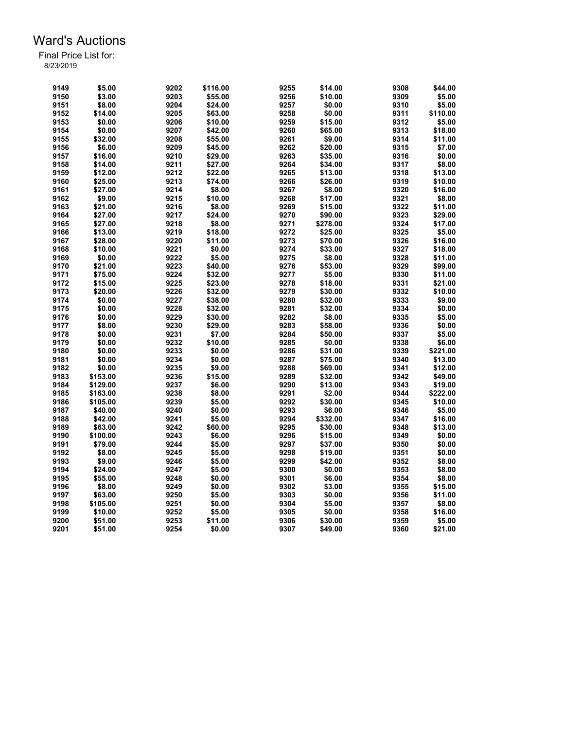# Ward's Auctions

Final Price List for:
8/23/2019

| Lot | Price | Lot | Price | Lot | Price | Lot | Price |
|---|---|---|---|---|---|---|---|
| 9149 | $5.00 | 9202 | $116.00 | 9255 | $14.00 | 9308 | $44.00 |
| 9150 | $3.00 | 9203 | $55.00 | 9256 | $10.00 | 9309 | $5.00 |
| 9151 | $8.00 | 9204 | $24.00 | 9257 | $0.00 | 9310 | $5.00 |
| 9152 | $14.00 | 9205 | $63.00 | 9258 | $0.00 | 9311 | $110.00 |
| 9153 | $0.00 | 9206 | $10.00 | 9259 | $15.00 | 9312 | $5.00 |
| 9154 | $0.00 | 9207 | $42.00 | 9260 | $65.00 | 9313 | $18.00 |
| 9155 | $32.00 | 9208 | $55.00 | 9261 | $9.00 | 9314 | $11.00 |
| 9156 | $6.00 | 9209 | $45.00 | 9262 | $20.00 | 9315 | $7.00 |
| 9157 | $16.00 | 9210 | $29.00 | 9263 | $35.00 | 9316 | $0.00 |
| 9158 | $14.00 | 9211 | $27.00 | 9264 | $34.00 | 9317 | $8.00 |
| 9159 | $12.00 | 9212 | $22.00 | 9265 | $13.00 | 9318 | $13.00 |
| 9160 | $25.00 | 9213 | $74.00 | 9266 | $26.00 | 9319 | $10.00 |
| 9161 | $27.00 | 9214 | $8.00 | 9267 | $8.00 | 9320 | $16.00 |
| 9162 | $9.00 | 9215 | $10.00 | 9268 | $17.00 | 9321 | $8.00 |
| 9163 | $21.00 | 9216 | $8.00 | 9269 | $15.00 | 9322 | $11.00 |
| 9164 | $27.00 | 9217 | $24.00 | 9270 | $90.00 | 9323 | $29.00 |
| 9165 | $27.00 | 9218 | $8.00 | 9271 | $278.00 | 9324 | $17.00 |
| 9166 | $13.00 | 9219 | $18.00 | 9272 | $25.00 | 9325 | $5.00 |
| 9167 | $28.00 | 9220 | $11.00 | 9273 | $70.00 | 9326 | $16.00 |
| 9168 | $10.00 | 9221 | $0.00 | 9274 | $33.00 | 9327 | $18.00 |
| 9169 | $0.00 | 9222 | $5.00 | 9275 | $8.00 | 9328 | $11.00 |
| 9170 | $21.00 | 9223 | $40.00 | 9276 | $53.00 | 9329 | $99.00 |
| 9171 | $75.00 | 9224 | $32.00 | 9277 | $5.00 | 9330 | $11.00 |
| 9172 | $15.00 | 9225 | $23.00 | 9278 | $18.00 | 9331 | $21.00 |
| 9173 | $20.00 | 9226 | $32.00 | 9279 | $30.00 | 9332 | $10.00 |
| 9174 | $0.00 | 9227 | $38.00 | 9280 | $32.00 | 9333 | $9.00 |
| 9175 | $0.00 | 9228 | $32.00 | 9281 | $32.00 | 9334 | $0.00 |
| 9176 | $0.00 | 9229 | $30.00 | 9282 | $8.00 | 9335 | $5.00 |
| 9177 | $8.00 | 9230 | $29.00 | 9283 | $58.00 | 9336 | $0.00 |
| 9178 | $0.00 | 9231 | $7.00 | 9284 | $50.00 | 9337 | $5.00 |
| 9179 | $0.00 | 9232 | $10.00 | 9285 | $0.00 | 9338 | $6.00 |
| 9180 | $0.00 | 9233 | $0.00 | 9286 | $31.00 | 9339 | $221.00 |
| 9181 | $0.00 | 9234 | $0.00 | 9287 | $75.00 | 9340 | $13.00 |
| 9182 | $0.00 | 9235 | $9.00 | 9288 | $69.00 | 9341 | $12.00 |
| 9183 | $153.00 | 9236 | $15.00 | 9289 | $32.00 | 9342 | $49.00 |
| 9184 | $129.00 | 9237 | $6.00 | 9290 | $13.00 | 9343 | $19.00 |
| 9185 | $163.00 | 9238 | $8.00 | 9291 | $2.00 | 9344 | $222.00 |
| 9186 | $105.00 | 9239 | $5.00 | 9292 | $30.00 | 9345 | $10.00 |
| 9187 | $40.00 | 9240 | $0.00 | 9293 | $6.00 | 9346 | $5.00 |
| 9188 | $42.00 | 9241 | $5.00 | 9294 | $332.00 | 9347 | $16.00 |
| 9189 | $63.00 | 9242 | $60.00 | 9295 | $30.00 | 9348 | $13.00 |
| 9190 | $100.00 | 9243 | $6.00 | 9296 | $15.00 | 9349 | $0.00 |
| 9191 | $79.00 | 9244 | $5.00 | 9297 | $37.00 | 9350 | $0.00 |
| 9192 | $8.00 | 9245 | $5.00 | 9298 | $19.00 | 9351 | $0.00 |
| 9193 | $9.00 | 9246 | $5.00 | 9299 | $42.00 | 9352 | $8.00 |
| 9194 | $24.00 | 9247 | $5.00 | 9300 | $0.00 | 9353 | $8.00 |
| 9195 | $55.00 | 9248 | $0.00 | 9301 | $6.00 | 9354 | $8.00 |
| 9196 | $8.00 | 9249 | $0.00 | 9302 | $3.00 | 9355 | $15.00 |
| 9197 | $63.00 | 9250 | $5.00 | 9303 | $0.00 | 9356 | $11.00 |
| 9198 | $105.00 | 9251 | $0.00 | 9304 | $5.00 | 9357 | $8.00 |
| 9199 | $10.00 | 9252 | $5.00 | 9305 | $0.00 | 9358 | $16.00 |
| 9200 | $51.00 | 9253 | $11.00 | 9306 | $30.00 | 9359 | $5.00 |
| 9201 | $51.00 | 9254 | $0.00 | 9307 | $49.00 | 9360 | $21.00 |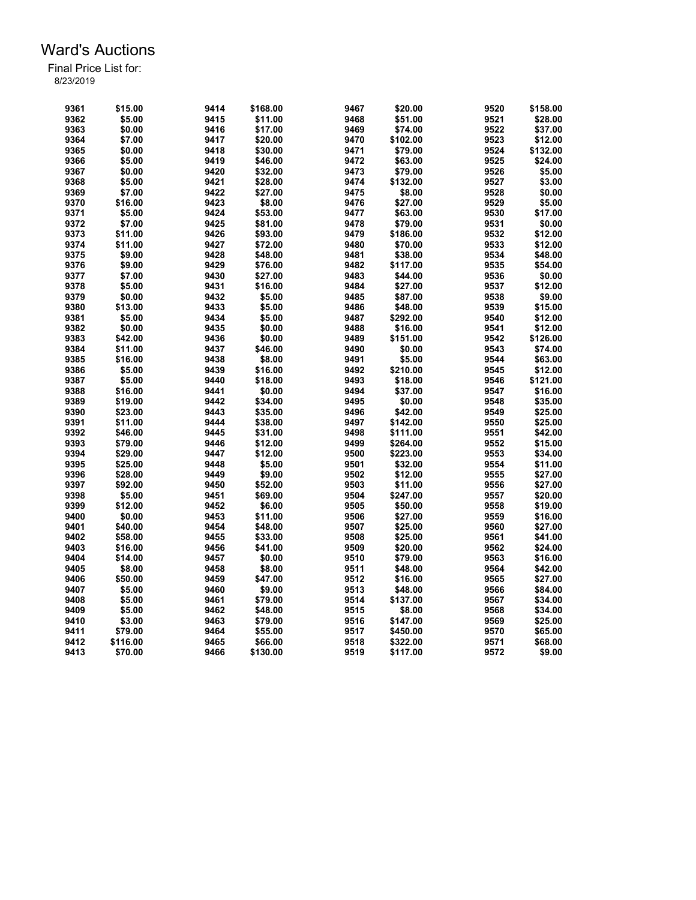# Ward's Auctions

Final Price List for:
8/23/2019

| Lot | Price | Lot | Price | Lot | Price | Lot | Price |
|---|---|---|---|---|---|---|---|
| 9361 | $15.00 | 9414 | $168.00 | 9467 | $20.00 | 9520 | $158.00 |
| 9362 | $5.00 | 9415 | $11.00 | 9468 | $51.00 | 9521 | $28.00 |
| 9363 | $0.00 | 9416 | $17.00 | 9469 | $74.00 | 9522 | $37.00 |
| 9364 | $7.00 | 9417 | $20.00 | 9470 | $102.00 | 9523 | $12.00 |
| 9365 | $0.00 | 9418 | $30.00 | 9471 | $79.00 | 9524 | $132.00 |
| 9366 | $5.00 | 9419 | $46.00 | 9472 | $63.00 | 9525 | $24.00 |
| 9367 | $0.00 | 9420 | $32.00 | 9473 | $79.00 | 9526 | $5.00 |
| 9368 | $5.00 | 9421 | $28.00 | 9474 | $132.00 | 9527 | $3.00 |
| 9369 | $7.00 | 9422 | $27.00 | 9475 | $8.00 | 9528 | $0.00 |
| 9370 | $16.00 | 9423 | $8.00 | 9476 | $27.00 | 9529 | $5.00 |
| 9371 | $5.00 | 9424 | $53.00 | 9477 | $63.00 | 9530 | $17.00 |
| 9372 | $7.00 | 9425 | $81.00 | 9478 | $79.00 | 9531 | $0.00 |
| 9373 | $11.00 | 9426 | $93.00 | 9479 | $186.00 | 9532 | $12.00 |
| 9374 | $11.00 | 9427 | $72.00 | 9480 | $70.00 | 9533 | $12.00 |
| 9375 | $9.00 | 9428 | $48.00 | 9481 | $38.00 | 9534 | $48.00 |
| 9376 | $9.00 | 9429 | $76.00 | 9482 | $117.00 | 9535 | $54.00 |
| 9377 | $7.00 | 9430 | $27.00 | 9483 | $44.00 | 9536 | $0.00 |
| 9378 | $5.00 | 9431 | $16.00 | 9484 | $27.00 | 9537 | $12.00 |
| 9379 | $0.00 | 9432 | $5.00 | 9485 | $87.00 | 9538 | $9.00 |
| 9380 | $13.00 | 9433 | $5.00 | 9486 | $48.00 | 9539 | $15.00 |
| 9381 | $5.00 | 9434 | $5.00 | 9487 | $292.00 | 9540 | $12.00 |
| 9382 | $0.00 | 9435 | $0.00 | 9488 | $16.00 | 9541 | $12.00 |
| 9383 | $42.00 | 9436 | $0.00 | 9489 | $151.00 | 9542 | $126.00 |
| 9384 | $11.00 | 9437 | $46.00 | 9490 | $0.00 | 9543 | $74.00 |
| 9385 | $16.00 | 9438 | $8.00 | 9491 | $5.00 | 9544 | $63.00 |
| 9386 | $5.00 | 9439 | $16.00 | 9492 | $210.00 | 9545 | $12.00 |
| 9387 | $5.00 | 9440 | $18.00 | 9493 | $18.00 | 9546 | $121.00 |
| 9388 | $16.00 | 9441 | $0.00 | 9494 | $37.00 | 9547 | $16.00 |
| 9389 | $19.00 | 9442 | $34.00 | 9495 | $0.00 | 9548 | $35.00 |
| 9390 | $23.00 | 9443 | $35.00 | 9496 | $42.00 | 9549 | $25.00 |
| 9391 | $11.00 | 9444 | $38.00 | 9497 | $142.00 | 9550 | $25.00 |
| 9392 | $46.00 | 9445 | $31.00 | 9498 | $111.00 | 9551 | $42.00 |
| 9393 | $79.00 | 9446 | $12.00 | 9499 | $264.00 | 9552 | $15.00 |
| 9394 | $29.00 | 9447 | $12.00 | 9500 | $223.00 | 9553 | $34.00 |
| 9395 | $25.00 | 9448 | $5.00 | 9501 | $32.00 | 9554 | $11.00 |
| 9396 | $28.00 | 9449 | $9.00 | 9502 | $12.00 | 9555 | $27.00 |
| 9397 | $92.00 | 9450 | $52.00 | 9503 | $11.00 | 9556 | $27.00 |
| 9398 | $5.00 | 9451 | $69.00 | 9504 | $247.00 | 9557 | $20.00 |
| 9399 | $12.00 | 9452 | $6.00 | 9505 | $50.00 | 9558 | $19.00 |
| 9400 | $0.00 | 9453 | $11.00 | 9506 | $27.00 | 9559 | $16.00 |
| 9401 | $40.00 | 9454 | $48.00 | 9507 | $25.00 | 9560 | $27.00 |
| 9402 | $58.00 | 9455 | $33.00 | 9508 | $25.00 | 9561 | $41.00 |
| 9403 | $16.00 | 9456 | $41.00 | 9509 | $20.00 | 9562 | $24.00 |
| 9404 | $14.00 | 9457 | $0.00 | 9510 | $79.00 | 9563 | $16.00 |
| 9405 | $8.00 | 9458 | $8.00 | 9511 | $48.00 | 9564 | $42.00 |
| 9406 | $50.00 | 9459 | $47.00 | 9512 | $16.00 | 9565 | $27.00 |
| 9407 | $5.00 | 9460 | $9.00 | 9513 | $48.00 | 9566 | $84.00 |
| 9408 | $5.00 | 9461 | $79.00 | 9514 | $137.00 | 9567 | $34.00 |
| 9409 | $5.00 | 9462 | $48.00 | 9515 | $8.00 | 9568 | $34.00 |
| 9410 | $3.00 | 9463 | $79.00 | 9516 | $147.00 | 9569 | $25.00 |
| 9411 | $79.00 | 9464 | $55.00 | 9517 | $450.00 | 9570 | $65.00 |
| 9412 | $116.00 | 9465 | $66.00 | 9518 | $322.00 | 9571 | $68.00 |
| 9413 | $70.00 | 9466 | $130.00 | 9519 | $117.00 | 9572 | $9.00 |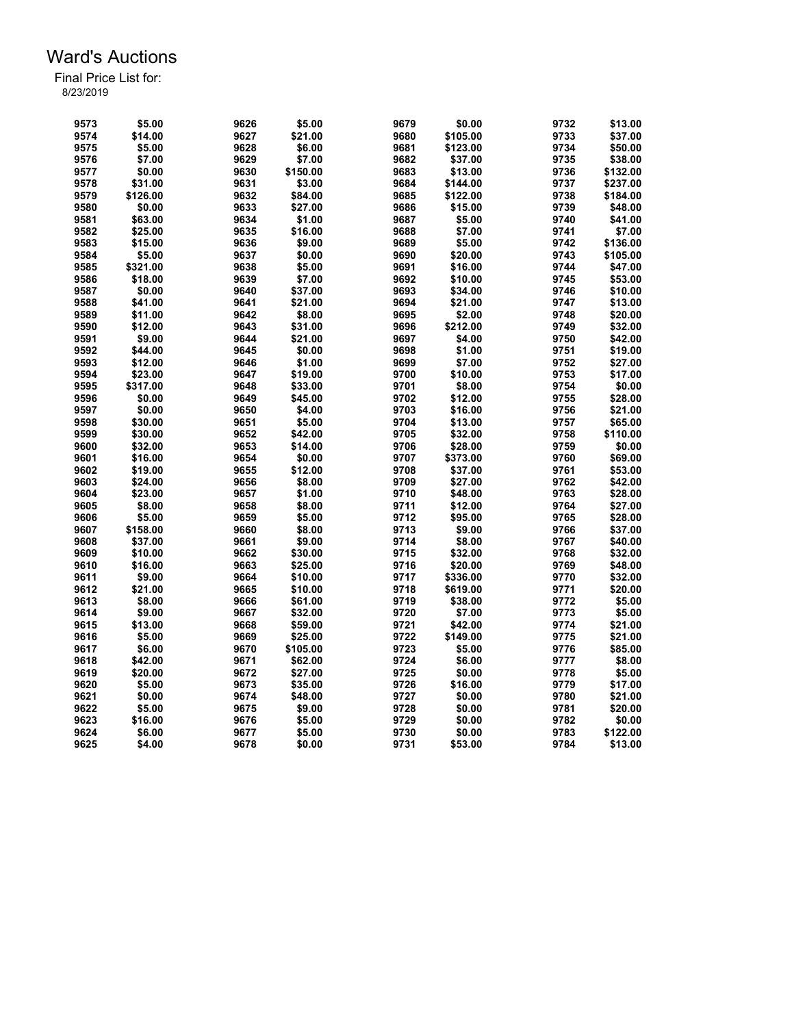# Ward's Auctions

Final Price List for:
8/23/2019

| Lot | Price | Lot | Price | Lot | Price | Lot | Price |
|---|---|---|---|---|---|---|---|
| 9573 | $5.00 | 9626 | $5.00 | 9679 | $0.00 | 9732 | $13.00 |
| 9574 | $14.00 | 9627 | $21.00 | 9680 | $105.00 | 9733 | $37.00 |
| 9575 | $5.00 | 9628 | $6.00 | 9681 | $123.00 | 9734 | $50.00 |
| 9576 | $7.00 | 9629 | $7.00 | 9682 | $37.00 | 9735 | $38.00 |
| 9577 | $0.00 | 9630 | $150.00 | 9683 | $13.00 | 9736 | $132.00 |
| 9578 | $31.00 | 9631 | $3.00 | 9684 | $144.00 | 9737 | $237.00 |
| 9579 | $126.00 | 9632 | $84.00 | 9685 | $122.00 | 9738 | $184.00 |
| 9580 | $0.00 | 9633 | $27.00 | 9686 | $15.00 | 9739 | $48.00 |
| 9581 | $63.00 | 9634 | $1.00 | 9687 | $5.00 | 9740 | $41.00 |
| 9582 | $25.00 | 9635 | $16.00 | 9688 | $7.00 | 9741 | $7.00 |
| 9583 | $15.00 | 9636 | $9.00 | 9689 | $5.00 | 9742 | $136.00 |
| 9584 | $5.00 | 9637 | $0.00 | 9690 | $20.00 | 9743 | $105.00 |
| 9585 | $321.00 | 9638 | $5.00 | 9691 | $16.00 | 9744 | $47.00 |
| 9586 | $18.00 | 9639 | $7.00 | 9692 | $10.00 | 9745 | $53.00 |
| 9587 | $0.00 | 9640 | $37.00 | 9693 | $34.00 | 9746 | $10.00 |
| 9588 | $41.00 | 9641 | $21.00 | 9694 | $21.00 | 9747 | $13.00 |
| 9589 | $11.00 | 9642 | $8.00 | 9695 | $2.00 | 9748 | $20.00 |
| 9590 | $12.00 | 9643 | $31.00 | 9696 | $212.00 | 9749 | $32.00 |
| 9591 | $9.00 | 9644 | $21.00 | 9697 | $4.00 | 9750 | $42.00 |
| 9592 | $44.00 | 9645 | $0.00 | 9698 | $1.00 | 9751 | $19.00 |
| 9593 | $12.00 | 9646 | $1.00 | 9699 | $7.00 | 9752 | $27.00 |
| 9594 | $23.00 | 9647 | $19.00 | 9700 | $10.00 | 9753 | $17.00 |
| 9595 | $317.00 | 9648 | $33.00 | 9701 | $8.00 | 9754 | $0.00 |
| 9596 | $0.00 | 9649 | $45.00 | 9702 | $12.00 | 9755 | $28.00 |
| 9597 | $0.00 | 9650 | $4.00 | 9703 | $16.00 | 9756 | $21.00 |
| 9598 | $30.00 | 9651 | $5.00 | 9704 | $13.00 | 9757 | $65.00 |
| 9599 | $30.00 | 9652 | $42.00 | 9705 | $32.00 | 9758 | $110.00 |
| 9600 | $32.00 | 9653 | $14.00 | 9706 | $28.00 | 9759 | $0.00 |
| 9601 | $16.00 | 9654 | $0.00 | 9707 | $373.00 | 9760 | $69.00 |
| 9602 | $19.00 | 9655 | $12.00 | 9708 | $37.00 | 9761 | $53.00 |
| 9603 | $24.00 | 9656 | $8.00 | 9709 | $27.00 | 9762 | $42.00 |
| 9604 | $23.00 | 9657 | $1.00 | 9710 | $48.00 | 9763 | $28.00 |
| 9605 | $8.00 | 9658 | $8.00 | 9711 | $12.00 | 9764 | $27.00 |
| 9606 | $5.00 | 9659 | $5.00 | 9712 | $95.00 | 9765 | $28.00 |
| 9607 | $158.00 | 9660 | $8.00 | 9713 | $9.00 | 9766 | $37.00 |
| 9608 | $37.00 | 9661 | $9.00 | 9714 | $8.00 | 9767 | $40.00 |
| 9609 | $10.00 | 9662 | $30.00 | 9715 | $32.00 | 9768 | $32.00 |
| 9610 | $16.00 | 9663 | $25.00 | 9716 | $20.00 | 9769 | $48.00 |
| 9611 | $9.00 | 9664 | $10.00 | 9717 | $336.00 | 9770 | $32.00 |
| 9612 | $21.00 | 9665 | $10.00 | 9718 | $619.00 | 9771 | $20.00 |
| 9613 | $8.00 | 9666 | $61.00 | 9719 | $38.00 | 9772 | $5.00 |
| 9614 | $9.00 | 9667 | $32.00 | 9720 | $7.00 | 9773 | $5.00 |
| 9615 | $13.00 | 9668 | $59.00 | 9721 | $42.00 | 9774 | $21.00 |
| 9616 | $5.00 | 9669 | $25.00 | 9722 | $149.00 | 9775 | $21.00 |
| 9617 | $6.00 | 9670 | $105.00 | 9723 | $5.00 | 9776 | $85.00 |
| 9618 | $42.00 | 9671 | $62.00 | 9724 | $6.00 | 9777 | $8.00 |
| 9619 | $20.00 | 9672 | $27.00 | 9725 | $0.00 | 9778 | $5.00 |
| 9620 | $5.00 | 9673 | $35.00 | 9726 | $16.00 | 9779 | $17.00 |
| 9621 | $0.00 | 9674 | $48.00 | 9727 | $0.00 | 9780 | $21.00 |
| 9622 | $5.00 | 9675 | $9.00 | 9728 | $0.00 | 9781 | $20.00 |
| 9623 | $16.00 | 9676 | $5.00 | 9729 | $0.00 | 9782 | $0.00 |
| 9624 | $6.00 | 9677 | $5.00 | 9730 | $0.00 | 9783 | $122.00 |
| 9625 | $4.00 | 9678 | $0.00 | 9731 | $53.00 | 9784 | $13.00 |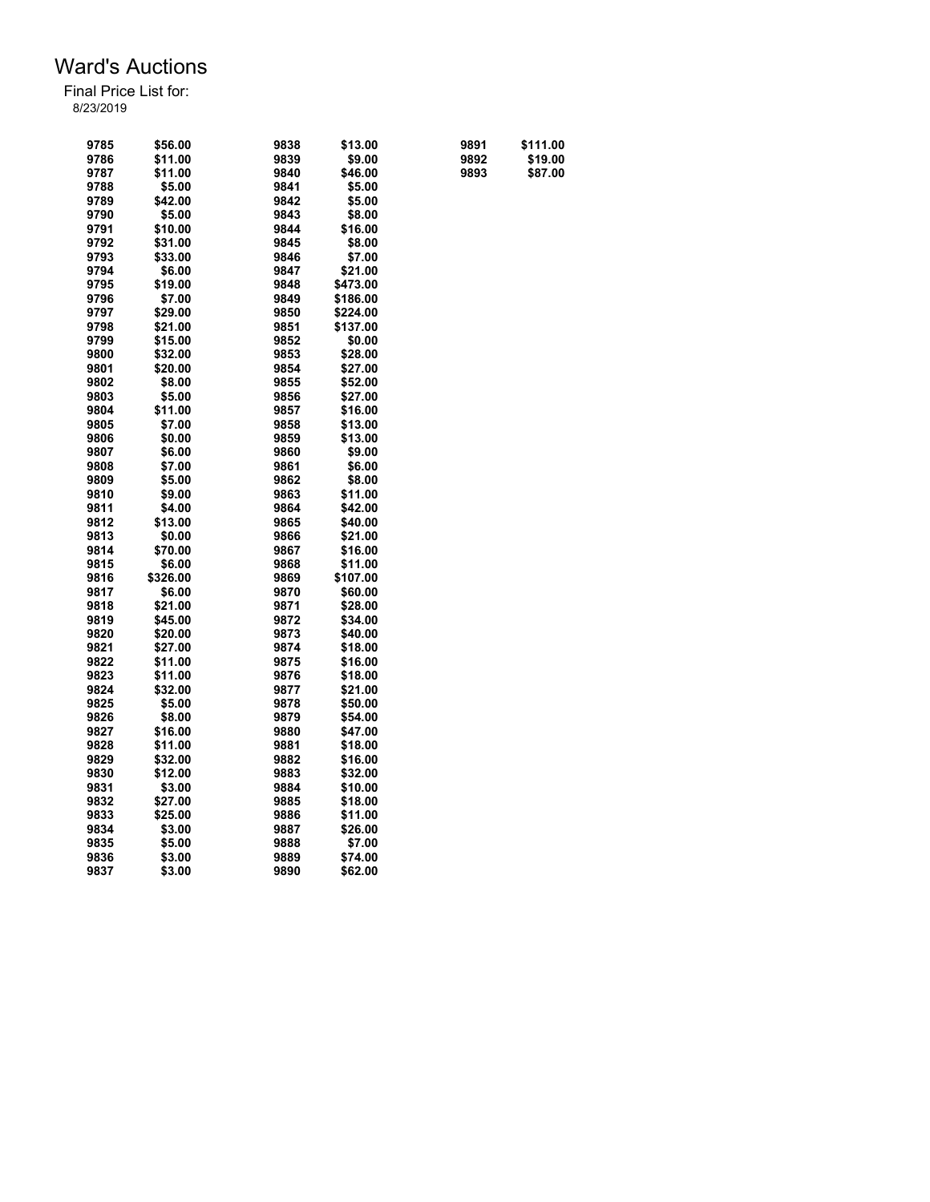# Ward's Auctions

Final Price List for:
8/23/2019

| | | | | | |
|---|---|---|---|---|---|
| 9785 | $56.00 | 9838 | $13.00 | 9891 | $111.00 |
| 9786 | $11.00 | 9839 | $9.00 | 9892 | $19.00 |
| 9787 | $11.00 | 9840 | $46.00 | 9893 | $87.00 |
| 9788 | $5.00 | 9841 | $5.00 | | |
| 9789 | $42.00 | 9842 | $5.00 | | |
| 9790 | $5.00 | 9843 | $8.00 | | |
| 9791 | $10.00 | 9844 | $16.00 | | |
| 9792 | $31.00 | 9845 | $8.00 | | |
| 9793 | $33.00 | 9846 | $7.00 | | |
| 9794 | $6.00 | 9847 | $21.00 | | |
| 9795 | $19.00 | 9848 | $473.00 | | |
| 9796 | $7.00 | 9849 | $186.00 | | |
| 9797 | $29.00 | 9850 | $224.00 | | |
| 9798 | $21.00 | 9851 | $137.00 | | |
| 9799 | $15.00 | 9852 | $0.00 | | |
| 9800 | $32.00 | 9853 | $28.00 | | |
| 9801 | $20.00 | 9854 | $27.00 | | |
| 9802 | $8.00 | 9855 | $52.00 | | |
| 9803 | $5.00 | 9856 | $27.00 | | |
| 9804 | $11.00 | 9857 | $16.00 | | |
| 9805 | $7.00 | 9858 | $13.00 | | |
| 9806 | $0.00 | 9859 | $13.00 | | |
| 9807 | $6.00 | 9860 | $9.00 | | |
| 9808 | $7.00 | 9861 | $6.00 | | |
| 9809 | $5.00 | 9862 | $8.00 | | |
| 9810 | $9.00 | 9863 | $11.00 | | |
| 9811 | $4.00 | 9864 | $42.00 | | |
| 9812 | $13.00 | 9865 | $40.00 | | |
| 9813 | $0.00 | 9866 | $21.00 | | |
| 9814 | $70.00 | 9867 | $16.00 | | |
| 9815 | $6.00 | 9868 | $11.00 | | |
| 9816 | $326.00 | 9869 | $107.00 | | |
| 9817 | $6.00 | 9870 | $60.00 | | |
| 9818 | $21.00 | 9871 | $28.00 | | |
| 9819 | $45.00 | 9872 | $34.00 | | |
| 9820 | $20.00 | 9873 | $40.00 | | |
| 9821 | $27.00 | 9874 | $18.00 | | |
| 9822 | $11.00 | 9875 | $16.00 | | |
| 9823 | $11.00 | 9876 | $18.00 | | |
| 9824 | $32.00 | 9877 | $21.00 | | |
| 9825 | $5.00 | 9878 | $50.00 | | |
| 9826 | $8.00 | 9879 | $54.00 | | |
| 9827 | $16.00 | 9880 | $47.00 | | |
| 9828 | $11.00 | 9881 | $18.00 | | |
| 9829 | $32.00 | 9882 | $16.00 | | |
| 9830 | $12.00 | 9883 | $32.00 | | |
| 9831 | $3.00 | 9884 | $10.00 | | |
| 9832 | $27.00 | 9885 | $18.00 | | |
| 9833 | $25.00 | 9886 | $11.00 | | |
| 9834 | $3.00 | 9887 | $26.00 | | |
| 9835 | $5.00 | 9888 | $7.00 | | |
| 9836 | $3.00 | 9889 | $74.00 | | |
| 9837 | $3.00 | 9890 | $62.00 | | |